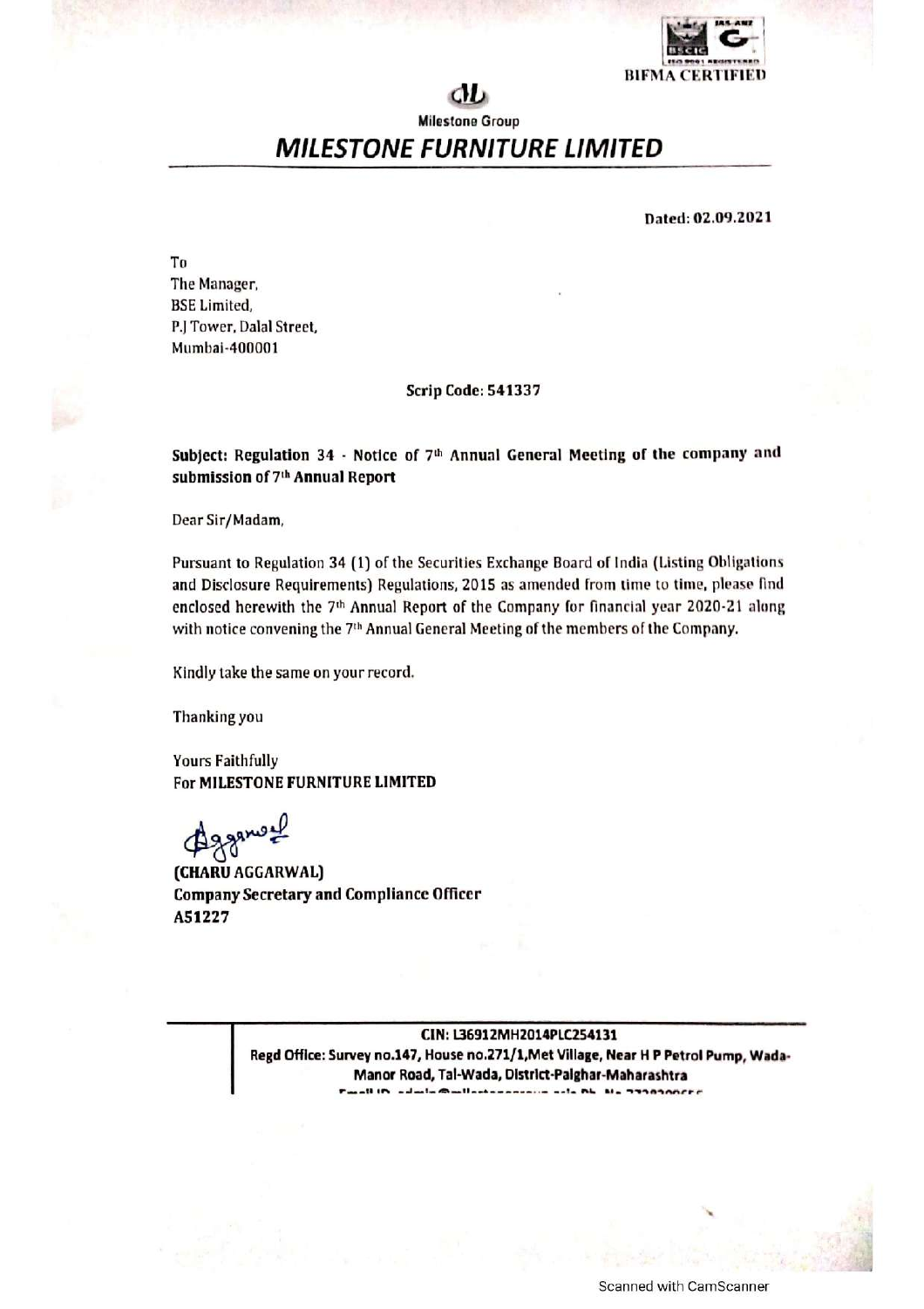BIFMA CERTIFIED

Milestone Group

# MILESTONE FURNITURE LIMITED

**Dated: 02.09.2021**

To
The Manager,
BSE Limited,
P.J Tower, Dalal Street,
Mumbai-400001

**Scrip Code: 541337**

**Subject: Regulation 34 - Notice of 7th Annual General Meeting of the company and submission of 7th Annual Report**

Dear Sir/Madam,

Pursuant to Regulation 34 (1) of the Securities Exchange Board of India (Listing Obligations and Disclosure Requirements) Regulations, 2015 as amended from time to time, please find enclosed herewith the 7th Annual Report of the Company for financial year 2020-21 along with notice convening the 7th Annual General Meeting of the members of the Company.

Kindly take the same on your record.

Thanking you

Yours Faithfully
**For MILESTONE FURNITURE LIMITED**

**(CHARU AGGARWAL)**
**Company Secretary and Compliance Officer**
**A51227**

**CIN: L36912MH2014PLC254131**
**Regd Office: Survey no.147, House no.271/1,Met Village, Near H P Petrol Pump, Wada-Manor Road, Tal-Wada, District-Palghar-Maharashtra**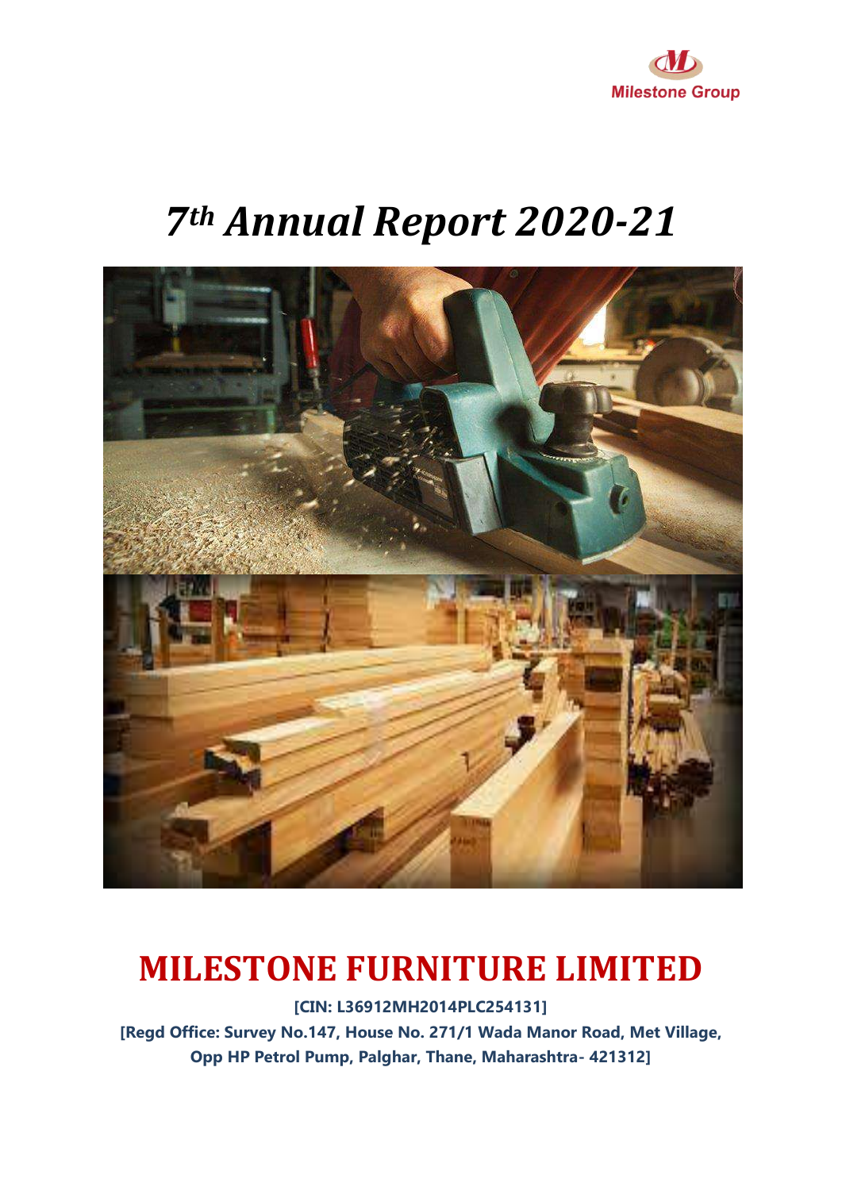Milestone Group

# 7th Annual Report 2020-21

# MILESTONE FURNITURE LIMITED

**[CIN: L36912MH2014PLC254131]**

**[Regd Office: Survey No.147, House No. 271/1 Wada Manor Road, Met Village, Opp HP Petrol Pump, Palghar, Thane, Maharashtra- 421312]**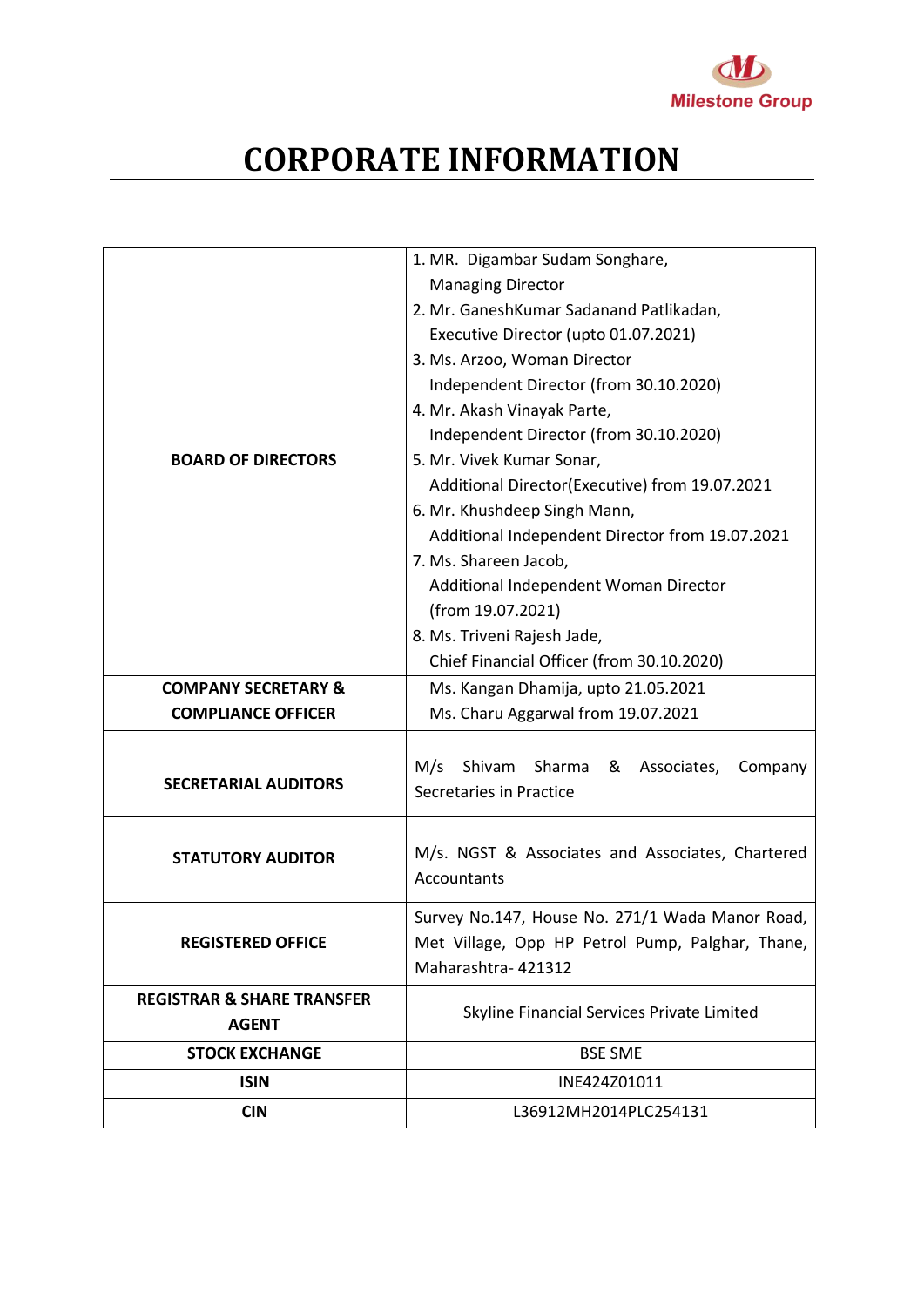# CORPORATE INFORMATION

| | |
|---|---|
| **BOARD OF DIRECTORS** | 1. MR. Digambar Sudam Songhare, Managing Director<br>2. Mr. GaneshKumar Sadanand Patlikadan, Executive Director (upto 01.07.2021)<br>3. Ms. Arzoo, Woman Director Independent Director (from 30.10.2020)<br>4. Mr. Akash Vinayak Parte, Independent Director (from 30.10.2020)<br>5. Mr. Vivek Kumar Sonar, Additional Director(Executive) from 19.07.2021<br>6. Mr. Khushdeep Singh Mann, Additional Independent Director from 19.07.2021<br>7. Ms. Shareen Jacob, Additional Independent Woman Director (from 19.07.2021)<br>8. Ms. Triveni Rajesh Jade, Chief Financial Officer (from 30.10.2020) |
| **COMPANY SECRETARY & COMPLIANCE OFFICER** | Ms. Kangan Dhamija, upto 21.05.2021<br>Ms. Charu Aggarwal from 19.07.2021 |
| **SECRETARIAL AUDITORS** | M/s Shivam Sharma & Associates, Company Secretaries in Practice |
| **STATUTORY AUDITOR** | M/s. NGST & Associates and Associates, Chartered Accountants |
| **REGISTERED OFFICE** | Survey No.147, House No. 271/1 Wada Manor Road, Met Village, Opp HP Petrol Pump, Palghar, Thane, Maharashtra- 421312 |
| **REGISTRAR & SHARE TRANSFER AGENT** | Skyline Financial Services Private Limited |
| **STOCK EXCHANGE** | BSE SME |
| **ISIN** | INE424Z01011 |
| **CIN** | L36912MH2014PLC254131 |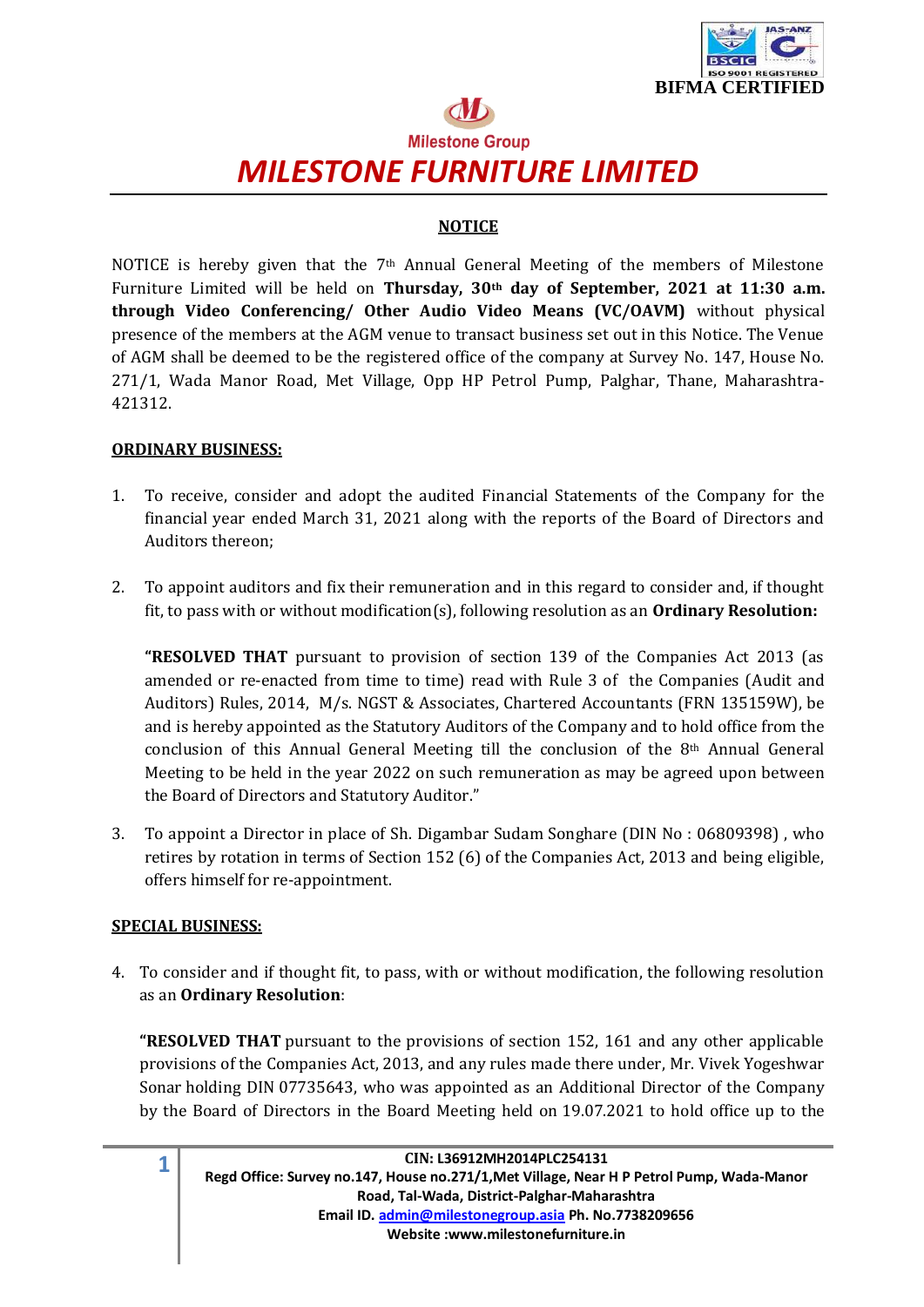BIFMA CERTIFIED

Milestone Group

# MILESTONE FURNITURE LIMITED

## NOTICE

NOTICE is hereby given that the 7th Annual General Meeting of the members of Milestone Furniture Limited will be held on **Thursday, 30th day of September, 2021 at 11:30 a.m. through Video Conferencing/ Other Audio Video Means (VC/OAVM)** without physical presence of the members at the AGM venue to transact business set out in this Notice. The Venue of AGM shall be deemed to be the registered office of the company at Survey No. 147, House No. 271/1, Wada Manor Road, Met Village, Opp HP Petrol Pump, Palghar, Thane, Maharashtra-421312.

### ORDINARY BUSINESS:

1. To receive, consider and adopt the audited Financial Statements of the Company for the financial year ended March 31, 2021 along with the reports of the Board of Directors and Auditors thereon;

2. To appoint auditors and fix their remuneration and in this regard to consider and, if thought fit, to pass with or without modification(s), following resolution as an **Ordinary Resolution:**

   **"RESOLVED THAT** pursuant to provision of section 139 of the Companies Act 2013 (as amended or re-enacted from time to time) read with Rule 3 of the Companies (Audit and Auditors) Rules, 2014, M/s. NGST & Associates, Chartered Accountants (FRN 135159W), be and is hereby appointed as the Statutory Auditors of the Company and to hold office from the conclusion of this Annual General Meeting till the conclusion of the 8th Annual General Meeting to be held in the year 2022 on such remuneration as may be agreed upon between the Board of Directors and Statutory Auditor."

3. To appoint a Director in place of Sh. Digambar Sudam Songhare (DIN No : 06809398) , who retires by rotation in terms of Section 152 (6) of the Companies Act, 2013 and being eligible, offers himself for re-appointment.

### SPECIAL BUSINESS:

4. To consider and if thought fit, to pass, with or without modification, the following resolution as an **Ordinary Resolution**:

   **"RESOLVED THAT** pursuant to the provisions of section 152, 161 and any other applicable provisions of the Companies Act, 2013, and any rules made there under, Mr. Vivek Yogeshwar Sonar holding DIN 07735643, who was appointed as an Additional Director of the Company by the Board of Directors in the Board Meeting held on 19.07.2021 to hold office up to the

CIN: L36912MH2014PLC254131
Regd Office: Survey no.147, House no.271/1,Met Village, Near H P Petrol Pump, Wada-Manor Road, Tal-Wada, District-Palghar-Maharashtra
Email ID. admin@milestonegroup.asia Ph. No.7738209656
Website :www.milestonefurniture.in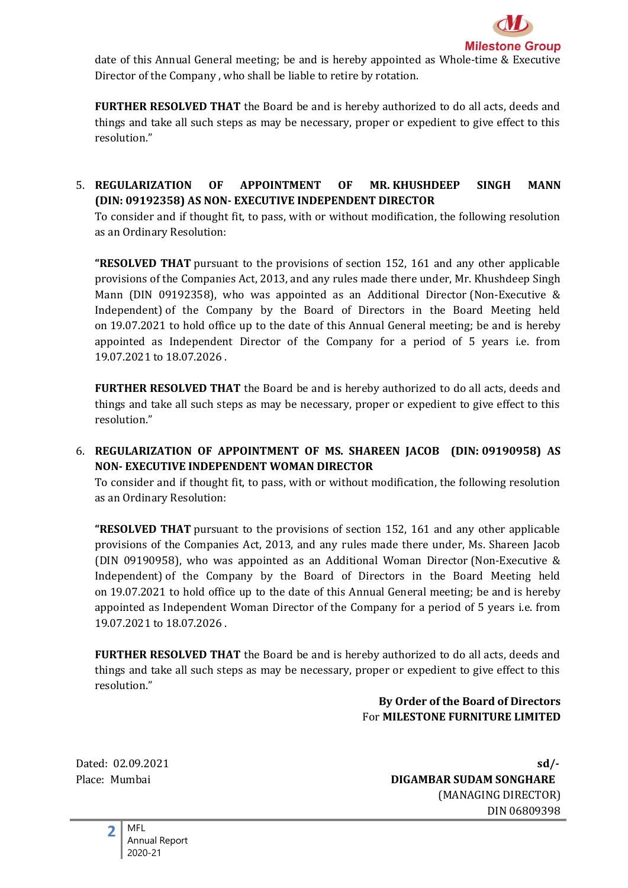date of this Annual General meeting; be and is hereby appointed as Whole-time & Executive Director of the Company , who shall be liable to retire by rotation.

**FURTHER RESOLVED THAT** the Board be and is hereby authorized to do all acts, deeds and things and take all such steps as may be necessary, proper or expedient to give effect to this resolution."

5. **REGULARIZATION OF APPOINTMENT OF MR. KHUSHDEEP SINGH MANN (DIN: 09192358) AS NON- EXECUTIVE INDEPENDENT DIRECTOR**

   To consider and if thought fit, to pass, with or without modification, the following resolution as an Ordinary Resolution:

   **"RESOLVED THAT** pursuant to the provisions of section 152, 161 and any other applicable provisions of the Companies Act, 2013, and any rules made there under, Mr. Khushdeep Singh Mann (DIN 09192358), who was appointed as an Additional Director (Non-Executive & Independent) of the Company by the Board of Directors in the Board Meeting held on 19.07.2021 to hold office up to the date of this Annual General meeting; be and is hereby appointed as Independent Director of the Company for a period of 5 years i.e. from 19.07.2021 to 18.07.2026 .

   **FURTHER RESOLVED THAT** the Board be and is hereby authorized to do all acts, deeds and things and take all such steps as may be necessary, proper or expedient to give effect to this resolution."

6. **REGULARIZATION OF APPOINTMENT OF MS. SHAREEN JACOB (DIN: 09190958) AS NON- EXECUTIVE INDEPENDENT WOMAN DIRECTOR**

   To consider and if thought fit, to pass, with or without modification, the following resolution as an Ordinary Resolution:

   **"RESOLVED THAT** pursuant to the provisions of section 152, 161 and any other applicable provisions of the Companies Act, 2013, and any rules made there under, Ms. Shareen Jacob (DIN 09190958), who was appointed as an Additional Woman Director (Non-Executive & Independent) of the Company by the Board of Directors in the Board Meeting held on 19.07.2021 to hold office up to the date of this Annual General meeting; be and is hereby appointed as Independent Woman Director of the Company for a period of 5 years i.e. from 19.07.2021 to 18.07.2026 .

   **FURTHER RESOLVED THAT** the Board be and is hereby authorized to do all acts, deeds and things and take all such steps as may be necessary, proper or expedient to give effect to this resolution."

**By Order of the Board of Directors**
For **MILESTONE FURNITURE LIMITED**

Dated: 02.09.2021
Place: Mumbai

**sd/-**
**DIGAMBAR SUDAM SONGHARE**
(MANAGING DIRECTOR)
DIN 06809398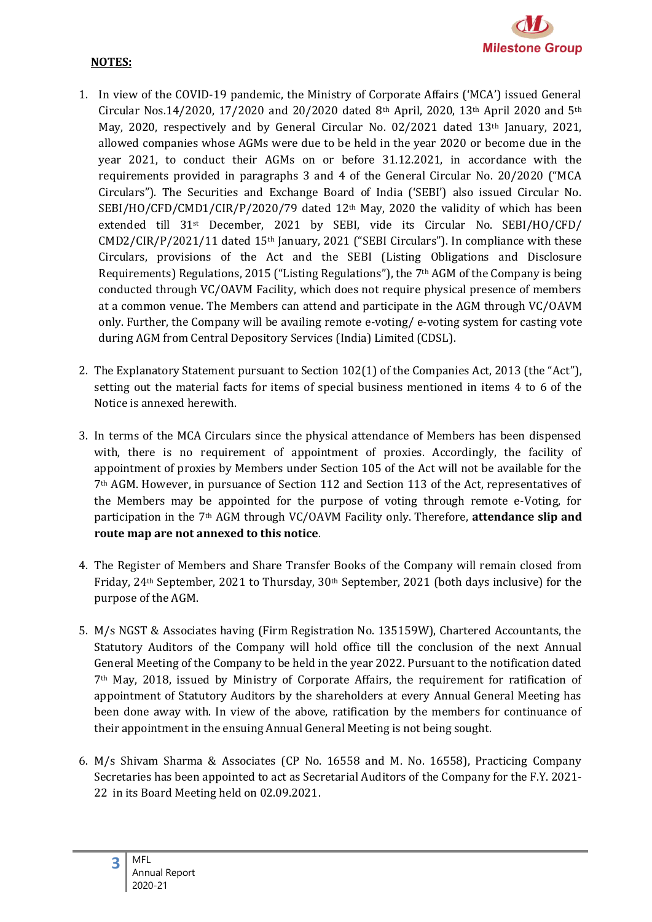**NOTES:**

1. In view of the COVID-19 pandemic, the Ministry of Corporate Affairs ('MCA') issued General Circular Nos.14/2020, 17/2020 and 20/2020 dated 8th April, 2020, 13th April 2020 and 5th May, 2020, respectively and by General Circular No. 02/2021 dated 13th January, 2021, allowed companies whose AGMs were due to be held in the year 2020 or become due in the year 2021, to conduct their AGMs on or before 31.12.2021, in accordance with the requirements provided in paragraphs 3 and 4 of the General Circular No. 20/2020 ("MCA Circulars"). The Securities and Exchange Board of India ('SEBI') also issued Circular No. SEBI/HO/CFD/CMD1/CIR/P/2020/79 dated 12th May, 2020 the validity of which has been extended till 31st December, 2021 by SEBI, vide its Circular No. SEBI/HO/CFD/ CMD2/CIR/P/2021/11 dated 15th January, 2021 ("SEBI Circulars"). In compliance with these Circulars, provisions of the Act and the SEBI (Listing Obligations and Disclosure Requirements) Regulations, 2015 ("Listing Regulations"), the 7th AGM of the Company is being conducted through VC/OAVM Facility, which does not require physical presence of members at a common venue. The Members can attend and participate in the AGM through VC/OAVM only. Further, the Company will be availing remote e-voting/ e-voting system for casting vote during AGM from Central Depository Services (India) Limited (CDSL).

2. The Explanatory Statement pursuant to Section 102(1) of the Companies Act, 2013 (the "Act"), setting out the material facts for items of special business mentioned in items 4 to 6 of the Notice is annexed herewith.

3. In terms of the MCA Circulars since the physical attendance of Members has been dispensed with, there is no requirement of appointment of proxies. Accordingly, the facility of appointment of proxies by Members under Section 105 of the Act will not be available for the 7th AGM. However, in pursuance of Section 112 and Section 113 of the Act, representatives of the Members may be appointed for the purpose of voting through remote e-Voting, for participation in the 7th AGM through VC/OAVM Facility only. Therefore, **attendance slip and route map are not annexed to this notice**.

4. The Register of Members and Share Transfer Books of the Company will remain closed from Friday, 24th September, 2021 to Thursday, 30th September, 2021 (both days inclusive) for the purpose of the AGM.

5. M/s NGST & Associates having (Firm Registration No. 135159W), Chartered Accountants, the Statutory Auditors of the Company will hold office till the conclusion of the next Annual General Meeting of the Company to be held in the year 2022. Pursuant to the notification dated 7th May, 2018, issued by Ministry of Corporate Affairs, the requirement for ratification of appointment of Statutory Auditors by the shareholders at every Annual General Meeting has been done away with. In view of the above, ratification by the members for continuance of their appointment in the ensuing Annual General Meeting is not being sought.

6. M/s Shivam Sharma & Associates (CP No. 16558 and M. No. 16558), Practicing Company Secretaries has been appointed to act as Secretarial Auditors of the Company for the F.Y. 2021-22 in its Board Meeting held on 02.09.2021.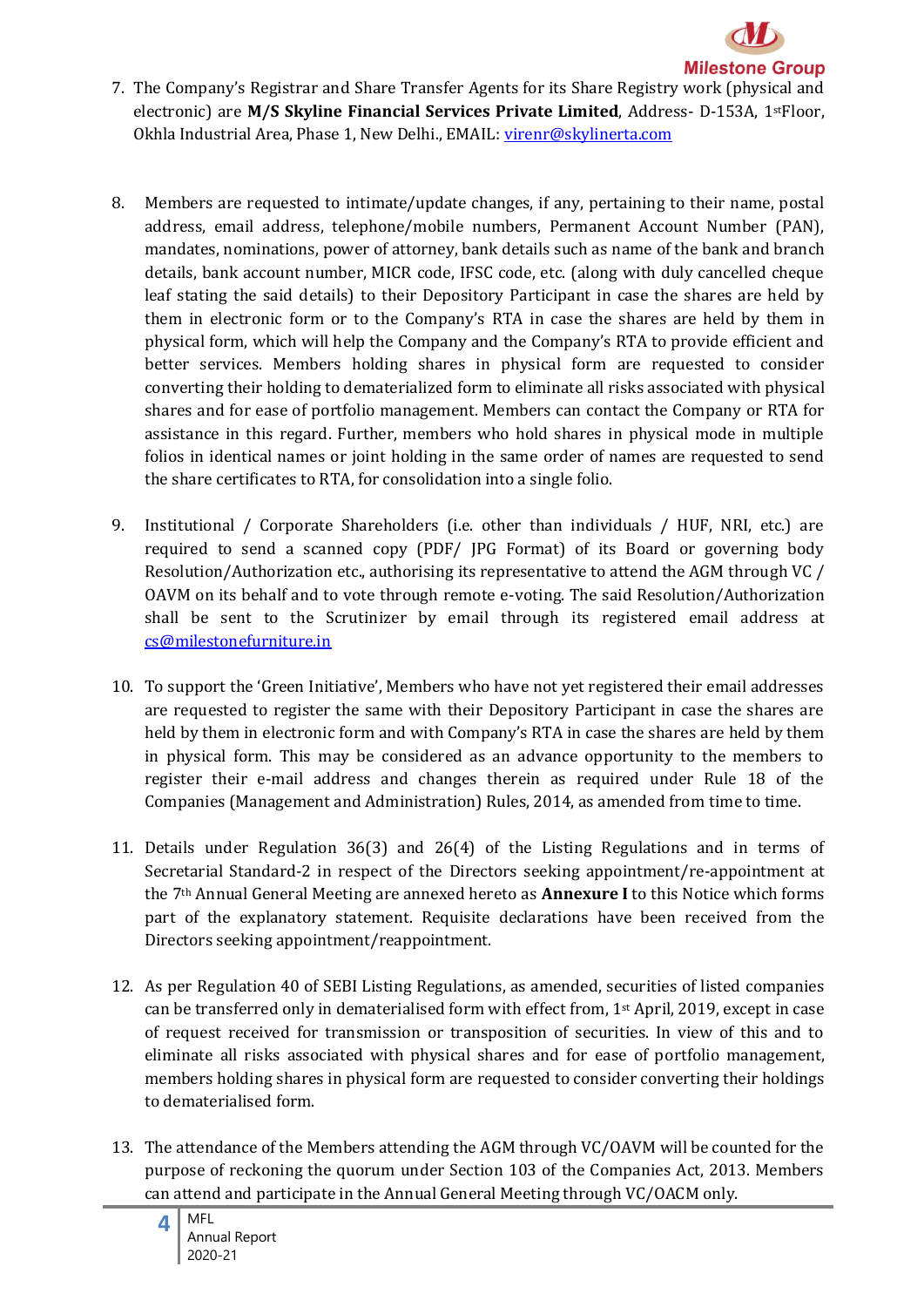7. The Company's Registrar and Share Transfer Agents for its Share Registry work (physical and electronic) are **M/S Skyline Financial Services Private Limited**, Address- D-153A, 1stFloor, Okhla Industrial Area, Phase 1, New Delhi., EMAIL: virenr@skylinerta.com

8. Members are requested to intimate/update changes, if any, pertaining to their name, postal address, email address, telephone/mobile numbers, Permanent Account Number (PAN), mandates, nominations, power of attorney, bank details such as name of the bank and branch details, bank account number, MICR code, IFSC code, etc. (along with duly cancelled cheque leaf stating the said details) to their Depository Participant in case the shares are held by them in electronic form or to the Company's RTA in case the shares are held by them in physical form, which will help the Company and the Company's RTA to provide efficient and better services. Members holding shares in physical form are requested to consider converting their holding to dematerialized form to eliminate all risks associated with physical shares and for ease of portfolio management. Members can contact the Company or RTA for assistance in this regard. Further, members who hold shares in physical mode in multiple folios in identical names or joint holding in the same order of names are requested to send the share certificates to RTA, for consolidation into a single folio.

9. Institutional / Corporate Shareholders (i.e. other than individuals / HUF, NRI, etc.) are required to send a scanned copy (PDF/ JPG Format) of its Board or governing body Resolution/Authorization etc., authorising its representative to attend the AGM through VC / OAVM on its behalf and to vote through remote e-voting. The said Resolution/Authorization shall be sent to the Scrutinizer by email through its registered email address at cs@milestonefurniture.in

10. To support the 'Green Initiative', Members who have not yet registered their email addresses are requested to register the same with their Depository Participant in case the shares are held by them in electronic form and with Company's RTA in case the shares are held by them in physical form. This may be considered as an advance opportunity to the members to register their e-mail address and changes therein as required under Rule 18 of the Companies (Management and Administration) Rules, 2014, as amended from time to time.

11. Details under Regulation 36(3) and 26(4) of the Listing Regulations and in terms of Secretarial Standard-2 in respect of the Directors seeking appointment/re-appointment at the 7th Annual General Meeting are annexed hereto as **Annexure I** to this Notice which forms part of the explanatory statement. Requisite declarations have been received from the Directors seeking appointment/reappointment.

12. As per Regulation 40 of SEBI Listing Regulations, as amended, securities of listed companies can be transferred only in dematerialised form with effect from, 1st April, 2019, except in case of request received for transmission or transposition of securities. In view of this and to eliminate all risks associated with physical shares and for ease of portfolio management, members holding shares in physical form are requested to consider converting their holdings to dematerialised form.

13. The attendance of the Members attending the AGM through VC/OAVM will be counted for the purpose of reckoning the quorum under Section 103 of the Companies Act, 2013. Members can attend and participate in the Annual General Meeting through VC/OACM only.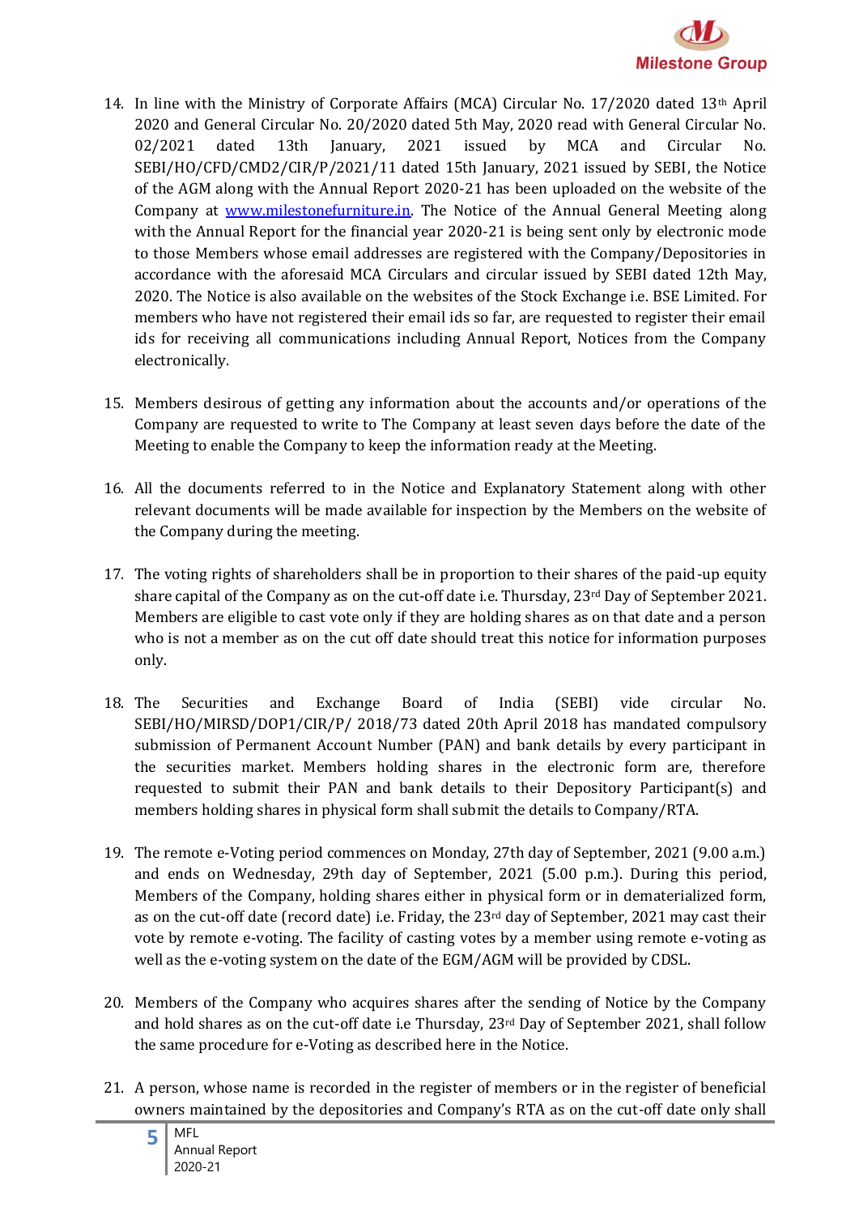14. In line with the Ministry of Corporate Affairs (MCA) Circular No. 17/2020 dated 13th April 2020 and General Circular No. 20/2020 dated 5th May, 2020 read with General Circular No. 02/2021 dated 13th January, 2021 issued by MCA and Circular No. SEBI/HO/CFD/CMD2/CIR/P/2021/11 dated 15th January, 2021 issued by SEBI, the Notice of the AGM along with the Annual Report 2020-21 has been uploaded on the website of the Company at www.milestonefurniture.in. The Notice of the Annual General Meeting along with the Annual Report for the financial year 2020-21 is being sent only by electronic mode to those Members whose email addresses are registered with the Company/Depositories in accordance with the aforesaid MCA Circulars and circular issued by SEBI dated 12th May, 2020. The Notice is also available on the websites of the Stock Exchange i.e. BSE Limited. For members who have not registered their email ids so far, are requested to register their email ids for receiving all communications including Annual Report, Notices from the Company electronically.

15. Members desirous of getting any information about the accounts and/or operations of the Company are requested to write to The Company at least seven days before the date of the Meeting to enable the Company to keep the information ready at the Meeting.

16. All the documents referred to in the Notice and Explanatory Statement along with other relevant documents will be made available for inspection by the Members on the website of the Company during the meeting.

17. The voting rights of shareholders shall be in proportion to their shares of the paid-up equity share capital of the Company as on the cut-off date i.e. Thursday, 23rd Day of September 2021. Members are eligible to cast vote only if they are holding shares as on that date and a person who is not a member as on the cut off date should treat this notice for information purposes only.

18. The Securities and Exchange Board of India (SEBI) vide circular No. SEBI/HO/MIRSD/DOP1/CIR/P/ 2018/73 dated 20th April 2018 has mandated compulsory submission of Permanent Account Number (PAN) and bank details by every participant in the securities market. Members holding shares in the electronic form are, therefore requested to submit their PAN and bank details to their Depository Participant(s) and members holding shares in physical form shall submit the details to Company/RTA.

19. The remote e-Voting period commences on Monday, 27th day of September, 2021 (9.00 a.m.) and ends on Wednesday, 29th day of September, 2021 (5.00 p.m.). During this period, Members of the Company, holding shares either in physical form or in dematerialized form, as on the cut-off date (record date) i.e. Friday, the 23rd day of September, 2021 may cast their vote by remote e-voting. The facility of casting votes by a member using remote e-voting as well as the e-voting system on the date of the EGM/AGM will be provided by CDSL.

20. Members of the Company who acquires shares after the sending of Notice by the Company and hold shares as on the cut-off date i.e Thursday, 23rd Day of September 2021, shall follow the same procedure for e-Voting as described here in the Notice.

21. A person, whose name is recorded in the register of members or in the register of beneficial owners maintained by the depositories and Company's RTA as on the cut-off date only shall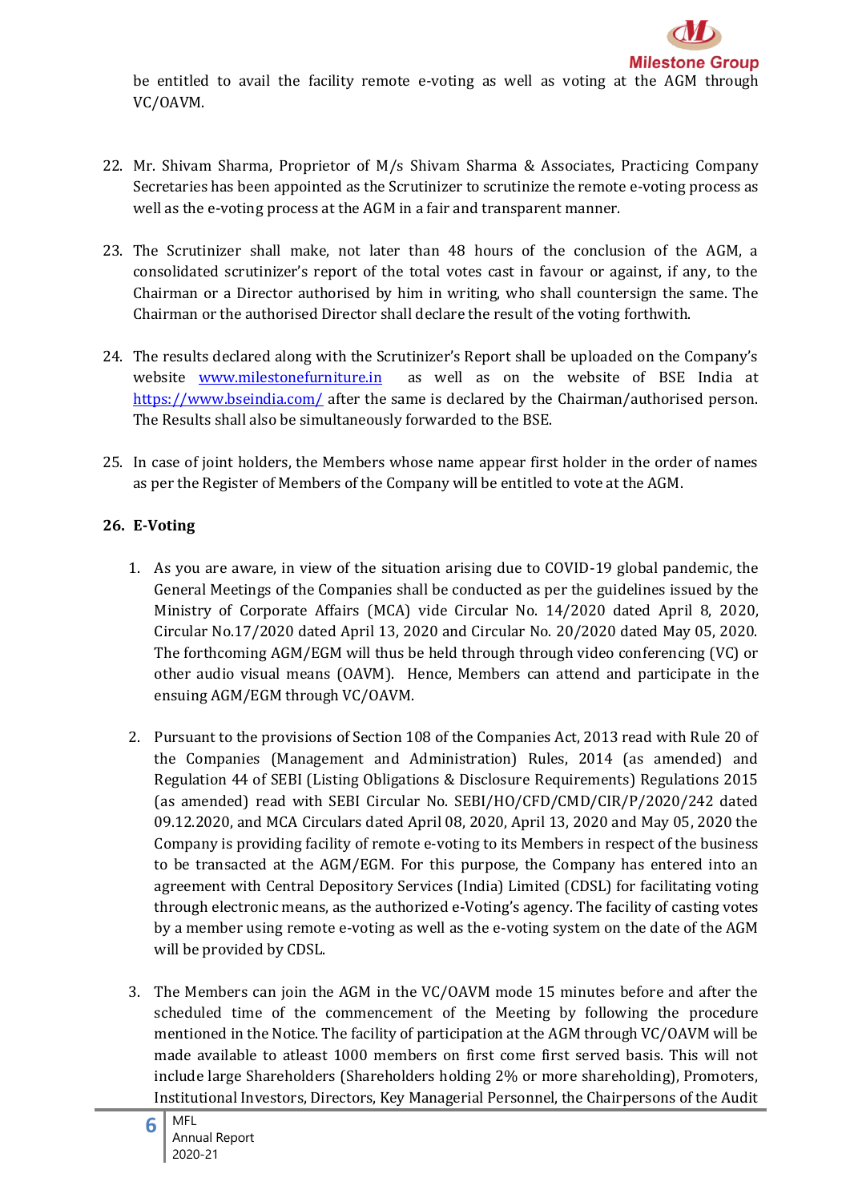be entitled to avail the facility remote e-voting as well as voting at the AGM through VC/OAVM.

22. Mr. Shivam Sharma, Proprietor of M/s Shivam Sharma & Associates, Practicing Company Secretaries has been appointed as the Scrutinizer to scrutinize the remote e-voting process as well as the e-voting process at the AGM in a fair and transparent manner.

23. The Scrutinizer shall make, not later than 48 hours of the conclusion of the AGM, a consolidated scrutinizer's report of the total votes cast in favour or against, if any, to the Chairman or a Director authorised by him in writing, who shall countersign the same. The Chairman or the authorised Director shall declare the result of the voting forthwith.

24. The results declared along with the Scrutinizer's Report shall be uploaded on the Company's website www.milestonefurniture.in as well as on the website of BSE India at https://www.bseindia.com/ after the same is declared by the Chairman/authorised person. The Results shall also be simultaneously forwarded to the BSE.

25. In case of joint holders, the Members whose name appear first holder in the order of names as per the Register of Members of the Company will be entitled to vote at the AGM.

**26. E-Voting**

1. As you are aware, in view of the situation arising due to COVID-19 global pandemic, the General Meetings of the Companies shall be conducted as per the guidelines issued by the Ministry of Corporate Affairs (MCA) vide Circular No. 14/2020 dated April 8, 2020, Circular No.17/2020 dated April 13, 2020 and Circular No. 20/2020 dated May 05, 2020. The forthcoming AGM/EGM will thus be held through through video conferencing (VC) or other audio visual means (OAVM). Hence, Members can attend and participate in the ensuing AGM/EGM through VC/OAVM.

2. Pursuant to the provisions of Section 108 of the Companies Act, 2013 read with Rule 20 of the Companies (Management and Administration) Rules, 2014 (as amended) and Regulation 44 of SEBI (Listing Obligations & Disclosure Requirements) Regulations 2015 (as amended) read with SEBI Circular No. SEBI/HO/CFD/CMD/CIR/P/2020/242 dated 09.12.2020, and MCA Circulars dated April 08, 2020, April 13, 2020 and May 05, 2020 the Company is providing facility of remote e-voting to its Members in respect of the business to be transacted at the AGM/EGM. For this purpose, the Company has entered into an agreement with Central Depository Services (India) Limited (CDSL) for facilitating voting through electronic means, as the authorized e-Voting's agency. The facility of casting votes by a member using remote e-voting as well as the e-voting system on the date of the AGM will be provided by CDSL.

3. The Members can join the AGM in the VC/OAVM mode 15 minutes before and after the scheduled time of the commencement of the Meeting by following the procedure mentioned in the Notice. The facility of participation at the AGM through VC/OAVM will be made available to atleast 1000 members on first come first served basis. This will not include large Shareholders (Shareholders holding 2% or more shareholding), Promoters, Institutional Investors, Directors, Key Managerial Personnel, the Chairpersons of the Audit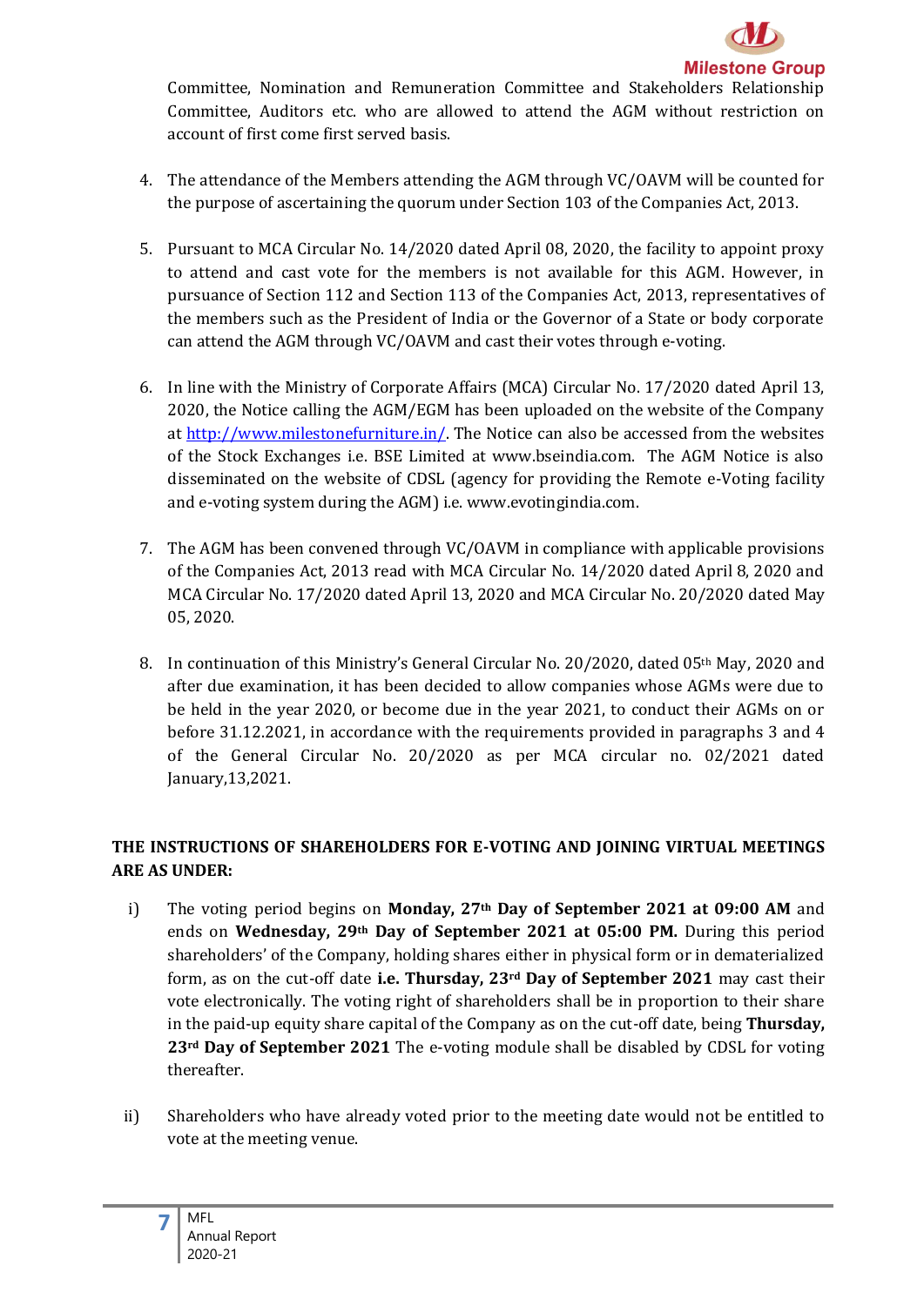Committee, Nomination and Remuneration Committee and Stakeholders Relationship Committee, Auditors etc. who are allowed to attend the AGM without restriction on account of first come first served basis.

4. The attendance of the Members attending the AGM through VC/OAVM will be counted for the purpose of ascertaining the quorum under Section 103 of the Companies Act, 2013.

5. Pursuant to MCA Circular No. 14/2020 dated April 08, 2020, the facility to appoint proxy to attend and cast vote for the members is not available for this AGM. However, in pursuance of Section 112 and Section 113 of the Companies Act, 2013, representatives of the members such as the President of India or the Governor of a State or body corporate can attend the AGM through VC/OAVM and cast their votes through e-voting.

6. In line with the Ministry of Corporate Affairs (MCA) Circular No. 17/2020 dated April 13, 2020, the Notice calling the AGM/EGM has been uploaded on the website of the Company at http://www.milestonefurniture.in/. The Notice can also be accessed from the websites of the Stock Exchanges i.e. BSE Limited at www.bseindia.com. The AGM Notice is also disseminated on the website of CDSL (agency for providing the Remote e-Voting facility and e-voting system during the AGM) i.e. www.evotingindia.com.

7. The AGM has been convened through VC/OAVM in compliance with applicable provisions of the Companies Act, 2013 read with MCA Circular No. 14/2020 dated April 8, 2020 and MCA Circular No. 17/2020 dated April 13, 2020 and MCA Circular No. 20/2020 dated May 05, 2020.

8. In continuation of this Ministry's General Circular No. 20/2020, dated 05th May, 2020 and after due examination, it has been decided to allow companies whose AGMs were due to be held in the year 2020, or become due in the year 2021, to conduct their AGMs on or before 31.12.2021, in accordance with the requirements provided in paragraphs 3 and 4 of the General Circular No. 20/2020 as per MCA circular no. 02/2021 dated January,13,2021.

**THE INSTRUCTIONS OF SHAREHOLDERS FOR E-VOTING AND JOINING VIRTUAL MEETINGS ARE AS UNDER:**

i) The voting period begins on **Monday, 27th Day of September 2021 at 09:00 AM** and ends on **Wednesday, 29th Day of September 2021 at 05:00 PM.** During this period shareholders' of the Company, holding shares either in physical form or in dematerialized form, as on the cut-off date **i.e. Thursday, 23rd Day of September 2021** may cast their vote electronically. The voting right of shareholders shall be in proportion to their share in the paid-up equity share capital of the Company as on the cut-off date, being **Thursday, 23rd Day of September 2021** The e-voting module shall be disabled by CDSL for voting thereafter.

ii) Shareholders who have already voted prior to the meeting date would not be entitled to vote at the meeting venue.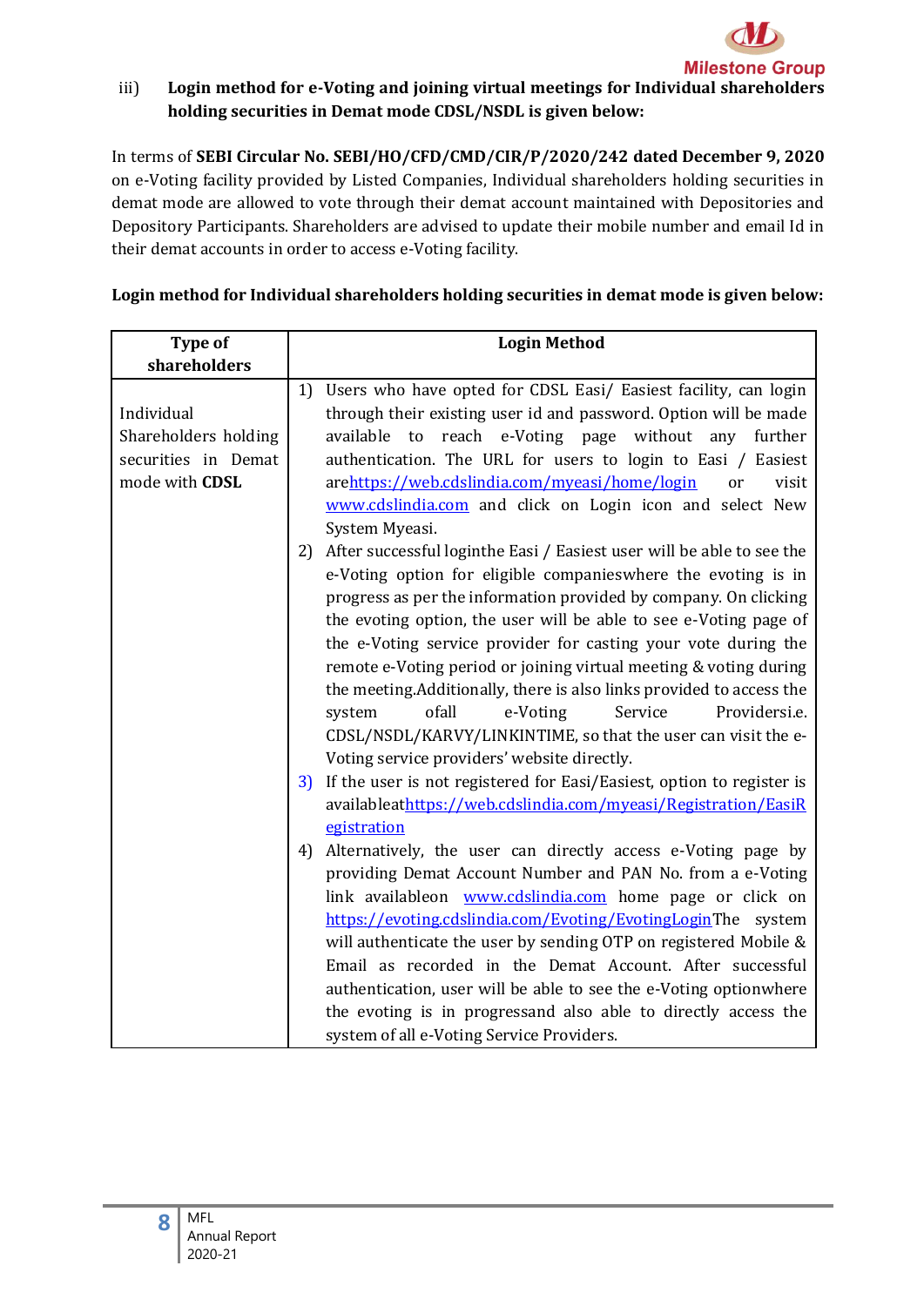iii) **Login method for e-Voting and joining virtual meetings for Individual shareholders holding securities in Demat mode CDSL/NSDL is given below:**

In terms of **SEBI Circular No. SEBI/HO/CFD/CMD/CIR/P/2020/242 dated December 9, 2020** on e-Voting facility provided by Listed Companies, Individual shareholders holding securities in demat mode are allowed to vote through their demat account maintained with Depositories and Depository Participants. Shareholders are advised to update their mobile number and email Id in their demat accounts in order to access e-Voting facility.

**Login method for Individual shareholders holding securities in demat mode is given below:**

| Type of shareholders | Login Method |
|---|---|
| Individual Shareholders holding securities in Demat mode with **CDSL** | 1) Users who have opted for CDSL Easi/ Easiest facility, can login through their existing user id and password. Option will be made available to reach e-Voting page without any further authentication. The URL for users to login to Easi / Easiest arehttps://web.cdslindia.com/myeasi/home/login or visit www.cdslindia.com and click on Login icon and select New System Myeasi.<br>2) After successful loginthe Easi / Easiest user will be able to see the e-Voting option for eligible companieswhere the evoting is in progress as per the information provided by company. On clicking the evoting option, the user will be able to see e-Voting page of the e-Voting service provider for casting your vote during the remote e-Voting period or joining virtual meeting & voting during the meeting.Additionally, there is also links provided to access the system ofall e-Voting Service Providersi.e. CDSL/NSDL/KARVY/LINKINTIME, so that the user can visit the e-Voting service providers' website directly.<br>3) If the user is not registered for Easi/Easiest, option to register is availableathttps://web.cdslindia.com/myeasi/Registration/EasiRegistration<br>4) Alternatively, the user can directly access e-Voting page by providing Demat Account Number and PAN No. from a e-Voting link availableon www.cdslindia.com home page or click on https://evoting.cdslindia.com/Evoting/EvotingLoginThe system will authenticate the user by sending OTP on registered Mobile & Email as recorded in the Demat Account. After successful authentication, user will be able to see the e-Voting optionwhere the evoting is in progressand also able to directly access the system of all e-Voting Service Providers. |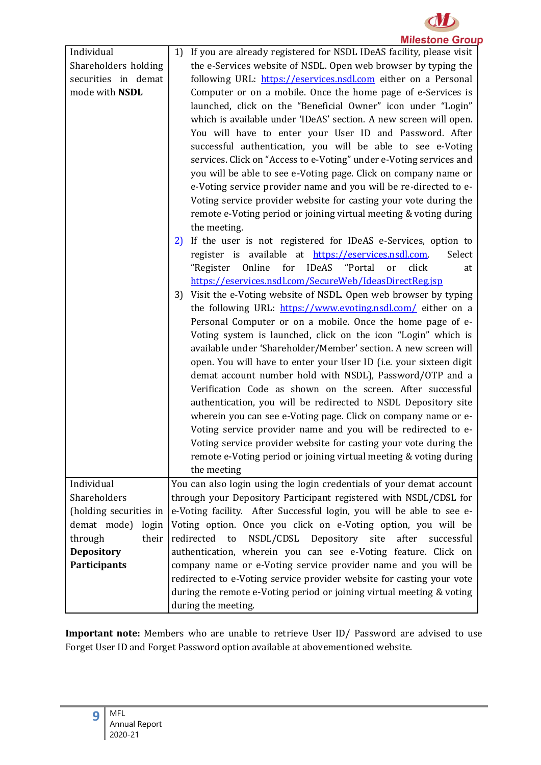| | |
|---|---|
| Individual Shareholders holding securities in demat mode with **NSDL** | 1) If you are already registered for NSDL IDeAS facility, please visit the e-Services website of NSDL. Open web browser by typing the following URL: https://eservices.nsdl.com either on a Personal Computer or on a mobile. Once the home page of e-Services is launched, click on the "Beneficial Owner" icon under "Login" which is available under 'IDeAS' section. A new screen will open. You will have to enter your User ID and Password. After successful authentication, you will be able to see e-Voting services. Click on "Access to e-Voting" under e-Voting services and you will be able to see e-Voting page. Click on company name or e-Voting service provider name and you will be re-directed to e-Voting service provider website for casting your vote during the remote e-Voting period or joining virtual meeting & voting during the meeting.<br>2) If the user is not registered for IDeAS e-Services, option to register is available at https://eservices.nsdl.com. Select "Register Online for IDeAS "Portal or click at https://eservices.nsdl.com/SecureWeb/IdeasDirectReg.jsp<br>3) Visit the e-Voting website of NSDL. Open web browser by typing the following URL: https://www.evoting.nsdl.com/ either on a Personal Computer or on a mobile. Once the home page of e-Voting system is launched, click on the icon "Login" which is available under 'Shareholder/Member' section. A new screen will open. You will have to enter your User ID (i.e. your sixteen digit demat account number hold with NSDL), Password/OTP and a Verification Code as shown on the screen. After successful authentication, you will be redirected to NSDL Depository site wherein you can see e-Voting page. Click on company name or e-Voting service provider name and you will be redirected to e-Voting service provider website for casting your vote during the remote e-Voting period or joining virtual meeting & voting during the meeting |
| Individual Shareholders (holding securities in demat mode) login through their **Depository Participants** | You can also login using the login credentials of your demat account through your Depository Participant registered with NSDL/CDSL for e-Voting facility. After Successful login, you will be able to see e-Voting option. Once you click on e-Voting option, you will be redirected to NSDL/CDSL Depository site after successful authentication, wherein you can see e-Voting feature. Click on company name or e-Voting service provider name and you will be redirected to e-Voting service provider website for casting your vote during the remote e-Voting period or joining virtual meeting & voting during the meeting. |

**Important note:** Members who are unable to retrieve User ID/ Password are advised to use Forget User ID and Forget Password option available at abovementioned website.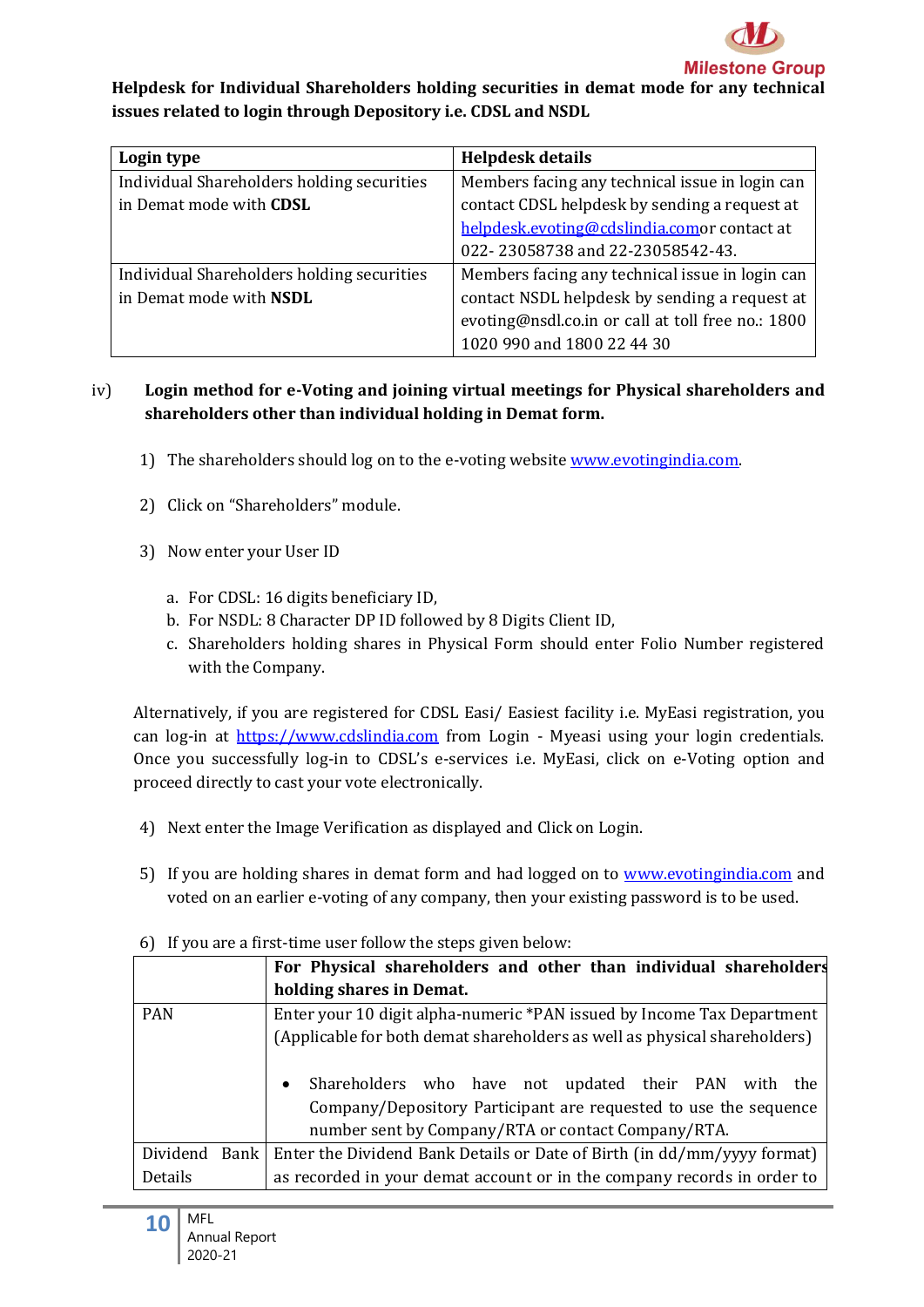**Helpdesk for Individual Shareholders holding securities in demat mode for any technical issues related to login through Depository i.e. CDSL and NSDL**

| Login type | Helpdesk details |
|---|---|
| Individual Shareholders holding securities in Demat mode with **CDSL** | Members facing any technical issue in login can contact CDSL helpdesk by sending a request at helpdesk.evoting@cdslindia.comor contact at 022- 23058738 and 22-23058542-43. |
| Individual Shareholders holding securities in Demat mode with **NSDL** | Members facing any technical issue in login can contact NSDL helpdesk by sending a request at evoting@nsdl.co.in or call at toll free no.: 1800 1020 990 and 1800 22 44 30 |

iv) **Login method for e-Voting and joining virtual meetings for Physical shareholders and shareholders other than individual holding in Demat form.**

1) The shareholders should log on to the e-voting website www.evotingindia.com.

2) Click on "Shareholders" module.

3) Now enter your User ID

   a. For CDSL: 16 digits beneficiary ID,
   b. For NSDL: 8 Character DP ID followed by 8 Digits Client ID,
   c. Shareholders holding shares in Physical Form should enter Folio Number registered with the Company.

Alternatively, if you are registered for CDSL Easi/ Easiest facility i.e. MyEasi registration, you can log-in at https://www.cdslindia.com from Login - Myeasi using your login credentials. Once you successfully log-in to CDSL's e-services i.e. MyEasi, click on e-Voting option and proceed directly to cast your vote electronically.

4) Next enter the Image Verification as displayed and Click on Login.

5) If you are holding shares in demat form and had logged on to www.evotingindia.com and voted on an earlier e-voting of any company, then your existing password is to be used.

6) If you are a first-time user follow the steps given below:

| | **For Physical shareholders and other than individual shareholders holding shares in Demat.** |
|---|---|
| PAN | Enter your 10 digit alpha-numeric *PAN issued by Income Tax Department (Applicable for both demat shareholders as well as physical shareholders)<br><br>• Shareholders who have not updated their PAN with the Company/Depository Participant are requested to use the sequence number sent by Company/RTA or contact Company/RTA. |
| Dividend Bank Details | Enter the Dividend Bank Details or Date of Birth (in dd/mm/yyyy format) as recorded in your demat account or in the company records in order to |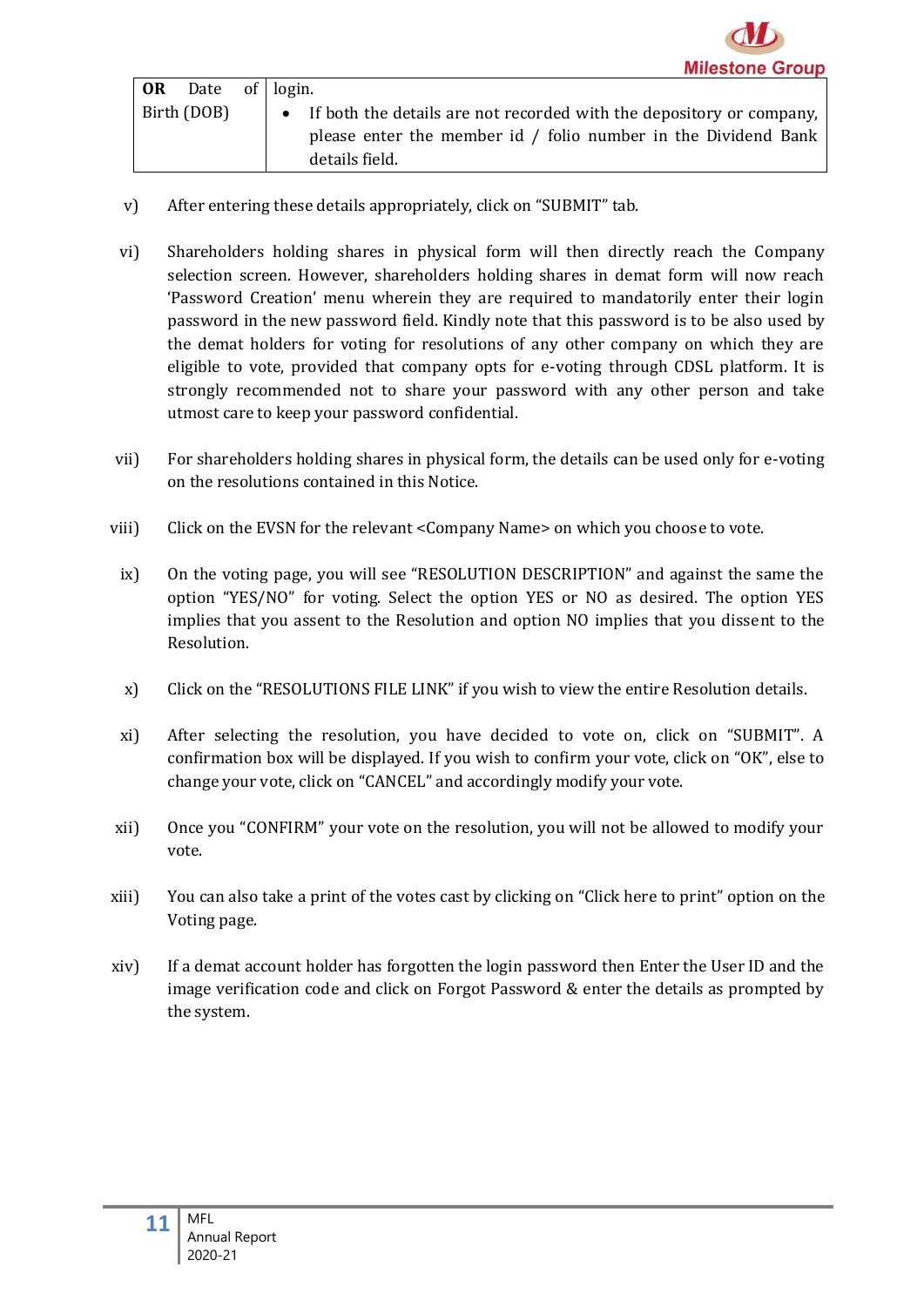| **OR** Date of Birth (DOB) | login.<br>• If both the details are not recorded with the depository or company, please enter the member id / folio number in the Dividend Bank details field. |
|---|---|

v) After entering these details appropriately, click on "SUBMIT" tab.

vi) Shareholders holding shares in physical form will then directly reach the Company selection screen. However, shareholders holding shares in demat form will now reach 'Password Creation' menu wherein they are required to mandatorily enter their login password in the new password field. Kindly note that this password is to be also used by the demat holders for voting for resolutions of any other company on which they are eligible to vote, provided that company opts for e-voting through CDSL platform. It is strongly recommended not to share your password with any other person and take utmost care to keep your password confidential.

vii) For shareholders holding shares in physical form, the details can be used only for e-voting on the resolutions contained in this Notice.

viii) Click on the EVSN for the relevant <Company Name> on which you choose to vote.

ix) On the voting page, you will see "RESOLUTION DESCRIPTION" and against the same the option "YES/NO" for voting. Select the option YES or NO as desired. The option YES implies that you assent to the Resolution and option NO implies that you dissent to the Resolution.

x) Click on the "RESOLUTIONS FILE LINK" if you wish to view the entire Resolution details.

xi) After selecting the resolution, you have decided to vote on, click on "SUBMIT". A confirmation box will be displayed. If you wish to confirm your vote, click on "OK", else to change your vote, click on "CANCEL" and accordingly modify your vote.

xii) Once you "CONFIRM" your vote on the resolution, you will not be allowed to modify your vote.

xiii) You can also take a print of the votes cast by clicking on "Click here to print" option on the Voting page.

xiv) If a demat account holder has forgotten the login password then Enter the User ID and the image verification code and click on Forgot Password & enter the details as prompted by the system.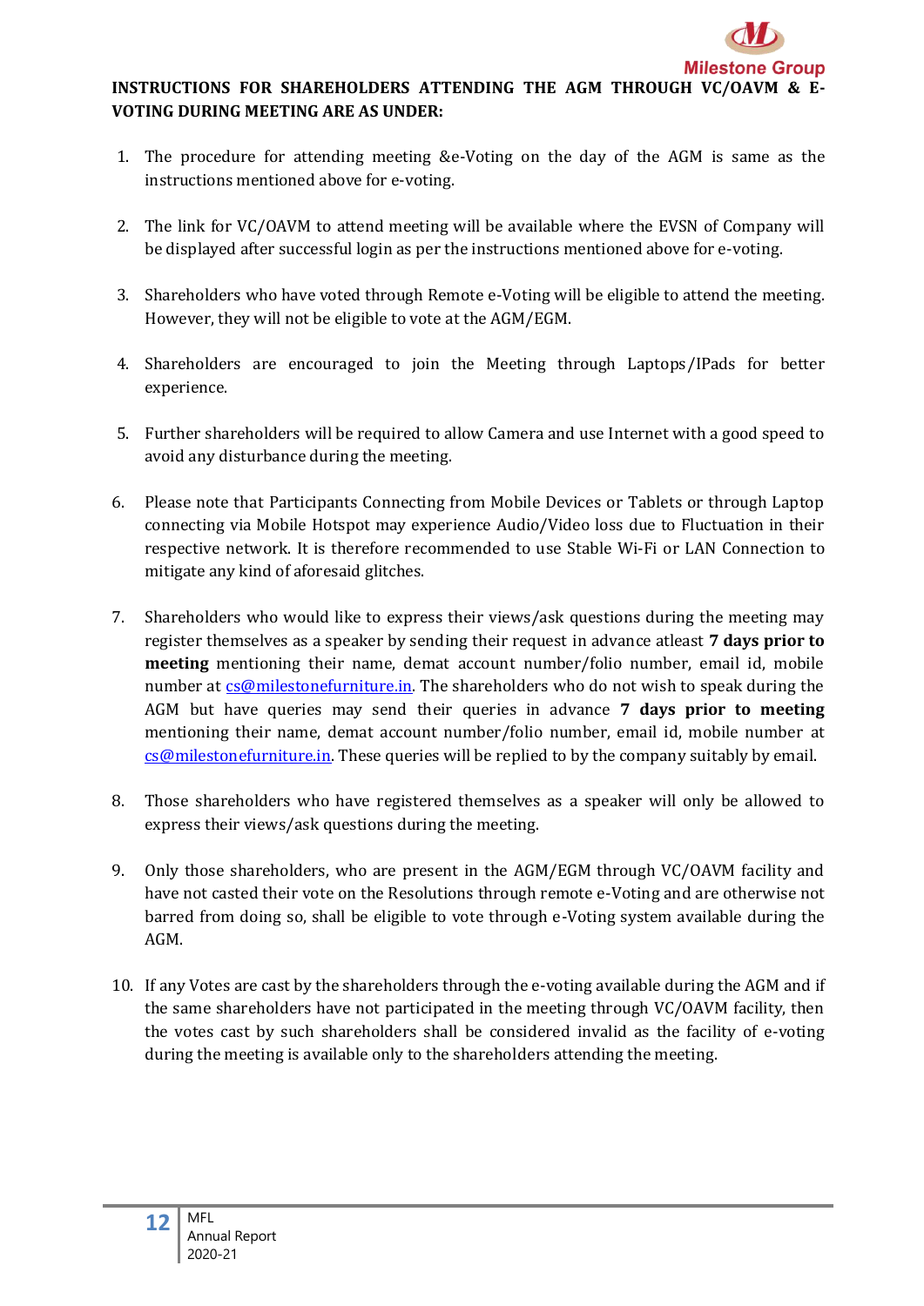**INSTRUCTIONS FOR SHAREHOLDERS ATTENDING THE AGM THROUGH VC/OAVM & E-VOTING DURING MEETING ARE AS UNDER:**

1. The procedure for attending meeting &e-Voting on the day of the AGM is same as the instructions mentioned above for e-voting.

2. The link for VC/OAVM to attend meeting will be available where the EVSN of Company will be displayed after successful login as per the instructions mentioned above for e-voting.

3. Shareholders who have voted through Remote e-Voting will be eligible to attend the meeting. However, they will not be eligible to vote at the AGM/EGM.

4. Shareholders are encouraged to join the Meeting through Laptops/IPads for better experience.

5. Further shareholders will be required to allow Camera and use Internet with a good speed to avoid any disturbance during the meeting.

6. Please note that Participants Connecting from Mobile Devices or Tablets or through Laptop connecting via Mobile Hotspot may experience Audio/Video loss due to Fluctuation in their respective network. It is therefore recommended to use Stable Wi-Fi or LAN Connection to mitigate any kind of aforesaid glitches.

7. Shareholders who would like to express their views/ask questions during the meeting may register themselves as a speaker by sending their request in advance atleast **7 days prior to meeting** mentioning their name, demat account number/folio number, email id, mobile number at cs@milestonefurniture.in. The shareholders who do not wish to speak during the AGM but have queries may send their queries in advance **7 days prior to meeting** mentioning their name, demat account number/folio number, email id, mobile number at cs@milestonefurniture.in. These queries will be replied to by the company suitably by email.

8. Those shareholders who have registered themselves as a speaker will only be allowed to express their views/ask questions during the meeting.

9. Only those shareholders, who are present in the AGM/EGM through VC/OAVM facility and have not casted their vote on the Resolutions through remote e-Voting and are otherwise not barred from doing so, shall be eligible to vote through e-Voting system available during the AGM.

10. If any Votes are cast by the shareholders through the e-voting available during the AGM and if the same shareholders have not participated in the meeting through VC/OAVM facility, then the votes cast by such shareholders shall be considered invalid as the facility of e-voting during the meeting is available only to the shareholders attending the meeting.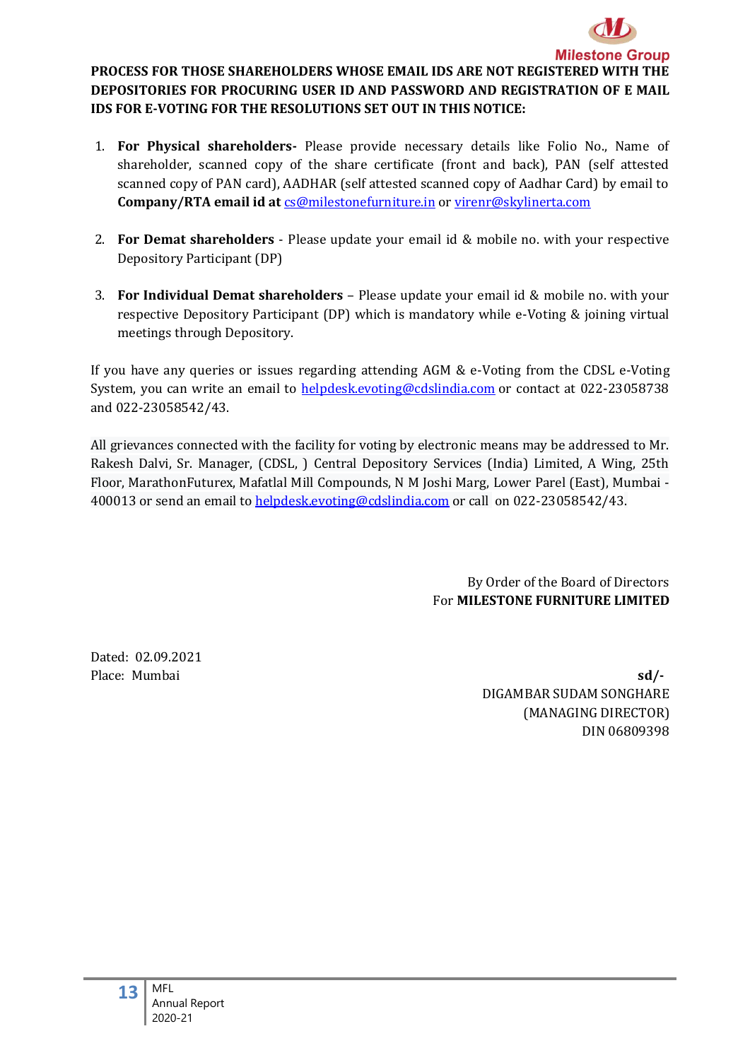**PROCESS FOR THOSE SHAREHOLDERS WHOSE EMAIL IDS ARE NOT REGISTERED WITH THE DEPOSITORIES FOR PROCURING USER ID AND PASSWORD AND REGISTRATION OF E MAIL IDS FOR E-VOTING FOR THE RESOLUTIONS SET OUT IN THIS NOTICE:**

1. **For Physical shareholders-** Please provide necessary details like Folio No., Name of shareholder, scanned copy of the share certificate (front and back), PAN (self attested scanned copy of PAN card), AADHAR (self attested scanned copy of Aadhar Card) by email to **Company/RTA email id at** cs@milestonefurniture.in or virenr@skylinerta.com

2. **For Demat shareholders** - Please update your email id & mobile no. with your respective Depository Participant (DP)

3. **For Individual Demat shareholders** – Please update your email id & mobile no. with your respective Depository Participant (DP) which is mandatory while e-Voting & joining virtual meetings through Depository.

If you have any queries or issues regarding attending AGM & e-Voting from the CDSL e-Voting System, you can write an email to helpdesk.evoting@cdslindia.com or contact at 022-23058738 and 022-23058542/43.

All grievances connected with the facility for voting by electronic means may be addressed to Mr. Rakesh Dalvi, Sr. Manager, (CDSL, ) Central Depository Services (India) Limited, A Wing, 25th Floor, MarathonFuturex, Mafatlal Mill Compounds, N M Joshi Marg, Lower Parel (East), Mumbai - 400013 or send an email to helpdesk.evoting@cdslindia.com or call on 022-23058542/43.

By Order of the Board of Directors
For **MILESTONE FURNITURE LIMITED**

Dated: 02.09.2021
Place: Mumbai

**sd/-**
DIGAMBAR SUDAM SONGHARE
(MANAGING DIRECTOR)
DIN 06809398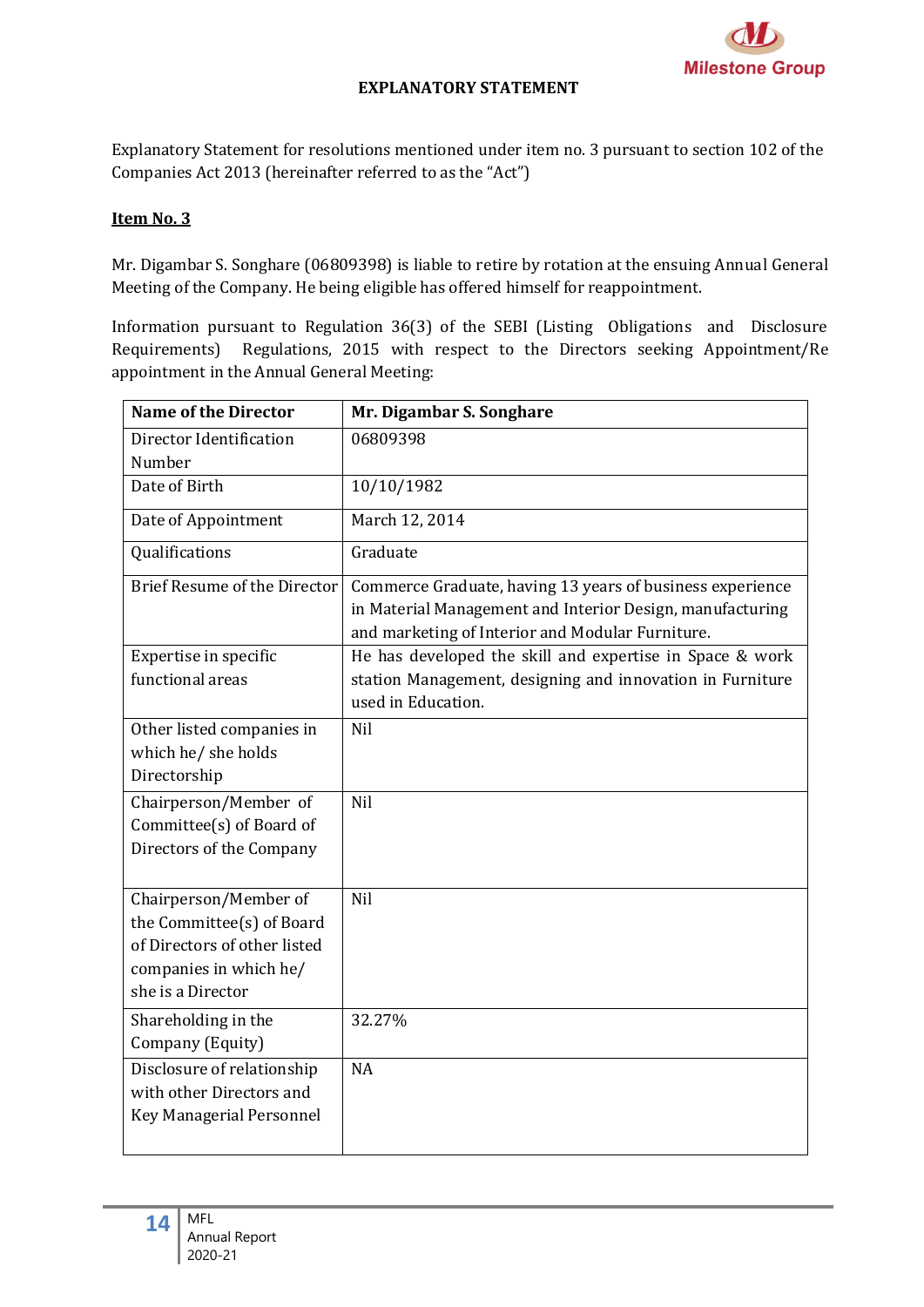# EXPLANATORY STATEMENT

Explanatory Statement for resolutions mentioned under item no. 3 pursuant to section 102 of the Companies Act 2013 (hereinafter referred to as the "Act")

**Item No. 3**

Mr. Digambar S. Songhare (06809398) is liable to retire by rotation at the ensuing Annual General Meeting of the Company. He being eligible has offered himself for reappointment.

Information pursuant to Regulation 36(3) of the SEBI (Listing Obligations and Disclosure Requirements) Regulations, 2015 with respect to the Directors seeking Appointment/Re appointment in the Annual General Meeting:

| **Name of the Director** | **Mr. Digambar S. Songhare** |
|---|---|
| Director Identification Number | 06809398 |
| Date of Birth | 10/10/1982 |
| Date of Appointment | March 12, 2014 |
| Qualifications | Graduate |
| Brief Resume of the Director | Commerce Graduate, having 13 years of business experience in Material Management and Interior Design, manufacturing and marketing of Interior and Modular Furniture. |
| Expertise in specific functional areas | He has developed the skill and expertise in Space & work station Management, designing and innovation in Furniture used in Education. |
| Other listed companies in which he/ she holds Directorship | Nil |
| Chairperson/Member of Committee(s) of Board of Directors of the Company | Nil |
| Chairperson/Member of the Committee(s) of Board of Directors of other listed companies in which he/ she is a Director | Nil |
| Shareholding in the Company (Equity) | 32.27% |
| Disclosure of relationship with other Directors and Key Managerial Personnel | NA |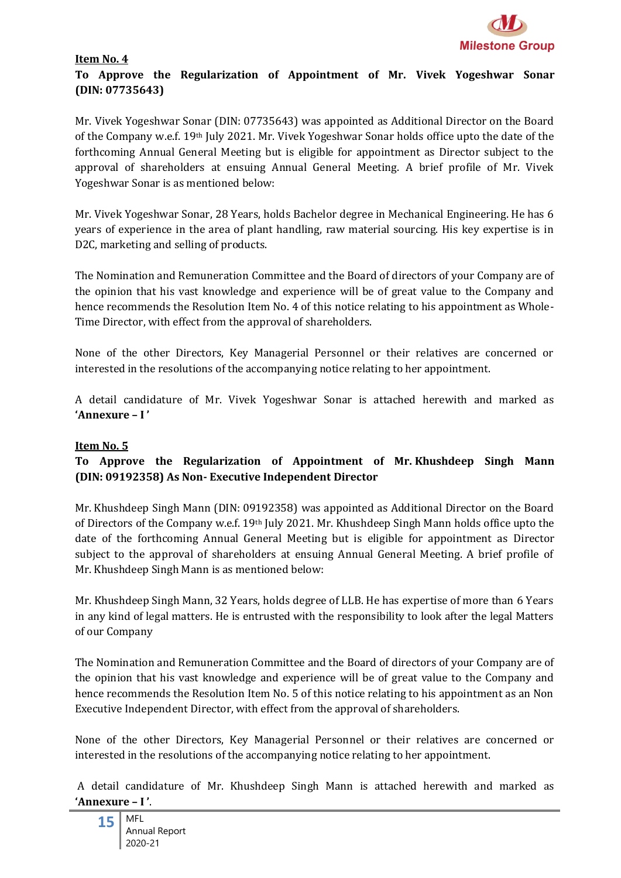**Item No. 4**

**To Approve the Regularization of Appointment of Mr. Vivek Yogeshwar Sonar (DIN: 07735643)**

Mr. Vivek Yogeshwar Sonar (DIN: 07735643) was appointed as Additional Director on the Board of the Company w.e.f. 19th July 2021. Mr. Vivek Yogeshwar Sonar holds office upto the date of the forthcoming Annual General Meeting but is eligible for appointment as Director subject to the approval of shareholders at ensuing Annual General Meeting. A brief profile of Mr. Vivek Yogeshwar Sonar is as mentioned below:

Mr. Vivek Yogeshwar Sonar, 28 Years, holds Bachelor degree in Mechanical Engineering. He has 6 years of experience in the area of plant handling, raw material sourcing. His key expertise is in D2C, marketing and selling of products.

The Nomination and Remuneration Committee and the Board of directors of your Company are of the opinion that his vast knowledge and experience will be of great value to the Company and hence recommends the Resolution Item No. 4 of this notice relating to his appointment as Whole-Time Director, with effect from the approval of shareholders.

None of the other Directors, Key Managerial Personnel or their relatives are concerned or interested in the resolutions of the accompanying notice relating to her appointment.

A detail candidature of Mr. Vivek Yogeshwar Sonar is attached herewith and marked as **'Annexure – I'**

**Item No. 5**

**To Approve the Regularization of Appointment of Mr. Khushdeep Singh Mann (DIN: 09192358) As Non- Executive Independent Director**

Mr. Khushdeep Singh Mann (DIN: 09192358) was appointed as Additional Director on the Board of Directors of the Company w.e.f. 19th July 2021. Mr. Khushdeep Singh Mann holds office upto the date of the forthcoming Annual General Meeting but is eligible for appointment as Director subject to the approval of shareholders at ensuing Annual General Meeting. A brief profile of Mr. Khushdeep Singh Mann is as mentioned below:

Mr. Khushdeep Singh Mann, 32 Years, holds degree of LLB. He has expertise of more than 6 Years in any kind of legal matters. He is entrusted with the responsibility to look after the legal Matters of our Company

The Nomination and Remuneration Committee and the Board of directors of your Company are of the opinion that his vast knowledge and experience will be of great value to the Company and hence recommends the Resolution Item No. 5 of this notice relating to his appointment as an Non Executive Independent Director, with effect from the approval of shareholders.

None of the other Directors, Key Managerial Personnel or their relatives are concerned or interested in the resolutions of the accompanying notice relating to her appointment.

A detail candidature of Mr. Khushdeep Singh Mann is attached herewith and marked as **'Annexure – I'**.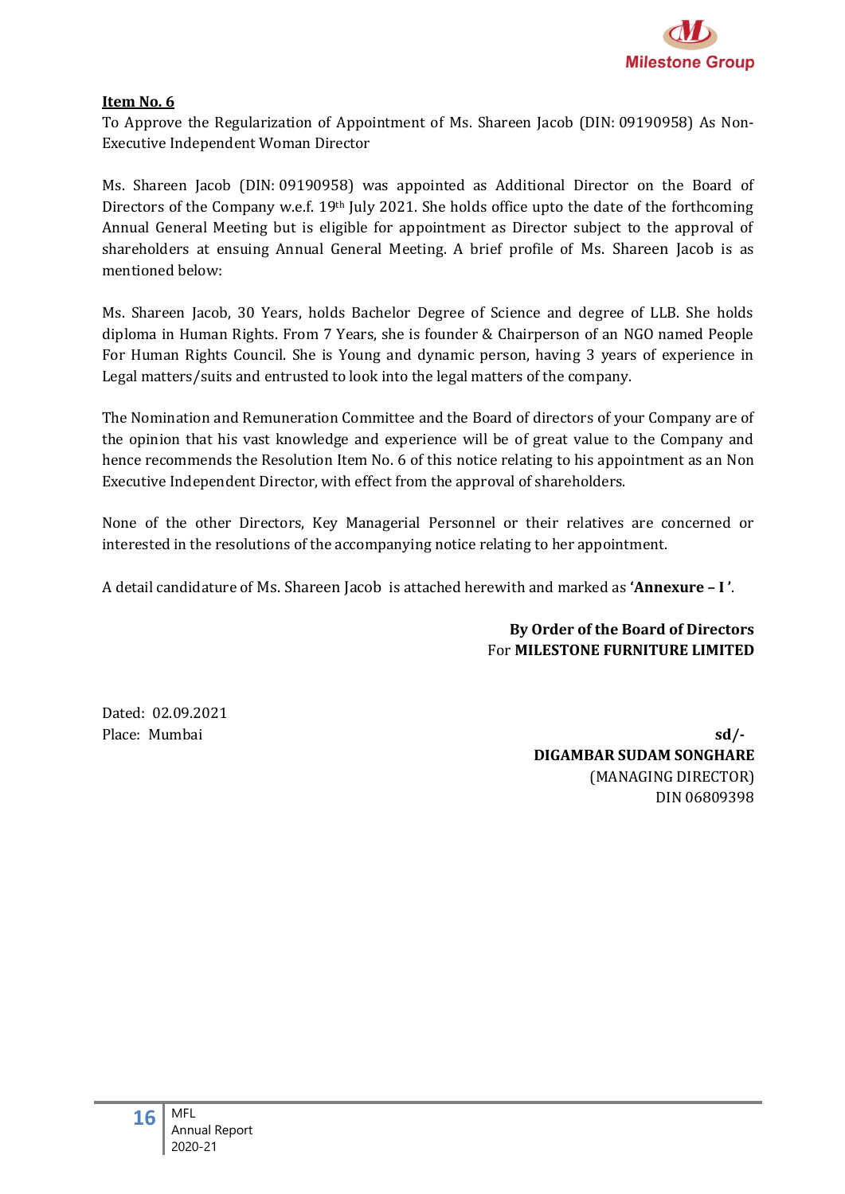**Item No. 6**

To Approve the Regularization of Appointment of Ms. Shareen Jacob (DIN: 09190958) As Non-Executive Independent Woman Director

Ms. Shareen Jacob (DIN: 09190958) was appointed as Additional Director on the Board of Directors of the Company w.e.f. 19th July 2021. She holds office upto the date of the forthcoming Annual General Meeting but is eligible for appointment as Director subject to the approval of shareholders at ensuing Annual General Meeting. A brief profile of Ms. Shareen Jacob is as mentioned below:

Ms. Shareen Jacob, 30 Years, holds Bachelor Degree of Science and degree of LLB. She holds diploma in Human Rights. From 7 Years, she is founder & Chairperson of an NGO named People For Human Rights Council. She is Young and dynamic person, having 3 years of experience in Legal matters/suits and entrusted to look into the legal matters of the company.

The Nomination and Remuneration Committee and the Board of directors of your Company are of the opinion that his vast knowledge and experience will be of great value to the Company and hence recommends the Resolution Item No. 6 of this notice relating to his appointment as an Non Executive Independent Director, with effect from the approval of shareholders.

None of the other Directors, Key Managerial Personnel or their relatives are concerned or interested in the resolutions of the accompanying notice relating to her appointment.

A detail candidature of Ms. Shareen Jacob is attached herewith and marked as **'Annexure – I '**.

**By Order of the Board of Directors**
For **MILESTONE FURNITURE LIMITED**

Dated: 02.09.2021
Place: Mumbai

**sd/-**
**DIGAMBAR SUDAM SONGHARE**
(MANAGING DIRECTOR)
DIN 06809398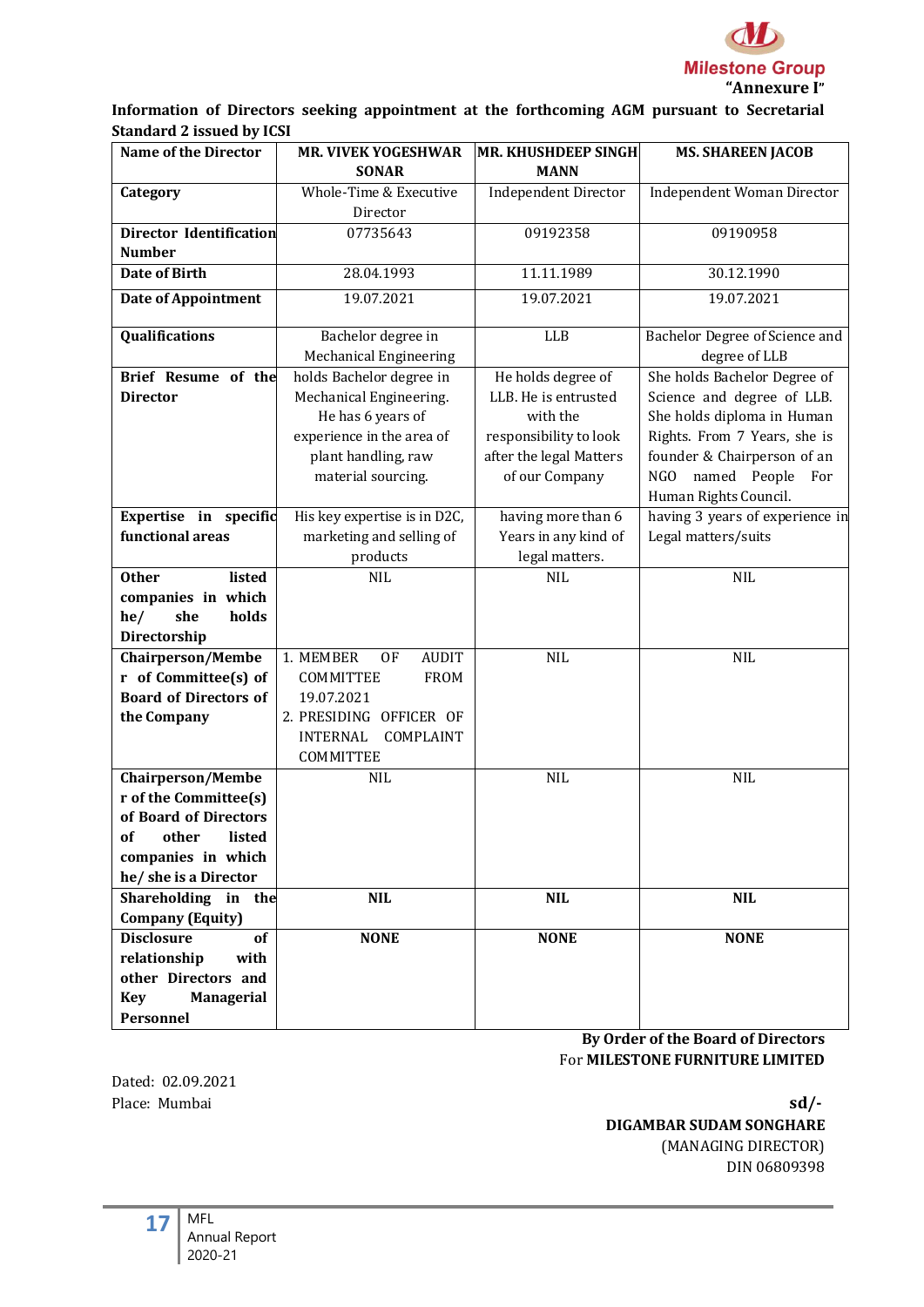"Annexure I"

**Information of Directors seeking appointment at the forthcoming AGM pursuant to Secretarial Standard 2 issued by ICSI**

| **Name of the Director** | **MR. VIVEK YOGESHWAR SONAR** | **MR. KHUSHDEEP SINGH MANN** | **MS. SHAREEN JACOB** |
|---|---|---|---|
| **Category** | Whole-Time & Executive Director | Independent Director | Independent Woman Director |
| **Director Identification Number** | 07735643 | 09192358 | 09190958 |
| **Date of Birth** | 28.04.1993 | 11.11.1989 | 30.12.1990 |
| **Date of Appointment** | 19.07.2021 | 19.07.2021 | 19.07.2021 |
| **Qualifications** | Bachelor degree in Mechanical Engineering | LLB | Bachelor Degree of Science and degree of LLB |
| **Brief Resume of the Director** | holds Bachelor degree in Mechanical Engineering. He has 6 years of experience in the area of plant handling, raw material sourcing. | He holds degree of LLB. He is entrusted with the responsibility to look after the legal Matters of our Company | She holds Bachelor Degree of Science and degree of LLB. She holds diploma in Human Rights. From 7 Years, she is founder & Chairperson of an NGO named People For Human Rights Council. |
| **Expertise in specific functional areas** | His key expertise is in D2C, marketing and selling of products | having more than 6 Years in any kind of legal matters. | having 3 years of experience in Legal matters/suits |
| **Other listed companies in which he/ she holds Directorship** | NIL | NIL | NIL |
| **Chairperson/Member of Committee(s) of Board of Directors of the Company** | 1. MEMBER OF AUDIT COMMITTEE FROM 19.07.2021<br>2. PRESIDING OFFICER OF INTERNAL COMPLAINT COMMITTEE | NIL | NIL |
| **Chairperson/Member of the Committee(s) of Board of Directors of other listed companies in which he/ she is a Director** | NIL | NIL | NIL |
| **Shareholding in the Company (Equity)** | **NIL** | **NIL** | **NIL** |
| **Disclosure of relationship with other Directors and Key Managerial Personnel** | **NONE** | **NONE** | **NONE** |

**By Order of the Board of Directors**
For **MILESTONE FURNITURE LIMITED**

Dated: 02.09.2021
Place: Mumbai

**sd/-**
**DIGAMBAR SUDAM SONGHARE**
(MANAGING DIRECTOR)
DIN 06809398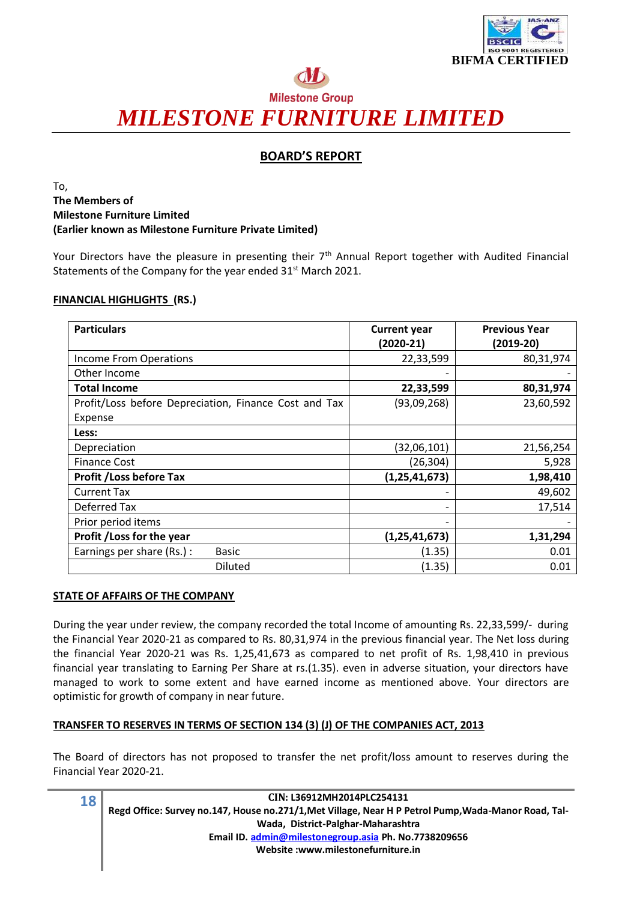BIFMA CERTIFIED

Milestone Group

# MILESTONE FURNITURE LIMITED

## BOARD'S REPORT

To,
**The Members of**
**Milestone Furniture Limited**
**(Earlier known as Milestone Furniture Private Limited)**

Your Directors have the pleasure in presenting their 7th Annual Report together with Audited Financial Statements of the Company for the year ended 31st March 2021.

### FINANCIAL HIGHLIGHTS (RS.)

| Particulars | Current year (2020-21) | Previous Year (2019-20) |
|---|---|---|
| Income From Operations | 22,33,599 | 80,31,974 |
| Other Income | - | - |
| **Total Income** | **22,33,599** | **80,31,974** |
| Profit/Loss before Depreciation, Finance Cost and Tax Expense | (93,09,268) | 23,60,592 |
| **Less:** | | |
| Depreciation | (32,06,101) | 21,56,254 |
| Finance Cost | (26,304) | 5,928 |
| **Profit /Loss before Tax** | **(1,25,41,673)** | **1,98,410** |
| Current Tax | - | 49,602 |
| Deferred Tax | - | 17,514 |
| Prior period items | - | - |
| **Profit /Loss for the year** | **(1,25,41,673)** | **1,31,294** |
| Earnings per share (Rs.) : Basic | (1.35) | 0.01 |
| Diluted | (1.35) | 0.01 |

### STATE OF AFFAIRS OF THE COMPANY

During the year under review, the company recorded the total Income of amounting Rs. 22,33,599/- during the Financial Year 2020-21 as compared to Rs. 80,31,974 in the previous financial year. The Net loss during the financial Year 2020-21 was Rs. 1,25,41,673 as compared to net profit of Rs. 1,98,410 in previous financial year translating to Earning Per Share at rs.(1.35). even in adverse situation, your directors have managed to work to some extent and have earned income as mentioned above. Your directors are optimistic for growth of company in near future.

### TRANSFER TO RESERVES IN TERMS OF SECTION 134 (3) (J) OF THE COMPANIES ACT, 2013

The Board of directors has not proposed to transfer the net profit/loss amount to reserves during the Financial Year 2020-21.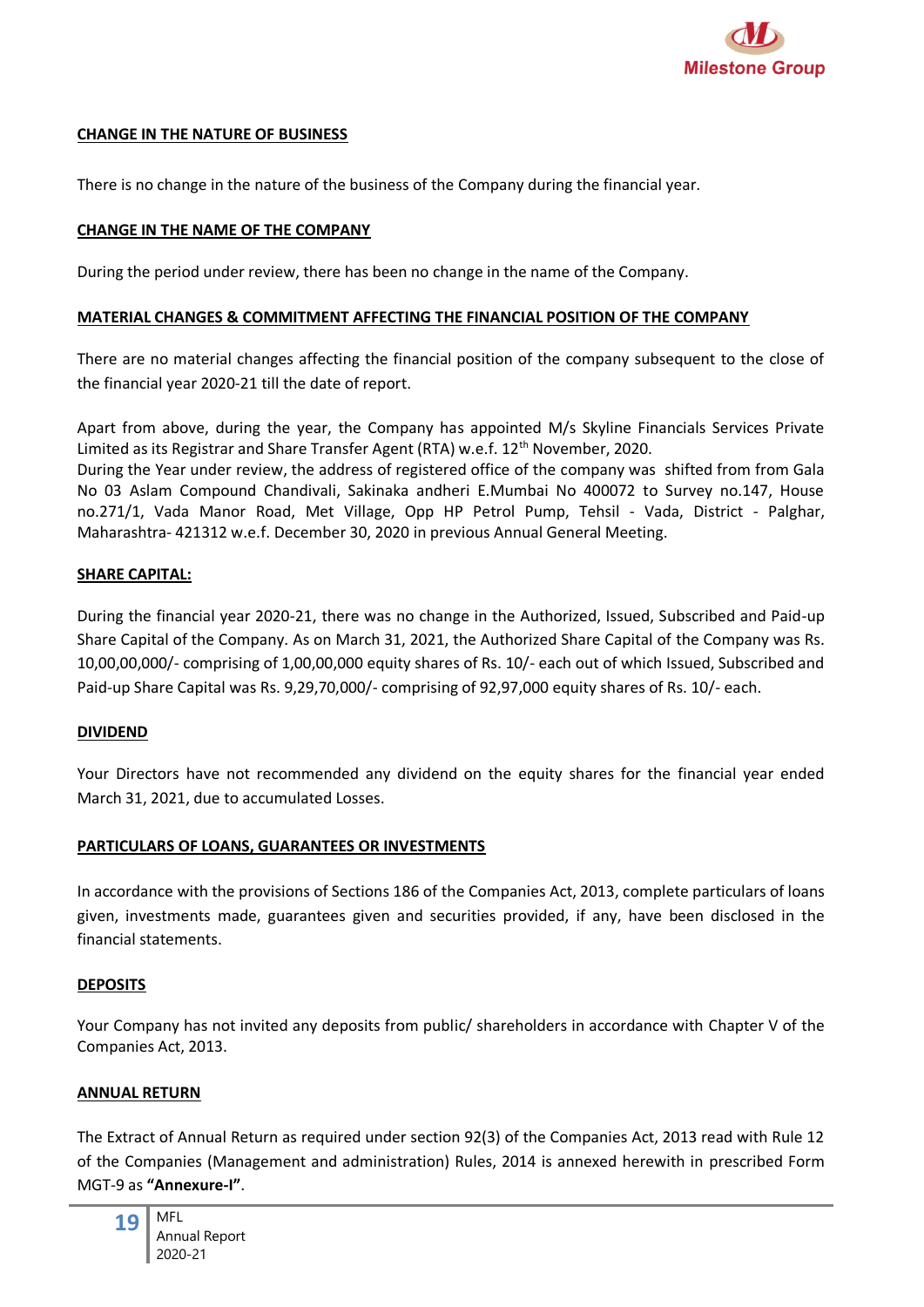**CHANGE IN THE NATURE OF BUSINESS**

There is no change in the nature of the business of the Company during the financial year.

**CHANGE IN THE NAME OF THE COMPANY**

During the period under review, there has been no change in the name of the Company.

**MATERIAL CHANGES & COMMITMENT AFFECTING THE FINANCIAL POSITION OF THE COMPANY**

There are no material changes affecting the financial position of the company subsequent to the close of the financial year 2020-21 till the date of report.

Apart from above, during the year, the Company has appointed M/s Skyline Financials Services Private Limited as its Registrar and Share Transfer Agent (RTA) w.e.f. 12th November, 2020.
During the Year under review, the address of registered office of the company was shifted from from Gala No 03 Aslam Compound Chandivali, Sakinaka andheri E.Mumbai No 400072 to Survey no.147, House no.271/1, Vada Manor Road, Met Village, Opp HP Petrol Pump, Tehsil - Vada, District - Palghar, Maharashtra- 421312 w.e.f. December 30, 2020 in previous Annual General Meeting.

**SHARE CAPITAL:**

During the financial year 2020-21, there was no change in the Authorized, Issued, Subscribed and Paid-up Share Capital of the Company. As on March 31, 2021, the Authorized Share Capital of the Company was Rs. 10,00,00,000/- comprising of 1,00,00,000 equity shares of Rs. 10/- each out of which Issued, Subscribed and Paid-up Share Capital was Rs. 9,29,70,000/- comprising of 92,97,000 equity shares of Rs. 10/- each.

**DIVIDEND**

Your Directors have not recommended any dividend on the equity shares for the financial year ended March 31, 2021, due to accumulated Losses.

**PARTICULARS OF LOANS, GUARANTEES OR INVESTMENTS**

In accordance with the provisions of Sections 186 of the Companies Act, 2013, complete particulars of loans given, investments made, guarantees given and securities provided, if any, have been disclosed in the financial statements.

**DEPOSITS**

Your Company has not invited any deposits from public/ shareholders in accordance with Chapter V of the Companies Act, 2013.

**ANNUAL RETURN**

The Extract of Annual Return as required under section 92(3) of the Companies Act, 2013 read with Rule 12 of the Companies (Management and administration) Rules, 2014 is annexed herewith in prescribed Form MGT-9 as **"Annexure-I"**.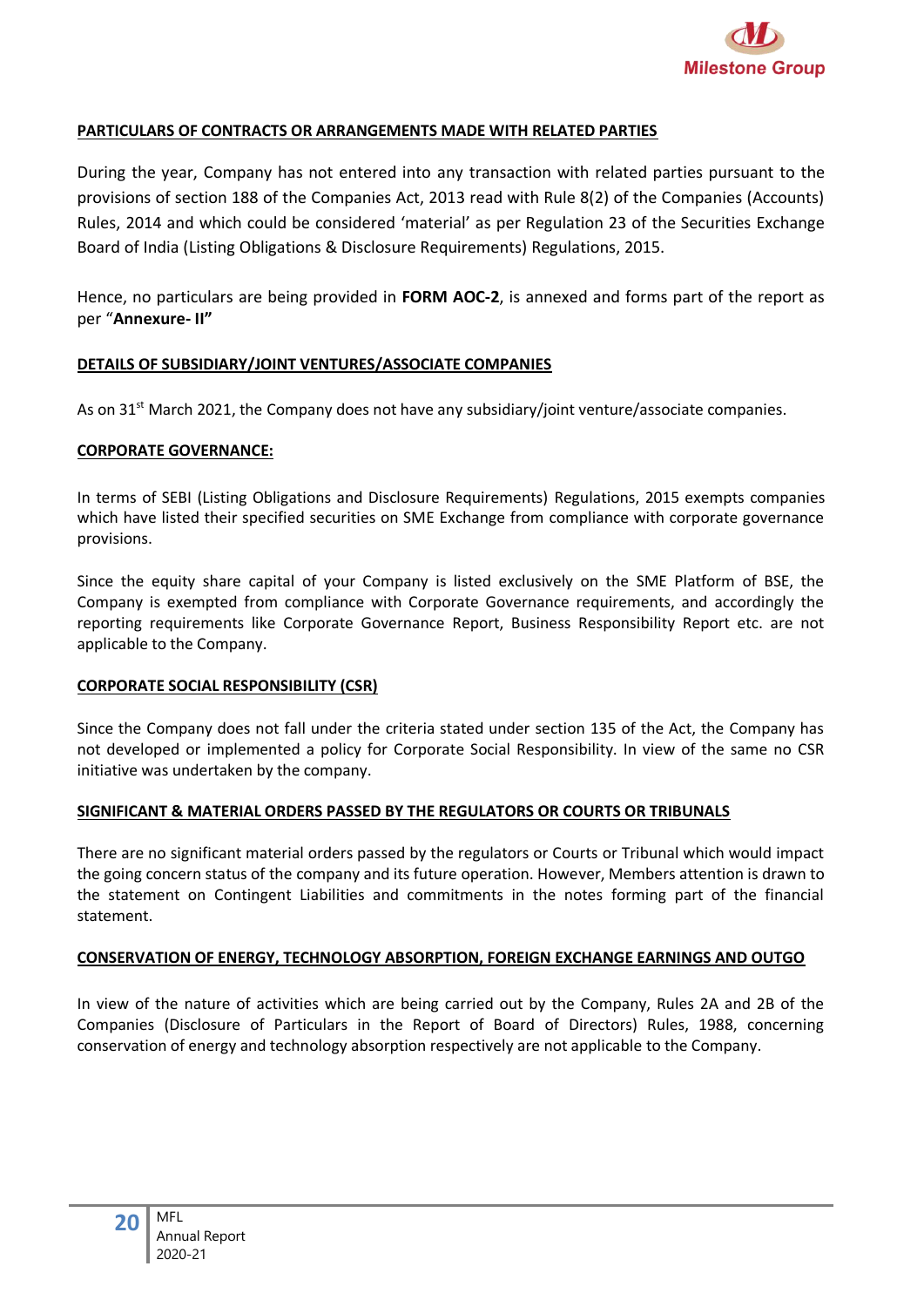## PARTICULARS OF CONTRACTS OR ARRANGEMENTS MADE WITH RELATED PARTIES

During the year, Company has not entered into any transaction with related parties pursuant to the provisions of section 188 of the Companies Act, 2013 read with Rule 8(2) of the Companies (Accounts) Rules, 2014 and which could be considered 'material' as per Regulation 23 of the Securities Exchange Board of India (Listing Obligations & Disclosure Requirements) Regulations, 2015.

Hence, no particulars are being provided in **FORM AOC-2**, is annexed and forms part of the report as per "**Annexure- II"**

## DETAILS OF SUBSIDIARY/JOINT VENTURES/ASSOCIATE COMPANIES

As on 31st March 2021, the Company does not have any subsidiary/joint venture/associate companies.

## CORPORATE GOVERNANCE:

In terms of SEBI (Listing Obligations and Disclosure Requirements) Regulations, 2015 exempts companies which have listed their specified securities on SME Exchange from compliance with corporate governance provisions.

Since the equity share capital of your Company is listed exclusively on the SME Platform of BSE, the Company is exempted from compliance with Corporate Governance requirements, and accordingly the reporting requirements like Corporate Governance Report, Business Responsibility Report etc. are not applicable to the Company.

## CORPORATE SOCIAL RESPONSIBILITY (CSR)

Since the Company does not fall under the criteria stated under section 135 of the Act, the Company has not developed or implemented a policy for Corporate Social Responsibility. In view of the same no CSR initiative was undertaken by the company.

## SIGNIFICANT & MATERIAL ORDERS PASSED BY THE REGULATORS OR COURTS OR TRIBUNALS

There are no significant material orders passed by the regulators or Courts or Tribunal which would impact the going concern status of the company and its future operation. However, Members attention is drawn to the statement on Contingent Liabilities and commitments in the notes forming part of the financial statement.

## CONSERVATION OF ENERGY, TECHNOLOGY ABSORPTION, FOREIGN EXCHANGE EARNINGS AND OUTGO

In view of the nature of activities which are being carried out by the Company, Rules 2A and 2B of the Companies (Disclosure of Particulars in the Report of Board of Directors) Rules, 1988, concerning conservation of energy and technology absorption respectively are not applicable to the Company.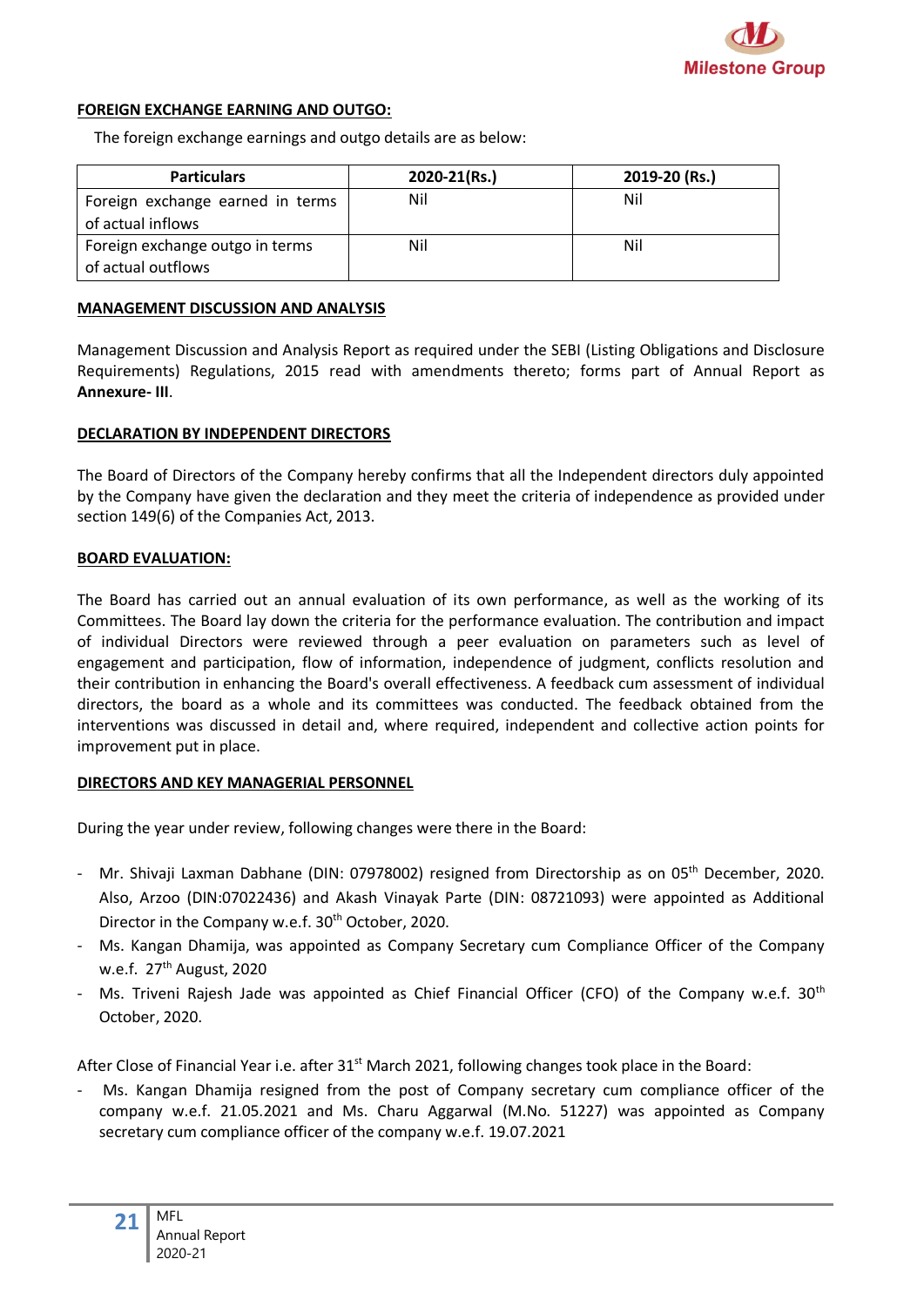**FOREIGN EXCHANGE EARNING AND OUTGO:**

The foreign exchange earnings and outgo details are as below:

| Particulars | 2020-21(Rs.) | 2019-20 (Rs.) |
|---|---|---|
| Foreign exchange earned in terms of actual inflows | Nil | Nil |
| Foreign exchange outgo in terms of actual outflows | Nil | Nil |

**MANAGEMENT DISCUSSION AND ANALYSIS**

Management Discussion and Analysis Report as required under the SEBI (Listing Obligations and Disclosure Requirements) Regulations, 2015 read with amendments thereto; forms part of Annual Report as **Annexure- III**.

**DECLARATION BY INDEPENDENT DIRECTORS**

The Board of Directors of the Company hereby confirms that all the Independent directors duly appointed by the Company have given the declaration and they meet the criteria of independence as provided under section 149(6) of the Companies Act, 2013.

**BOARD EVALUATION:**

The Board has carried out an annual evaluation of its own performance, as well as the working of its Committees. The Board lay down the criteria for the performance evaluation. The contribution and impact of individual Directors were reviewed through a peer evaluation on parameters such as level of engagement and participation, flow of information, independence of judgment, conflicts resolution and their contribution in enhancing the Board's overall effectiveness. A feedback cum assessment of individual directors, the board as a whole and its committees was conducted. The feedback obtained from the interventions was discussed in detail and, where required, independent and collective action points for improvement put in place.

**DIRECTORS AND KEY MANAGERIAL PERSONNEL**

During the year under review, following changes were there in the Board:

- Mr. Shivaji Laxman Dabhane (DIN: 07978002) resigned from Directorship as on 05th December, 2020. Also, Arzoo (DIN:07022436) and Akash Vinayak Parte (DIN: 08721093) were appointed as Additional Director in the Company w.e.f. 30th October, 2020.
- Ms. Kangan Dhamija, was appointed as Company Secretary cum Compliance Officer of the Company w.e.f. 27th August, 2020
- Ms. Triveni Rajesh Jade was appointed as Chief Financial Officer (CFO) of the Company w.e.f. 30th October, 2020.

After Close of Financial Year i.e. after 31st March 2021, following changes took place in the Board:

- Ms. Kangan Dhamija resigned from the post of Company secretary cum compliance officer of the company w.e.f. 21.05.2021 and Ms. Charu Aggarwal (M.No. 51227) was appointed as Company secretary cum compliance officer of the company w.e.f. 19.07.2021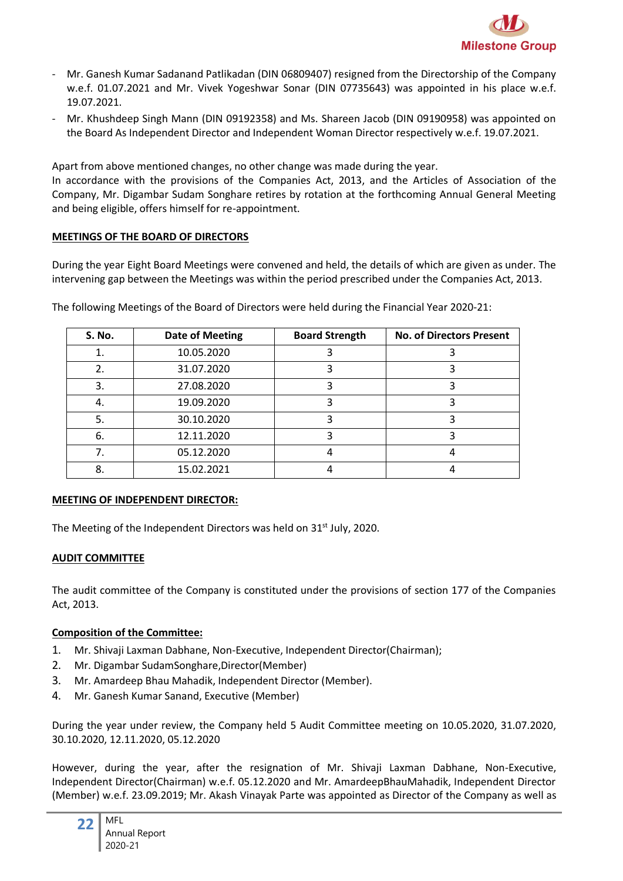- Mr. Ganesh Kumar Sadanand Patlikadan (DIN 06809407) resigned from the Directorship of the Company w.e.f. 01.07.2021 and Mr. Vivek Yogeshwar Sonar (DIN 07735643) was appointed in his place w.e.f. 19.07.2021.
- Mr. Khushdeep Singh Mann (DIN 09192358) and Ms. Shareen Jacob (DIN 09190958) was appointed on the Board As Independent Director and Independent Woman Director respectively w.e.f. 19.07.2021.

Apart from above mentioned changes, no other change was made during the year.
In accordance with the provisions of the Companies Act, 2013, and the Articles of Association of the Company, Mr. Digambar Sudam Songhare retires by rotation at the forthcoming Annual General Meeting and being eligible, offers himself for re-appointment.

## MEETINGS OF THE BOARD OF DIRECTORS

During the year Eight Board Meetings were convened and held, the details of which are given as under. The intervening gap between the Meetings was within the period prescribed under the Companies Act, 2013.

The following Meetings of the Board of Directors were held during the Financial Year 2020-21:

| S. No. | Date of Meeting | Board Strength | No. of Directors Present |
|---|---|---|---|
| 1. | 10.05.2020 | 3 | 3 |
| 2. | 31.07.2020 | 3 | 3 |
| 3. | 27.08.2020 | 3 | 3 |
| 4. | 19.09.2020 | 3 | 3 |
| 5. | 30.10.2020 | 3 | 3 |
| 6. | 12.11.2020 | 3 | 3 |
| 7. | 05.12.2020 | 4 | 4 |
| 8. | 15.02.2021 | 4 | 4 |

## MEETING OF INDEPENDENT DIRECTOR:

The Meeting of the Independent Directors was held on 31st July, 2020.

## AUDIT COMMITTEE

The audit committee of the Company is constituted under the provisions of section 177 of the Companies Act, 2013.

### Composition of the Committee:

1. Mr. Shivaji Laxman Dabhane, Non-Executive, Independent Director(Chairman);
2. Mr. Digambar SudamSonghare,Director(Member)
3. Mr. Amardeep Bhau Mahadik, Independent Director (Member).
4. Mr. Ganesh Kumar Sanand, Executive (Member)

During the year under review, the Company held 5 Audit Committee meeting on 10.05.2020, 31.07.2020, 30.10.2020, 12.11.2020, 05.12.2020

However, during the year, after the resignation of Mr. Shivaji Laxman Dabhane, Non-Executive, Independent Director(Chairman) w.e.f. 05.12.2020 and Mr. AmardeepBhauMahadik, Independent Director (Member) w.e.f. 23.09.2019; Mr. Akash Vinayak Parte was appointed as Director of the Company as well as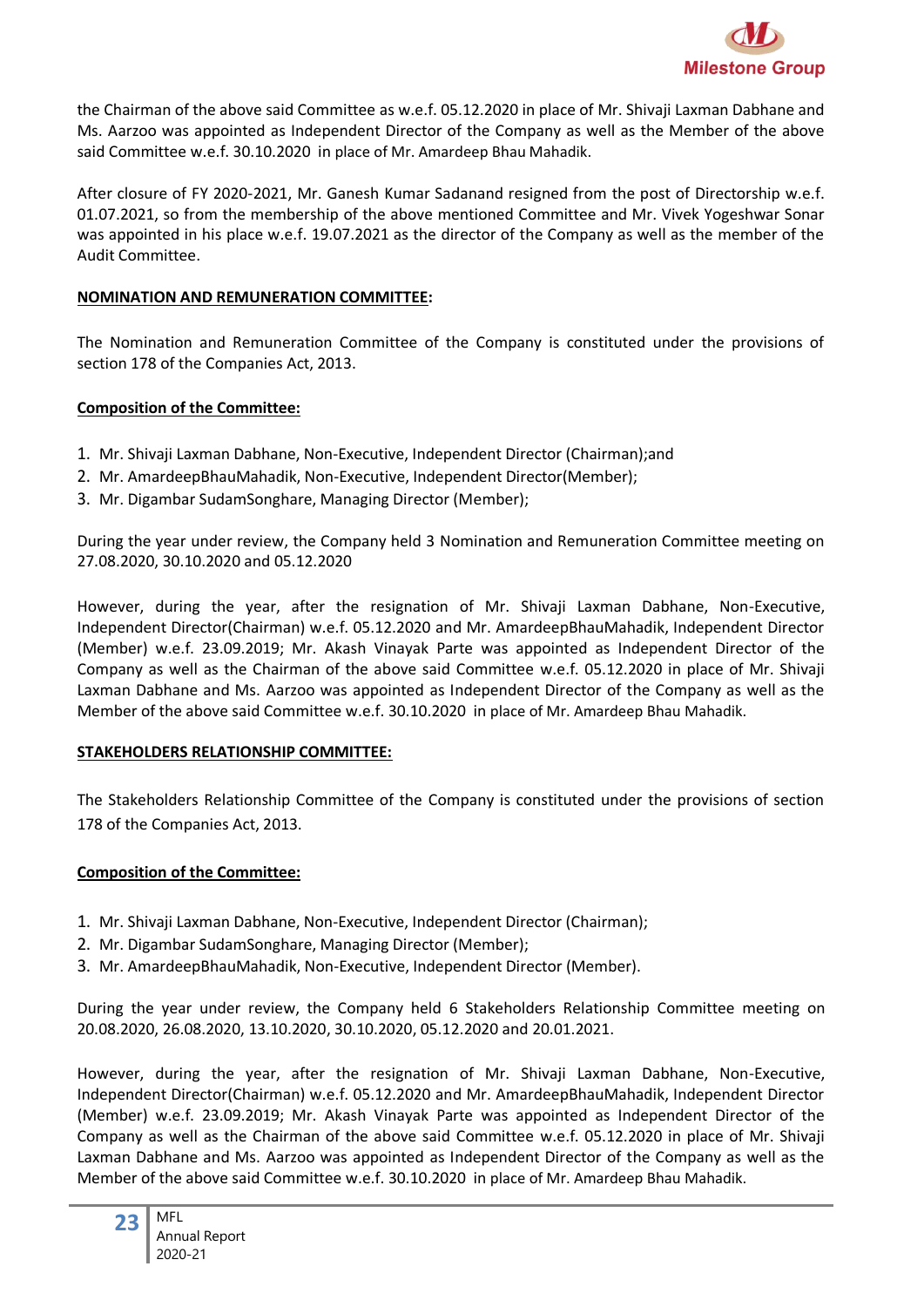the Chairman of the above said Committee as w.e.f. 05.12.2020 in place of Mr. Shivaji Laxman Dabhane and Ms. Aarzoo was appointed as Independent Director of the Company as well as the Member of the above said Committee w.e.f. 30.10.2020 in place of Mr. Amardeep Bhau Mahadik.

After closure of FY 2020-2021, Mr. Ganesh Kumar Sadanand resigned from the post of Directorship w.e.f. 01.07.2021, so from the membership of the above mentioned Committee and Mr. Vivek Yogeshwar Sonar was appointed in his place w.e.f. 19.07.2021 as the director of the Company as well as the member of the Audit Committee.

**NOMINATION AND REMUNERATION COMMITTEE:**

The Nomination and Remuneration Committee of the Company is constituted under the provisions of section 178 of the Companies Act, 2013.

**Composition of the Committee:**

1. Mr. Shivaji Laxman Dabhane, Non-Executive, Independent Director (Chairman);and
2. Mr. AmardeepBhauMahadik, Non-Executive, Independent Director(Member);
3. Mr. Digambar SudamSonghare, Managing Director (Member);

During the year under review, the Company held 3 Nomination and Remuneration Committee meeting on 27.08.2020, 30.10.2020 and 05.12.2020

However, during the year, after the resignation of Mr. Shivaji Laxman Dabhane, Non-Executive, Independent Director(Chairman) w.e.f. 05.12.2020 and Mr. AmardeepBhauMahadik, Independent Director (Member) w.e.f. 23.09.2019; Mr. Akash Vinayak Parte was appointed as Independent Director of the Company as well as the Chairman of the above said Committee w.e.f. 05.12.2020 in place of Mr. Shivaji Laxman Dabhane and Ms. Aarzoo was appointed as Independent Director of the Company as well as the Member of the above said Committee w.e.f. 30.10.2020 in place of Mr. Amardeep Bhau Mahadik.

**STAKEHOLDERS RELATIONSHIP COMMITTEE:**

The Stakeholders Relationship Committee of the Company is constituted under the provisions of section 178 of the Companies Act, 2013.

**Composition of the Committee:**

1. Mr. Shivaji Laxman Dabhane, Non-Executive, Independent Director (Chairman);
2. Mr. Digambar SudamSonghare, Managing Director (Member);
3. Mr. AmardeepBhauMahadik, Non-Executive, Independent Director (Member).

During the year under review, the Company held 6 Stakeholders Relationship Committee meeting on 20.08.2020, 26.08.2020, 13.10.2020, 30.10.2020, 05.12.2020 and 20.01.2021.

However, during the year, after the resignation of Mr. Shivaji Laxman Dabhane, Non-Executive, Independent Director(Chairman) w.e.f. 05.12.2020 and Mr. AmardeepBhauMahadik, Independent Director (Member) w.e.f. 23.09.2019; Mr. Akash Vinayak Parte was appointed as Independent Director of the Company as well as the Chairman of the above said Committee w.e.f. 05.12.2020 in place of Mr. Shivaji Laxman Dabhane and Ms. Aarzoo was appointed as Independent Director of the Company as well as the Member of the above said Committee w.e.f. 30.10.2020 in place of Mr. Amardeep Bhau Mahadik.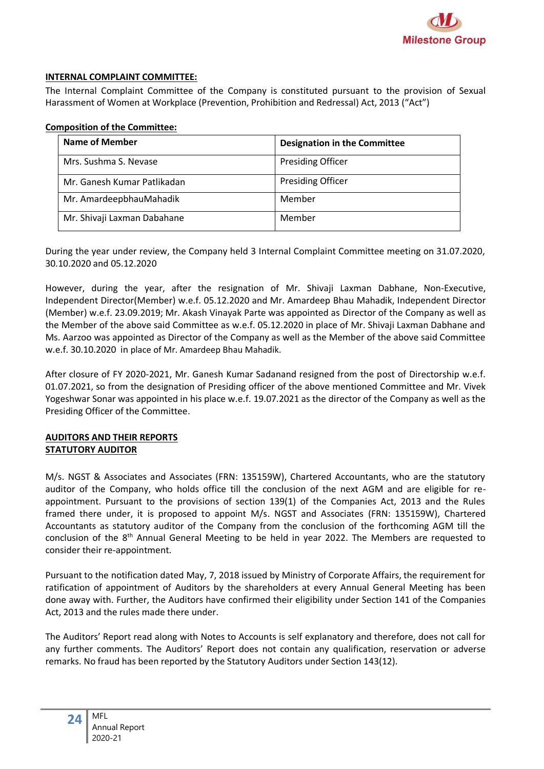**INTERNAL COMPLAINT COMMITTEE:**

The Internal Complaint Committee of the Company is constituted pursuant to the provision of Sexual Harassment of Women at Workplace (Prevention, Prohibition and Redressal) Act, 2013 ("Act")

**Composition of the Committee:**

| Name of Member | Designation in the Committee |
|---|---|
| Mrs. Sushma S. Nevase | Presiding Officer |
| Mr. Ganesh Kumar Patlikadan | Presiding Officer |
| Mr. AmardeepbhauMahadik | Member |
| Mr. Shivaji Laxman Dabahane | Member |

During the year under review, the Company held 3 Internal Complaint Committee meeting on 31.07.2020, 30.10.2020 and 05.12.2020

However, during the year, after the resignation of Mr. Shivaji Laxman Dabhane, Non-Executive, Independent Director(Member) w.e.f. 05.12.2020 and Mr. Amardeep Bhau Mahadik, Independent Director (Member) w.e.f. 23.09.2019; Mr. Akash Vinayak Parte was appointed as Director of the Company as well as the Member of the above said Committee as w.e.f. 05.12.2020 in place of Mr. Shivaji Laxman Dabhane and Ms. Aarzoo was appointed as Director of the Company as well as the Member of the above said Committee w.e.f. 30.10.2020 in place of Mr. Amardeep Bhau Mahadik.

After closure of FY 2020-2021, Mr. Ganesh Kumar Sadanand resigned from the post of Directorship w.e.f. 01.07.2021, so from the designation of Presiding officer of the above mentioned Committee and Mr. Vivek Yogeshwar Sonar was appointed in his place w.e.f. 19.07.2021 as the director of the Company as well as the Presiding Officer of the Committee.

**AUDITORS AND THEIR REPORTS**
**STATUTORY AUDITOR**

M/s. NGST & Associates and Associates (FRN: 135159W), Chartered Accountants, who are the statutory auditor of the Company, who holds office till the conclusion of the next AGM and are eligible for re-appointment. Pursuant to the provisions of section 139(1) of the Companies Act, 2013 and the Rules framed there under, it is proposed to appoint M/s. NGST and Associates (FRN: 135159W), Chartered Accountants as statutory auditor of the Company from the conclusion of the forthcoming AGM till the conclusion of the 8th Annual General Meeting to be held in year 2022. The Members are requested to consider their re-appointment.

Pursuant to the notification dated May, 7, 2018 issued by Ministry of Corporate Affairs, the requirement for ratification of appointment of Auditors by the shareholders at every Annual General Meeting has been done away with. Further, the Auditors have confirmed their eligibility under Section 141 of the Companies Act, 2013 and the rules made there under.

The Auditors' Report read along with Notes to Accounts is self explanatory and therefore, does not call for any further comments. The Auditors' Report does not contain any qualification, reservation or adverse remarks. No fraud has been reported by the Statutory Auditors under Section 143(12).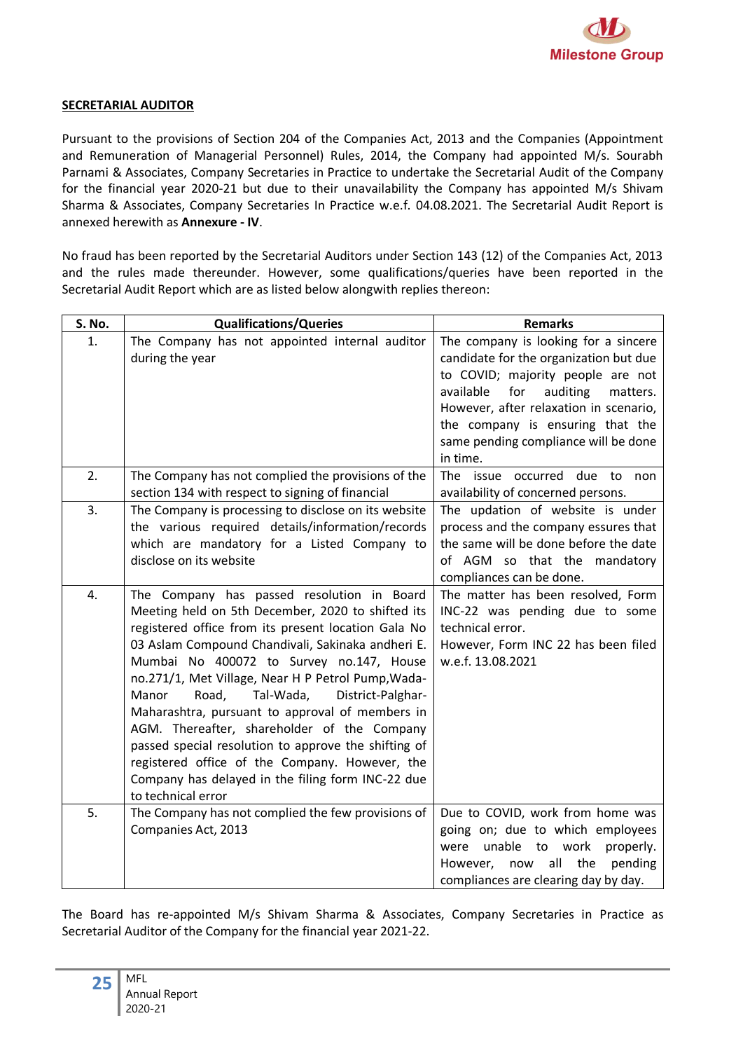**SECRETARIAL AUDITOR**

Pursuant to the provisions of Section 204 of the Companies Act, 2013 and the Companies (Appointment and Remuneration of Managerial Personnel) Rules, 2014, the Company had appointed M/s. Sourabh Parnami & Associates, Company Secretaries in Practice to undertake the Secretarial Audit of the Company for the financial year 2020-21 but due to their unavailability the Company has appointed M/s Shivam Sharma & Associates, Company Secretaries In Practice w.e.f. 04.08.2021. The Secretarial Audit Report is annexed herewith as **Annexure - IV**.

No fraud has been reported by the Secretarial Auditors under Section 143 (12) of the Companies Act, 2013 and the rules made thereunder. However, some qualifications/queries have been reported in the Secretarial Audit Report which are as listed below alongwith replies thereon:

| S. No. | Qualifications/Queries | Remarks |
|---|---|---|
| 1. | The Company has not appointed internal auditor during the year | The company is looking for a sincere candidate for the organization but due to COVID; majority people are not available for auditing matters. However, after relaxation in scenario, the company is ensuring that the same pending compliance will be done in time. |
| 2. | The Company has not complied the provisions of the section 134 with respect to signing of financial | The issue occurred due to non availability of concerned persons. |
| 3. | The Company is processing to disclose on its website the various required details/information/records which are mandatory for a Listed Company to disclose on its website | The updation of website is under process and the company assures that the same will be done before the date of AGM so that the mandatory compliances can be done. |
| 4. | The Company has passed resolution in Board Meeting held on 5th December, 2020 to shifted its registered office from its present location Gala No 03 Aslam Compound Chandivali, Sakinaka andheri E. Mumbai No 400072 to Survey no.147, House no.271/1, Met Village, Near H P Petrol Pump,Wada-Manor Road, Tal-Wada, District-Palghar-Maharashtra, pursuant to approval of members in AGM. Thereafter, shareholder of the Company passed special resolution to approve the shifting of registered office of the Company. However, the Company has delayed in the filing form INC-22 due to technical error | The matter has been resolved, Form INC-22 was pending due to some technical error.<br>However, Form INC 22 has been filed w.e.f. 13.08.2021 |
| 5. | The Company has not complied the few provisions of Companies Act, 2013 | Due to COVID, work from home was going on; due to which employees were unable to work properly. However, now all the pending compliances are clearing day by day. |

The Board has re-appointed M/s Shivam Sharma & Associates, Company Secretaries in Practice as Secretarial Auditor of the Company for the financial year 2021-22.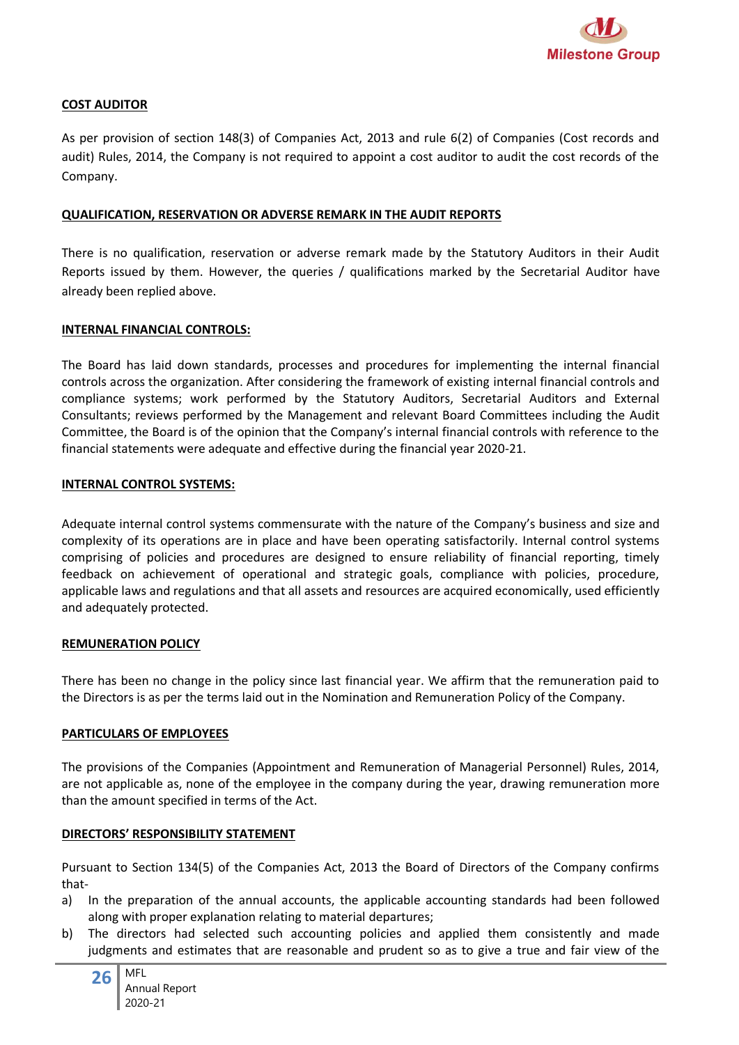## COST AUDITOR

As per provision of section 148(3) of Companies Act, 2013 and rule 6(2) of Companies (Cost records and audit) Rules, 2014, the Company is not required to appoint a cost auditor to audit the cost records of the Company.

## QUALIFICATION, RESERVATION OR ADVERSE REMARK IN THE AUDIT REPORTS

There is no qualification, reservation or adverse remark made by the Statutory Auditors in their Audit Reports issued by them. However, the queries / qualifications marked by the Secretarial Auditor have already been replied above.

## INTERNAL FINANCIAL CONTROLS:

The Board has laid down standards, processes and procedures for implementing the internal financial controls across the organization. After considering the framework of existing internal financial controls and compliance systems; work performed by the Statutory Auditors, Secretarial Auditors and External Consultants; reviews performed by the Management and relevant Board Committees including the Audit Committee, the Board is of the opinion that the Company's internal financial controls with reference to the financial statements were adequate and effective during the financial year 2020-21.

## INTERNAL CONTROL SYSTEMS:

Adequate internal control systems commensurate with the nature of the Company's business and size and complexity of its operations are in place and have been operating satisfactorily. Internal control systems comprising of policies and procedures are designed to ensure reliability of financial reporting, timely feedback on achievement of operational and strategic goals, compliance with policies, procedure, applicable laws and regulations and that all assets and resources are acquired economically, used efficiently and adequately protected.

## REMUNERATION POLICY

There has been no change in the policy since last financial year. We affirm that the remuneration paid to the Directors is as per the terms laid out in the Nomination and Remuneration Policy of the Company.

## PARTICULARS OF EMPLOYEES

The provisions of the Companies (Appointment and Remuneration of Managerial Personnel) Rules, 2014, are not applicable as, none of the employee in the company during the year, drawing remuneration more than the amount specified in terms of the Act.

## DIRECTORS' RESPONSIBILITY STATEMENT

Pursuant to Section 134(5) of the Companies Act, 2013 the Board of Directors of the Company confirms that-

a) In the preparation of the annual accounts, the applicable accounting standards had been followed along with proper explanation relating to material departures;
b) The directors had selected such accounting policies and applied them consistently and made judgments and estimates that are reasonable and prudent so as to give a true and fair view of the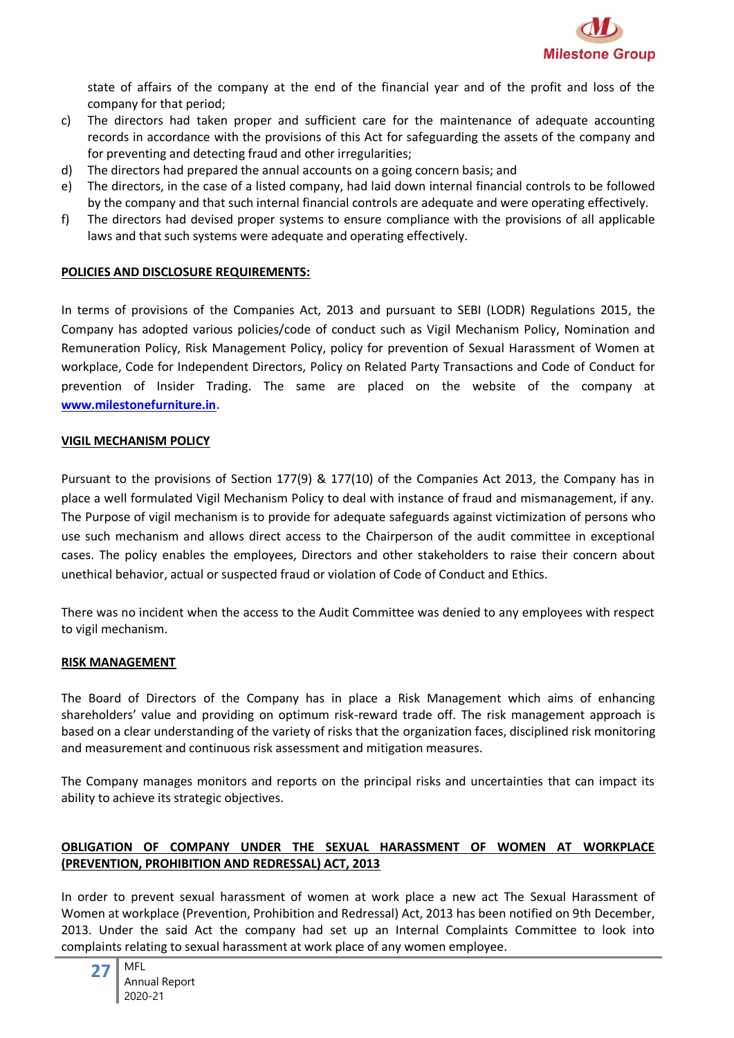state of affairs of the company at the end of the financial year and of the profit and loss of the company for that period;

c) The directors had taken proper and sufficient care for the maintenance of adequate accounting records in accordance with the provisions of this Act for safeguarding the assets of the company and for preventing and detecting fraud and other irregularities;
d) The directors had prepared the annual accounts on a going concern basis; and
e) The directors, in the case of a listed company, had laid down internal financial controls to be followed by the company and that such internal financial controls are adequate and were operating effectively.
f) The directors had devised proper systems to ensure compliance with the provisions of all applicable laws and that such systems were adequate and operating effectively.

**POLICIES AND DISCLOSURE REQUIREMENTS:**

In terms of provisions of the Companies Act, 2013 and pursuant to SEBI (LODR) Regulations 2015, the Company has adopted various policies/code of conduct such as Vigil Mechanism Policy, Nomination and Remuneration Policy, Risk Management Policy, policy for prevention of Sexual Harassment of Women at workplace, Code for Independent Directors, Policy on Related Party Transactions and Code of Conduct for prevention of Insider Trading. The same are placed on the website of the company at **www.milestonefurniture.in**.

**VIGIL MECHANISM POLICY**

Pursuant to the provisions of Section 177(9) & 177(10) of the Companies Act 2013, the Company has in place a well formulated Vigil Mechanism Policy to deal with instance of fraud and mismanagement, if any. The Purpose of vigil mechanism is to provide for adequate safeguards against victimization of persons who use such mechanism and allows direct access to the Chairperson of the audit committee in exceptional cases. The policy enables the employees, Directors and other stakeholders to raise their concern about unethical behavior, actual or suspected fraud or violation of Code of Conduct and Ethics.

There was no incident when the access to the Audit Committee was denied to any employees with respect to vigil mechanism.

**RISK MANAGEMENT**

The Board of Directors of the Company has in place a Risk Management which aims of enhancing shareholders' value and providing on optimum risk-reward trade off. The risk management approach is based on a clear understanding of the variety of risks that the organization faces, disciplined risk monitoring and measurement and continuous risk assessment and mitigation measures.

The Company manages monitors and reports on the principal risks and uncertainties that can impact its ability to achieve its strategic objectives.

**OBLIGATION OF COMPANY UNDER THE SEXUAL HARASSMENT OF WOMEN AT WORKPLACE (PREVENTION, PROHIBITION AND REDRESSAL) ACT, 2013**

In order to prevent sexual harassment of women at work place a new act The Sexual Harassment of Women at workplace (Prevention, Prohibition and Redressal) Act, 2013 has been notified on 9th December, 2013. Under the said Act the company had set up an Internal Complaints Committee to look into complaints relating to sexual harassment at work place of any women employee.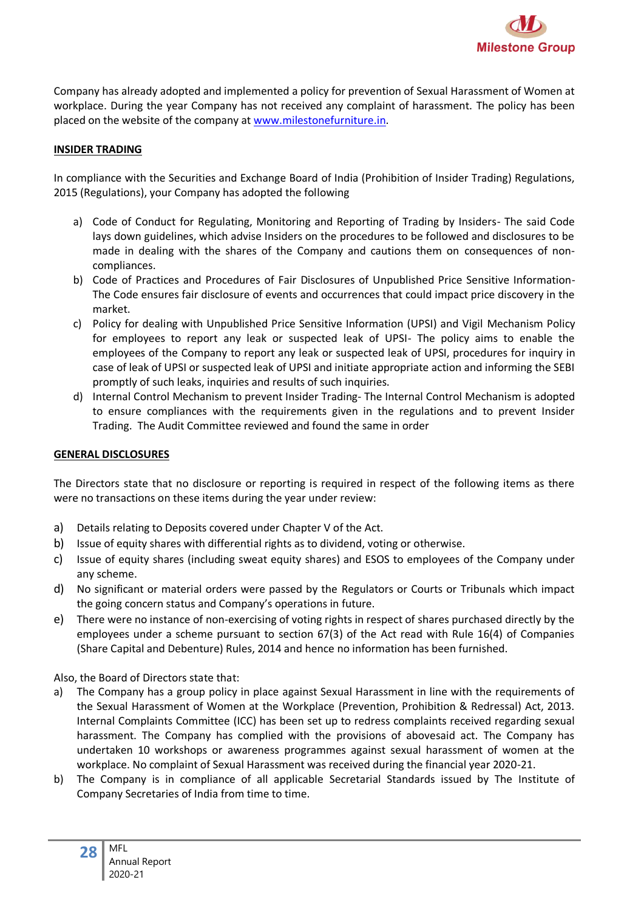Company has already adopted and implemented a policy for prevention of Sexual Harassment of Women at workplace. During the year Company has not received any complaint of harassment. The policy has been placed on the website of the company at www.milestonefurniture.in.

**INSIDER TRADING**

In compliance with the Securities and Exchange Board of India (Prohibition of Insider Trading) Regulations, 2015 (Regulations), your Company has adopted the following

a) Code of Conduct for Regulating, Monitoring and Reporting of Trading by Insiders- The said Code lays down guidelines, which advise Insiders on the procedures to be followed and disclosures to be made in dealing with the shares of the Company and cautions them on consequences of non-compliances.
b) Code of Practices and Procedures of Fair Disclosures of Unpublished Price Sensitive Information- The Code ensures fair disclosure of events and occurrences that could impact price discovery in the market.
c) Policy for dealing with Unpublished Price Sensitive Information (UPSI) and Vigil Mechanism Policy for employees to report any leak or suspected leak of UPSI- The policy aims to enable the employees of the Company to report any leak or suspected leak of UPSI, procedures for inquiry in case of leak of UPSI or suspected leak of UPSI and initiate appropriate action and informing the SEBI promptly of such leaks, inquiries and results of such inquiries.
d) Internal Control Mechanism to prevent Insider Trading- The Internal Control Mechanism is adopted to ensure compliances with the requirements given in the regulations and to prevent Insider Trading. The Audit Committee reviewed and found the same in order

**GENERAL DISCLOSURES**

The Directors state that no disclosure or reporting is required in respect of the following items as there were no transactions on these items during the year under review:

a) Details relating to Deposits covered under Chapter V of the Act.
b) Issue of equity shares with differential rights as to dividend, voting or otherwise.
c) Issue of equity shares (including sweat equity shares) and ESOS to employees of the Company under any scheme.
d) No significant or material orders were passed by the Regulators or Courts or Tribunals which impact the going concern status and Company's operations in future.
e) There were no instance of non-exercising of voting rights in respect of shares purchased directly by the employees under a scheme pursuant to section 67(3) of the Act read with Rule 16(4) of Companies (Share Capital and Debenture) Rules, 2014 and hence no information has been furnished.

Also, the Board of Directors state that:

a) The Company has a group policy in place against Sexual Harassment in line with the requirements of the Sexual Harassment of Women at the Workplace (Prevention, Prohibition & Redressal) Act, 2013. Internal Complaints Committee (ICC) has been set up to redress complaints received regarding sexual harassment. The Company has complied with the provisions of abovesaid act. The Company has undertaken 10 workshops or awareness programmes against sexual harassment of women at the workplace. No complaint of Sexual Harassment was received during the financial year 2020-21.
b) The Company is in compliance of all applicable Secretarial Standards issued by The Institute of Company Secretaries of India from time to time.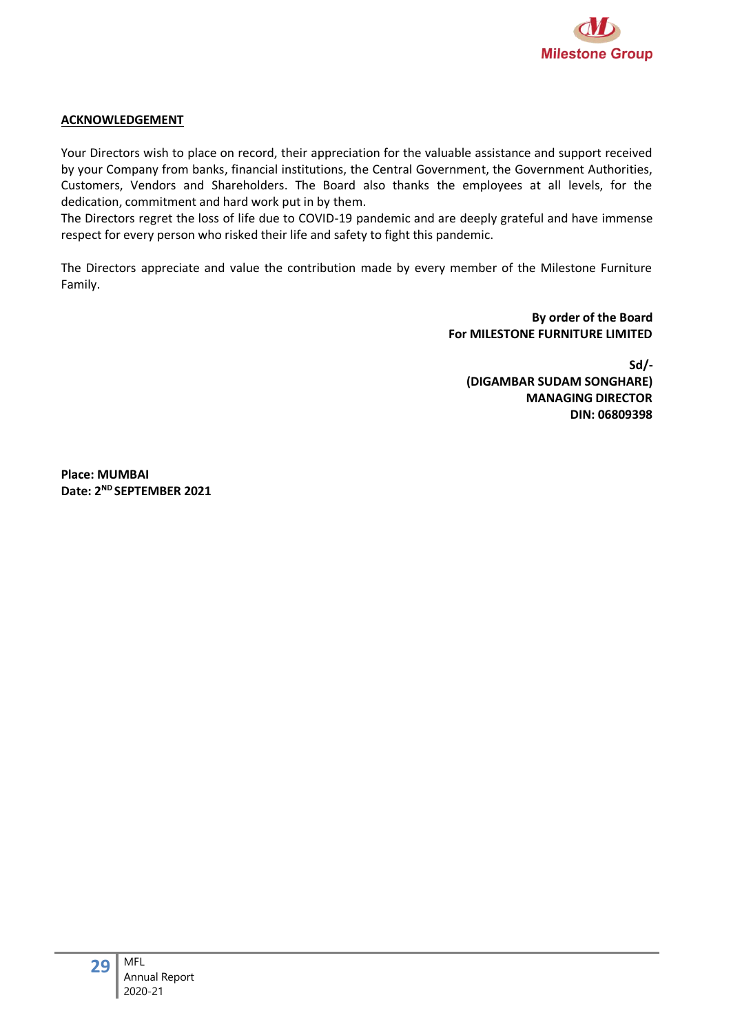## ACKNOWLEDGEMENT

Your Directors wish to place on record, their appreciation for the valuable assistance and support received by your Company from banks, financial institutions, the Central Government, the Government Authorities, Customers, Vendors and Shareholders. The Board also thanks the employees at all levels, for the dedication, commitment and hard work put in by them.
The Directors regret the loss of life due to COVID-19 pandemic and are deeply grateful and have immense respect for every person who risked their life and safety to fight this pandemic.

The Directors appreciate and value the contribution made by every member of the Milestone Furniture Family.

**By order of the Board**
**For MILESTONE FURNITURE LIMITED**

**Sd/-**
**(DIGAMBAR SUDAM SONGHARE)**
**MANAGING DIRECTOR**
**DIN: 06809398**

**Place: MUMBAI**
**Date: 2ND SEPTEMBER 2021**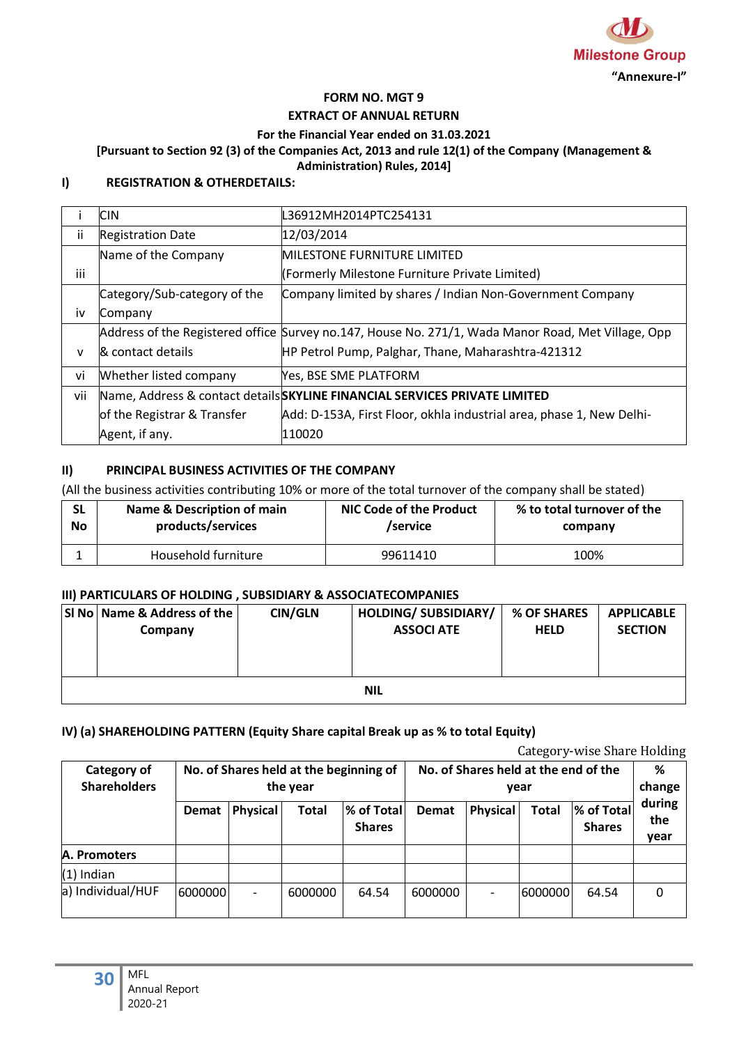"Annexure-I"

**FORM NO. MGT 9**

**EXTRACT OF ANNUAL RETURN**

**For the Financial Year ended on 31.03.2021**

**[Pursuant to Section 92 (3) of the Companies Act, 2013 and rule 12(1) of the Company (Management & Administration) Rules, 2014]**

## I) REGISTRATION & OTHERDETAILS:

| | | |
|---|---|---|
| i | CIN | L36912MH2014PTC254131 |
| ii | Registration Date | 12/03/2014 |
| iii | Name of the Company | MILESTONE FURNITURE LIMITED (Formerly Milestone Furniture Private Limited) |
| iv | Category/Sub-category of the Company | Company limited by shares / Indian Non-Government Company |
| v | Address of the Registered office & contact details | Survey no.147, House No. 271/1, Wada Manor Road, Met Village, Opp HP Petrol Pump, Palghar, Thane, Maharashtra-421312 |
| vi | Whether listed company | Yes, BSE SME PLATFORM |
| vii | Name, Address & contact details of the Registrar & Transfer Agent, if any. | **SKYLINE FINANCIAL SERVICES PRIVATE LIMITED** Add: D-153A, First Floor, okhla industrial area, phase 1, New Delhi-110020 |

## II) PRINCIPAL BUSINESS ACTIVITIES OF THE COMPANY

(All the business activities contributing 10% or more of the total turnover of the company shall be stated)

| SL No | Name & Description of main products/services | NIC Code of the Product /service | % to total turnover of the company |
|---|---|---|---|
| 1 | Household furniture | 99611410 | 100% |

## III) PARTICULARS OF HOLDING , SUBSIDIARY & ASSOCIATECOMPANIES

| Sl No | Name & Address of the Company | CIN/GLN | HOLDING/ SUBSIDIARY/ ASSOCI ATE | % OF SHARES HELD | APPLICABLE SECTION |
|---|---|---|---|---|---|
| | | | NIL | | |

## IV) (a) SHAREHOLDING PATTERN (Equity Share capital Break up as % to total Equity)

Category-wise Share Holding

| Category of Shareholders | No. of Shares held at the beginning of the year | | | | No. of Shares held at the end of the year | | | | % change during the year |
|---|---|---|---|---|---|---|---|---|---|
| | Demat | Physical | Total | % of Total Shares | Demat | Physical | Total | % of Total Shares | |
| **A. Promoters** | | | | | | | | | |
| (1) Indian | | | | | | | | | |
| a) Individual/HUF | 6000000 | - | 6000000 | 64.54 | 6000000 | - | 6000000 | 64.54 | 0 |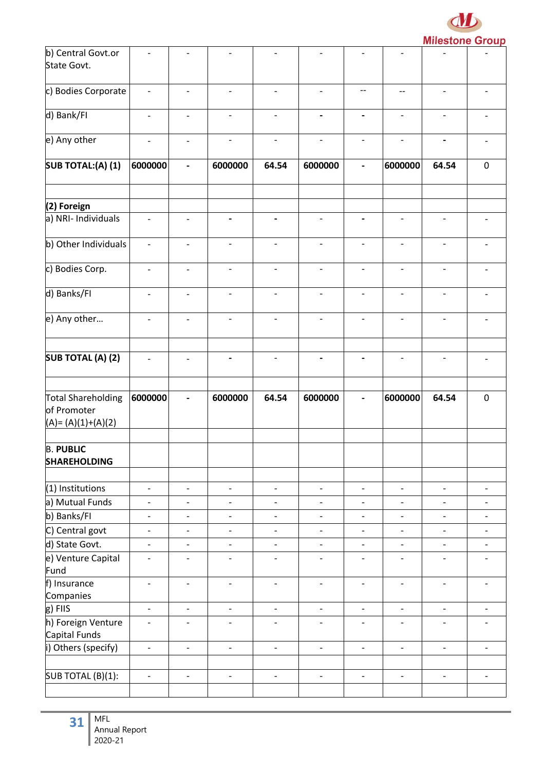| | | | | | | | | | |
|---|---|---|---|---|---|---|---|---|---|
| b) Central Govt.or State Govt. | - | - | - | - | - | - | - | - | - |
| c) Bodies Corporate | - | - | - | - | - | -- | -- | - | - |
| d) Bank/FI | - | - | - | - | - | - | - | - | - |
| e) Any other | - | - | - | - | - | - | - | - | - |
| **SUB TOTAL:(A) (1)** | **6000000** | **-** | **6000000** | **64.54** | **6000000** | **-** | **6000000** | **64.54** | 0 |
| | | | | | | | | | |
| **(2) Foreign** | | | | | | | | | |
| a) NRI- Individuals | - | - | - | - | - | - | - | - | - |
| b) Other Individuals | - | - | - | - | - | - | - | - | - |
| c) Bodies Corp. | - | - | - | - | - | - | - | - | - |
| d) Banks/FI | - | - | - | - | - | - | - | - | - |
| e) Any other… | - | - | - | - | - | - | - | - | - |
| | | | | | | | | | |
| **SUB TOTAL (A) (2)** | - | - | - | - | - | - | - | - | - |
| | | | | | | | | | |
| Total Shareholding of Promoter (A)= (A)(1)+(A)(2) | **6000000** | **-** | **6000000** | **64.54** | **6000000** | **-** | **6000000** | **64.54** | 0 |
| | | | | | | | | | |
| B. **PUBLIC SHAREHOLDING** | | | | | | | | | |
| | | | | | | | | | |
| (1) Institutions | - | - | - | - | - | - | - | - | - |
| a) Mutual Funds | - | - | - | - | - | - | - | - | - |
| b) Banks/FI | - | - | - | - | - | - | - | - | - |
| C) Central govt | - | - | - | - | - | - | - | - | - |
| d) State Govt. | - | - | - | - | - | - | - | - | - |
| e) Venture Capital Fund | - | - | - | - | - | - | - | - | - |
| f) Insurance Companies | - | - | - | - | - | - | - | - | - |
| g) FIIS | - | - | - | - | - | - | - | - | - |
| h) Foreign Venture Capital Funds | - | - | - | - | - | - | - | - | - |
| i) Others (specify) | - | - | - | - | - | - | - | - | - |
| | | | | | | | | | |
| SUB TOTAL (B)(1): | - | - | - | - | - | - | - | - | - |
| | | | | | | | | | |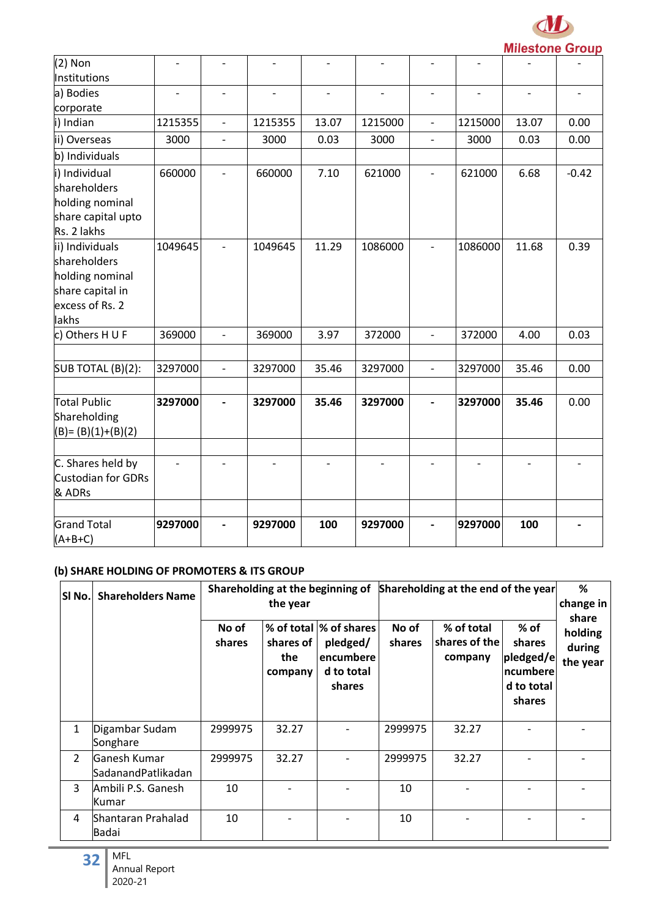| (2) Non Institutions | - | - | - | - | - | - | - | - | - |
|---|---|---|---|---|---|---|---|---|---|
| a) Bodies corporate | - | - | - | - | - | - | - | - | - |
| i) Indian | 1215355 | - | 1215355 | 13.07 | 1215000 | - | 1215000 | 13.07 | 0.00 |
| ii) Overseas | 3000 | - | 3000 | 0.03 | 3000 | - | 3000 | 0.03 | 0.00 |
| b) Individuals | | | | | | | | | |
| i) Individual shareholders holding nominal share capital upto Rs. 2 lakhs | 660000 | - | 660000 | 7.10 | 621000 | - | 621000 | 6.68 | -0.42 |
| ii) Individuals shareholders holding nominal share capital in excess of Rs. 2 lakhs | 1049645 | - | 1049645 | 11.29 | 1086000 | - | 1086000 | 11.68 | 0.39 |
| c) Others H U F | 369000 | - | 369000 | 3.97 | 372000 | - | 372000 | 4.00 | 0.03 |
| | | | | | | | | | |
| SUB TOTAL (B)(2): | 3297000 | - | 3297000 | 35.46 | 3297000 | - | 3297000 | 35.46 | 0.00 |
| | | | | | | | | | |
| Total Public Shareholding (B)= (B)(1)+(B)(2) | **3297000** | **-** | **3297000** | **35.46** | **3297000** | **-** | **3297000** | **35.46** | 0.00 |
| | | | | | | | | | |
| C. Shares held by Custodian for GDRs & ADRs | - | - | - | - | - | - | - | - | - |
| | | | | | | | | | |
| Grand Total (A+B+C) | **9297000** | **-** | **9297000** | **100** | **9297000** | **-** | **9297000** | **100** | **-** |

**(b) SHARE HOLDING OF PROMOTERS & ITS GROUP**

| Sl No. | Shareholders Name | Shareholding at the beginning of the year | | | Shareholding at the end of the year | | | % change in share holding during the year |
|---|---|---|---|---|---|---|---|---|
| | | No of shares | % of total shares of the company | % of shares pledged/ encumbered to total shares | No of shares | % of total shares of the company | % of shares pledged/encumbered to total shares | |
| 1 | Digambar Sudam Songhare | 2999975 | 32.27 | - | 2999975 | 32.27 | - | - |
| 2 | Ganesh Kumar SadanandPatlikadan | 2999975 | 32.27 | - | 2999975 | 32.27 | - | - |
| 3 | Ambili P.S. Ganesh Kumar | 10 | - | - | 10 | - | - | - |
| 4 | Shantaran Prahalad Badai | 10 | - | - | 10 | - | - | - |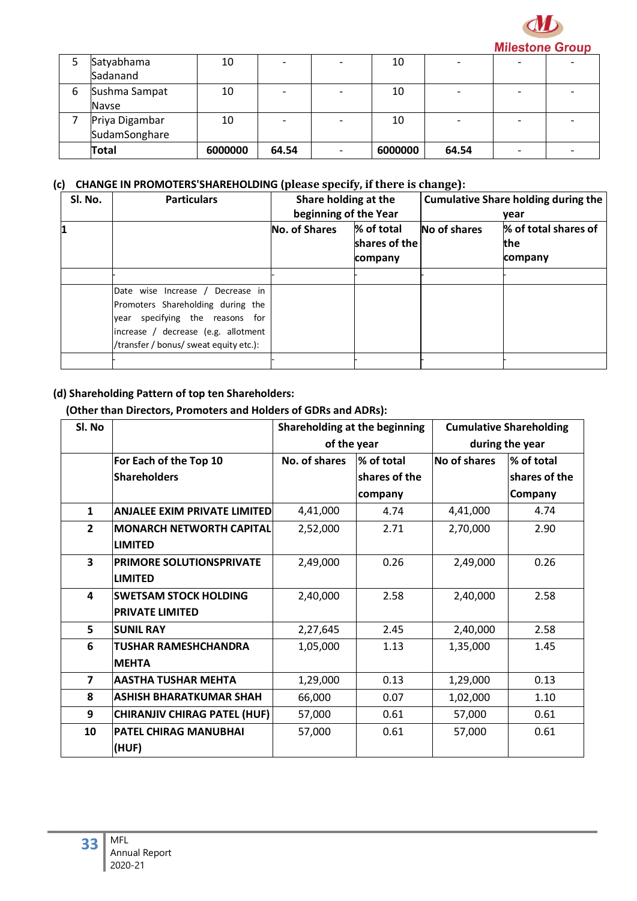| 5 | Satyabhama Sadanand | 10 | - | - | 10 | - | - | - |
|---|---|---|---|---|---|---|---|---|
| 6 | Sushma Sampat Navse | 10 | - | - | 10 | - | - | - |
| 7 | Priya Digambar SudamSonghare | 10 | - | - | 10 | - | - | - |
| | **Total** | **6000000** | **64.54** | - | **6000000** | **64.54** | - | - |

### (c) CHANGE IN PROMOTERS'SHAREHOLDING (please specify, if there is change):

| Sl. No. | Particulars | Share holding at the beginning of the Year | | Cumulative Share holding during the year | |
|---|---|---|---|---|---|
| 1 | | No. of Shares | % of total shares of the company | No of shares | % of total shares of the company |
| | | - | - | - | - |
| | Date wise Increase / Decrease in Promoters Shareholding during the year specifying the reasons for increase / decrease (e.g. allotment /transfer / bonus/ sweat equity etc.): | | | | |
| | - | - | - | - | - |

### (d) Shareholding Pattern of top ten Shareholders:

**(Other than Directors, Promoters and Holders of GDRs and ADRs):**

| Sl. No | | Shareholding at the beginning of the year | | Cumulative Shareholding during the year | |
|---|---|---|---|---|---|
| | For Each of the Top 10 Shareholders | No. of shares | % of total shares of the company | No of shares | % of total shares of the Company |
| 1 | ANJALEE EXIM PRIVATE LIMITED | 4,41,000 | 4.74 | 4,41,000 | 4.74 |
| 2 | MONARCH NETWORTH CAPITAL LIMITED | 2,52,000 | 2.71 | 2,70,000 | 2.90 |
| 3 | PRIMORE SOLUTIONSPRIVATE LIMITED | 2,49,000 | 0.26 | 2,49,000 | 0.26 |
| 4 | SWETSAM STOCK HOLDING PRIVATE LIMITED | 2,40,000 | 2.58 | 2,40,000 | 2.58 |
| 5 | SUNIL RAY | 2,27,645 | 2.45 | 2,40,000 | 2.58 |
| 6 | TUSHAR RAMESHCHANDRA MEHTA | 1,05,000 | 1.13 | 1,35,000 | 1.45 |
| 7 | AASTHA TUSHAR MEHTA | 1,29,000 | 0.13 | 1,29,000 | 0.13 |
| 8 | ASHISH BHARATKUMAR SHAH | 66,000 | 0.07 | 1,02,000 | 1.10 |
| 9 | CHIRANJIV CHIRAG PATEL (HUF) | 57,000 | 0.61 | 57,000 | 0.61 |
| 10 | PATEL CHIRAG MANUBHAI (HUF) | 57,000 | 0.61 | 57,000 | 0.61 |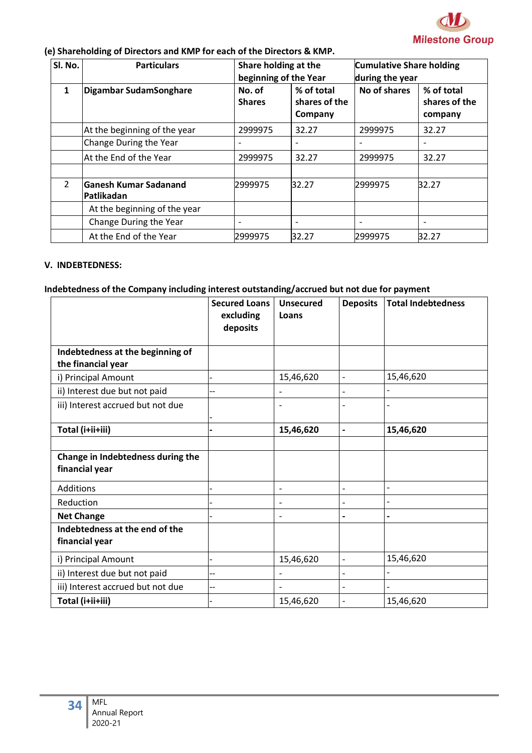(e) Shareholding of Directors and KMP for each of the Directors & KMP.

| Sl. No. | Particulars | Share holding at the beginning of the Year | | Cumulative Share holding during the year | |
|---|---|---|---|---|---|
| 1 | Digambar SudamSonghare | No. of Shares | % of total shares of the Company | No of shares | % of total shares of the company |
| | At the beginning of the year | 2999975 | 32.27 | 2999975 | 32.27 |
| | Change During the Year | - | - | - | - |
| | At the End of the Year | 2999975 | 32.27 | 2999975 | 32.27 |
| | | | | | |
| 2 | Ganesh Kumar Sadanand Patlikadan | 2999975 | 32.27 | 2999975 | 32.27 |
| | At the beginning of the year | | | | |
| | Change During the Year | - | - | - | - |
| | At the End of the Year | 2999975 | 32.27 | 2999975 | 32.27 |

## V. INDEBTEDNESS:

**Indebtedness of the Company including interest outstanding/accrued but not due for payment**

| | Secured Loans excluding deposits | Unsecured Loans | Deposits | Total Indebtedness |
|---|---|---|---|---|
| **Indebtedness at the beginning of the financial year** | | | | |
| i) Principal Amount | - | 15,46,620 | - | 15,46,620 |
| ii) Interest due but not paid | -- | - | - | - |
| iii) Interest accrued but not due | - | - | - | - |
| **Total (i+ii+iii)** | **-** | **15,46,620** | **-** | **15,46,620** |
| | | | | |
| **Change in Indebtedness during the financial year** | | | | |
| Additions | - | - | - | - |
| Reduction | - | - | - | - |
| **Net Change** | - | - | **-** | **-** |
| **Indebtedness at the end of the financial year** | | | | |
| i) Principal Amount | - | 15,46,620 | - | 15,46,620 |
| ii) Interest due but not paid | -- | - | - | - |
| iii) Interest accrued but not due | -- | - | - | - |
| **Total (i+ii+iii)** | - | 15,46,620 | - | 15,46,620 |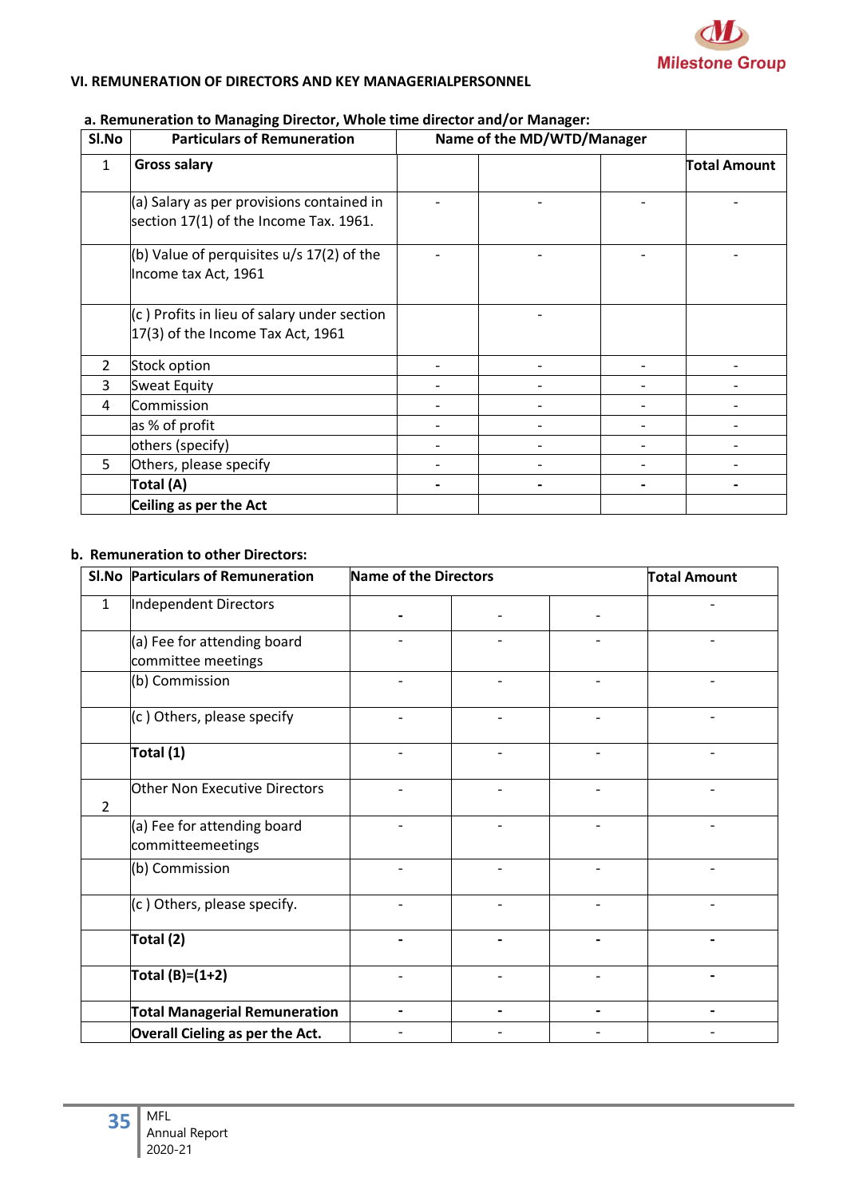## VI. REMUNERATION OF DIRECTORS AND KEY MANAGERIALPERSONNEL

**a. Remuneration to Managing Director, Whole time director and/or Manager:**

| Sl.No | Particulars of Remuneration | Name of the MD/WTD/Manager | | | |
|---|---|---|---|---|---|
| 1 | **Gross salary** | | | | **Total Amount** |
| | (a) Salary as per provisions contained in section 17(1) of the Income Tax. 1961. | - | - | - | - |
| | (b) Value of perquisites u/s 17(2) of the Income tax Act, 1961 | - | - | - | - |
| | (c ) Profits in lieu of salary under section 17(3) of the Income Tax Act, 1961 | | - | | |
| 2 | Stock option | - | - | - | - |
| 3 | Sweat Equity | - | - | - | - |
| 4 | Commission | - | - | - | - |
| | as % of profit | - | - | - | - |
| | others (specify) | - | - | - | - |
| 5 | Others, please specify | - | - | - | - |
| | **Total (A)** | **-** | **-** | **-** | **-** |
| | **Ceiling as per the Act** | | | | |

**b. Remuneration to other Directors:**

| Sl.No | Particulars of Remuneration | Name of the Directors | | | Total Amount |
|---|---|---|---|---|---|
| 1 | Independent Directors | **-** | - | - | - |
| | (a) Fee for attending board committee meetings | - | - | - | - |
| | (b) Commission | - | - | - | - |
| | (c ) Others, please specify | - | - | - | - |
| | **Total (1)** | - | - | - | - |
| 2 | Other Non Executive Directors | - | - | - | - |
| | (a) Fee for attending board committeemeetings | - | - | - | - |
| | (b) Commission | - | - | - | - |
| | (c ) Others, please specify. | - | - | - | - |
| | **Total (2)** | **-** | **-** | **-** | **-** |
| | **Total (B)=(1+2)** | - | - | - | **-** |
| | **Total Managerial Remuneration** | **-** | **-** | **-** | **-** |
| | **Overall Ceiling as per the Act.** | - | - | - | - |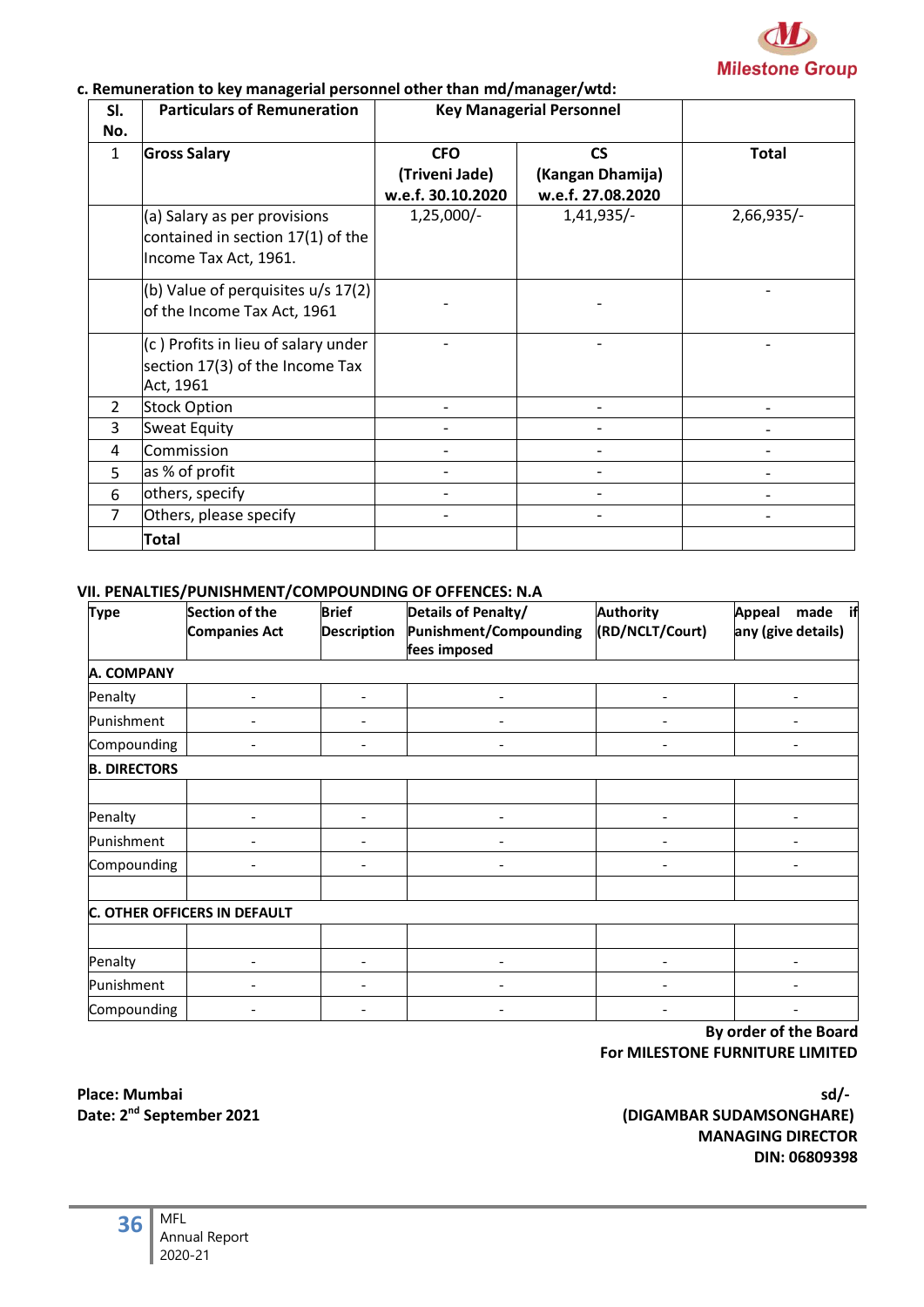**c. Remuneration to key managerial personnel other than md/manager/wtd:**

| Sl. No. | Particulars of Remuneration | Key Managerial Personnel | | |
|---|---|---|---|---|
| 1 | **Gross Salary** | **CFO (Triveni Jade) w.e.f. 30.10.2020** | **CS (Kangan Dhamija) w.e.f. 27.08.2020** | **Total** |
| | (a) Salary as per provisions contained in section 17(1) of the Income Tax Act, 1961. | 1,25,000/- | 1,41,935/- | 2,66,935/- |
| | (b) Value of perquisites u/s 17(2) of the Income Tax Act, 1961 | - | - | - |
| | (c ) Profits in lieu of salary under section 17(3) of the Income Tax Act, 1961 | - | - | - |
| 2 | Stock Option | - | - | - |
| 3 | Sweat Equity | - | - | - |
| 4 | Commission | - | - | - |
| 5 | as % of profit | - | - | - |
| 6 | others, specify | - | - | - |
| 7 | Others, please specify | - | - | - |
| | **Total** | | | |

**VII. PENALTIES/PUNISHMENT/COMPOUNDING OF OFFENCES: N.A**

| Type | Section of the Companies Act | Brief Description | Details of Penalty/ Punishment/Compounding fees imposed | Authority (RD/NCLT/Court) | Appeal made if any (give details) |
|---|---|---|---|---|---|
| **A. COMPANY** | | | | | |
| Penalty | - | - | - | - | - |
| Punishment | - | - | - | - | - |
| Compounding | - | - | - | - | - |
| **B. DIRECTORS** | | | | | |
| | | | | | |
| Penalty | - | - | - | - | - |
| Punishment | - | - | - | - | - |
| Compounding | - | - | - | - | - |
| | | | | | |
| **C. OTHER OFFICERS IN DEFAULT** | | | | | |
| | | | | | |
| Penalty | - | - | - | - | - |
| Punishment | - | - | - | - | - |
| Compounding | - | - | - | - | - |

**By order of the Board**
**For MILESTONE FURNITURE LIMITED**

**Place: Mumbai**
**Date: 2nd September 2021**

**sd/-**
**(DIGAMBAR SUDAMSONGHARE)**
**MANAGING DIRECTOR**
**DIN: 06809398**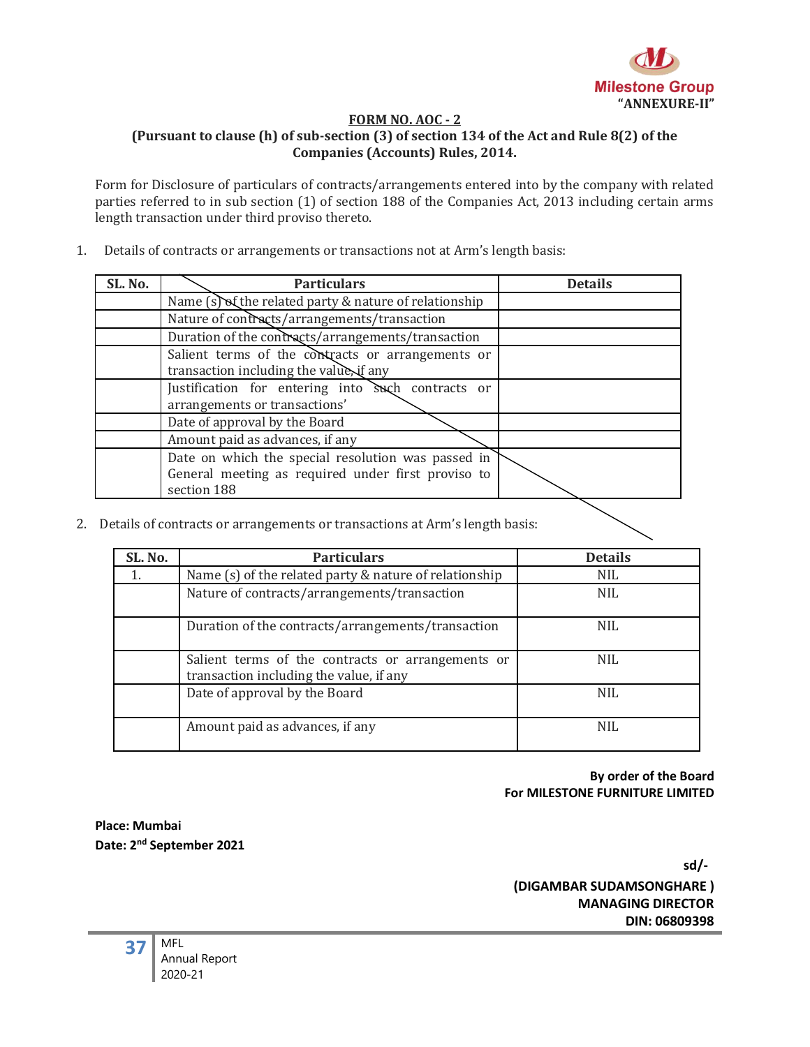"ANNEXURE-II"

**FORM NO. AOC - 2**

**(Pursuant to clause (h) of sub-section (3) of section 134 of the Act and Rule 8(2) of the Companies (Accounts) Rules, 2014.**

Form for Disclosure of particulars of contracts/arrangements entered into by the company with related parties referred to in sub section (1) of section 188 of the Companies Act, 2013 including certain arms length transaction under third proviso thereto.

1. Details of contracts or arrangements or transactions not at Arm's length basis:

| SL. No. | Particulars | Details |
|---|---|---|
| | Name (s) of the related party & nature of relationship | |
| | Nature of contracts/arrangements/transaction | |
| | Duration of the contracts/arrangements/transaction | |
| | Salient terms of the contracts or arrangements or transaction including the value, if any | |
| | Justification for entering into such contracts or arrangements or transactions' | |
| | Date of approval by the Board | |
| | Amount paid as advances, if any | |
| | Date on which the special resolution was passed in General meeting as required under first proviso to section 188 | |

2. Details of contracts or arrangements or transactions at Arm's length basis:

| SL. No. | Particulars | Details |
|---|---|---|
| 1. | Name (s) of the related party & nature of relationship | NIL |
| | Nature of contracts/arrangements/transaction | NIL |
| | Duration of the contracts/arrangements/transaction | NIL |
| | Salient terms of the contracts or arrangements or transaction including the value, if any | NIL |
| | Date of approval by the Board | NIL |
| | Amount paid as advances, if any | NIL |

**By order of the Board**
**For MILESTONE FURNITURE LIMITED**

**Place: Mumbai**
**Date: 2nd September 2021**

**sd/-**

**(DIGAMBAR SUDAMSONGHARE )**
**MANAGING DIRECTOR**
**DIN: 06809398**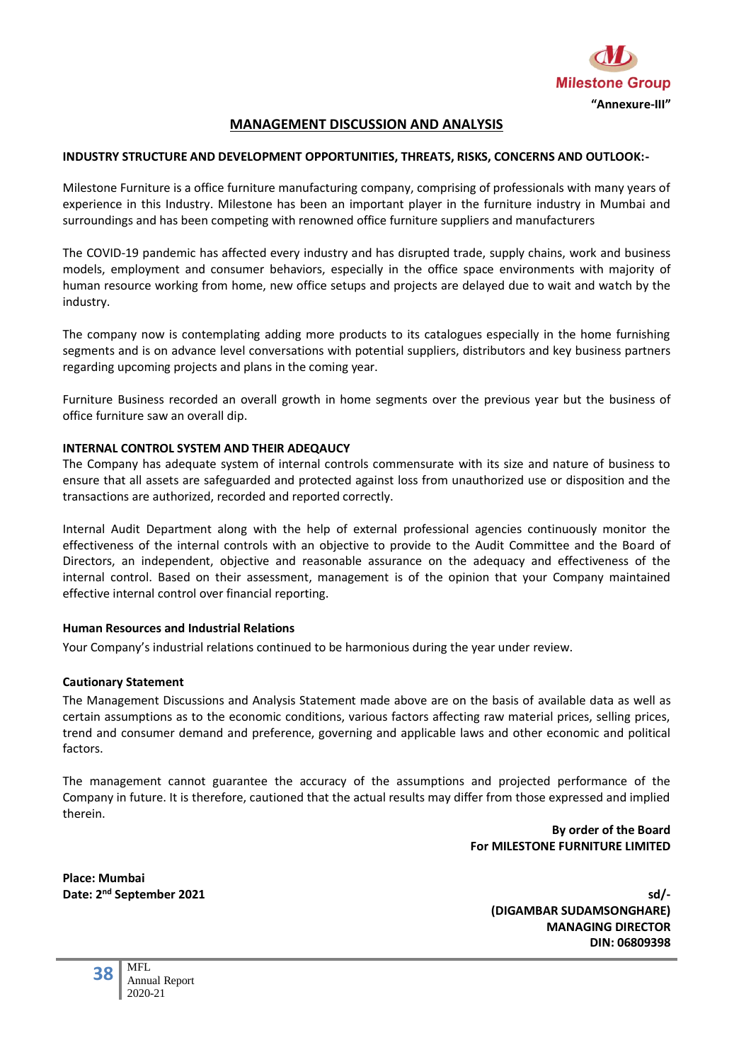"Annexure-III"

# MANAGEMENT DISCUSSION AND ANALYSIS

**INDUSTRY STRUCTURE AND DEVELOPMENT OPPORTUNITIES, THREATS, RISKS, CONCERNS AND OUTLOOK:-**

Milestone Furniture is a office furniture manufacturing company, comprising of professionals with many years of experience in this Industry. Milestone has been an important player in the furniture industry in Mumbai and surroundings and has been competing with renowned office furniture suppliers and manufacturers

The COVID-19 pandemic has affected every industry and has disrupted trade, supply chains, work and business models, employment and consumer behaviors, especially in the office space environments with majority of human resource working from home, new office setups and projects are delayed due to wait and watch by the industry.

The company now is contemplating adding more products to its catalogues especially in the home furnishing segments and is on advance level conversations with potential suppliers, distributors and key business partners regarding upcoming projects and plans in the coming year.

Furniture Business recorded an overall growth in home segments over the previous year but the business of office furniture saw an overall dip.

**INTERNAL CONTROL SYSTEM AND THEIR ADEQAUCY**

The Company has adequate system of internal controls commensurate with its size and nature of business to ensure that all assets are safeguarded and protected against loss from unauthorized use or disposition and the transactions are authorized, recorded and reported correctly.

Internal Audit Department along with the help of external professional agencies continuously monitor the effectiveness of the internal controls with an objective to provide to the Audit Committee and the Board of Directors, an independent, objective and reasonable assurance on the adequacy and effectiveness of the internal control. Based on their assessment, management is of the opinion that your Company maintained effective internal control over financial reporting.

**Human Resources and Industrial Relations**

Your Company's industrial relations continued to be harmonious during the year under review.

**Cautionary Statement**

The Management Discussions and Analysis Statement made above are on the basis of available data as well as certain assumptions as to the economic conditions, various factors affecting raw material prices, selling prices, trend and consumer demand and preference, governing and applicable laws and other economic and political factors.

The management cannot guarantee the accuracy of the assumptions and projected performance of the Company in future. It is therefore, cautioned that the actual results may differ from those expressed and implied therein.

**By order of the Board**
**For MILESTONE FURNITURE LIMITED**

**Place: Mumbai**
**Date: 2nd September 2021**

**sd/-**
**(DIGAMBAR SUDAMSONGHARE)**
**MANAGING DIRECTOR**
**DIN: 06809398**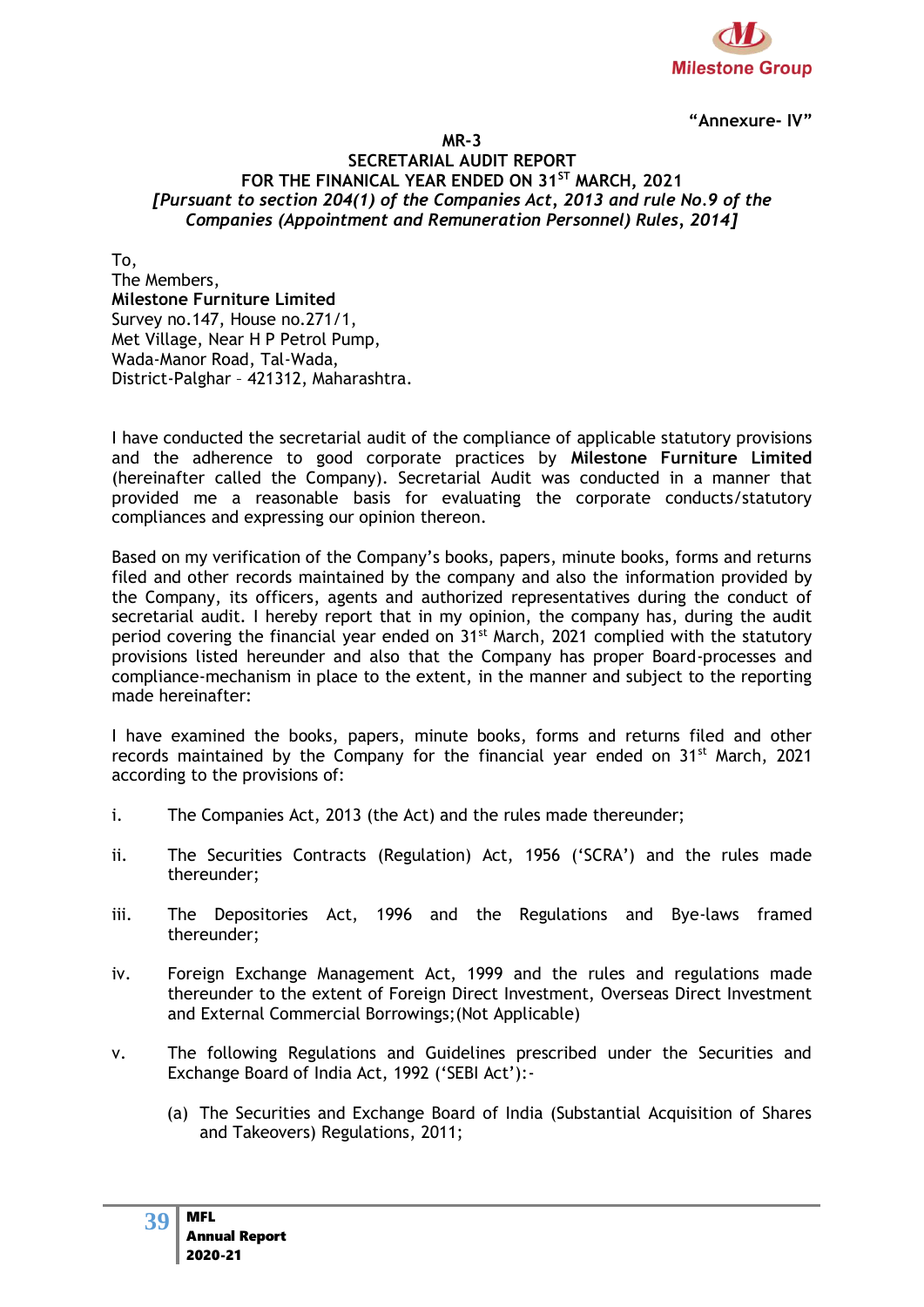**"Annexure- IV"**

**MR-3**

**SECRETARIAL AUDIT REPORT**
**FOR THE FINANCIAL YEAR ENDED ON 31ST MARCH, 2021**
***[Pursuant to section 204(1) of the Companies Act, 2013 and rule No.9 of the Companies (Appointment and Remuneration Personnel) Rules, 2014]***

To,
The Members,
**Milestone Furniture Limited**
Survey no.147, House no.271/1,
Met Village, Near H P Petrol Pump,
Wada-Manor Road, Tal-Wada,
District-Palghar – 421312, Maharashtra.

I have conducted the secretarial audit of the compliance of applicable statutory provisions and the adherence to good corporate practices by **Milestone Furniture Limited** (hereinafter called the Company). Secretarial Audit was conducted in a manner that provided me a reasonable basis for evaluating the corporate conducts/statutory compliances and expressing our opinion thereon.

Based on my verification of the Company's books, papers, minute books, forms and returns filed and other records maintained by the company and also the information provided by the Company, its officers, agents and authorized representatives during the conduct of secretarial audit. I hereby report that in my opinion, the company has, during the audit period covering the financial year ended on 31st March, 2021 complied with the statutory provisions listed hereunder and also that the Company has proper Board-processes and compliance-mechanism in place to the extent, in the manner and subject to the reporting made hereinafter:

I have examined the books, papers, minute books, forms and returns filed and other records maintained by the Company for the financial year ended on 31st March, 2021 according to the provisions of:

i. The Companies Act, 2013 (the Act) and the rules made thereunder;

ii. The Securities Contracts (Regulation) Act, 1956 ('SCRA') and the rules made thereunder;

iii. The Depositories Act, 1996 and the Regulations and Bye-laws framed thereunder;

iv. Foreign Exchange Management Act, 1999 and the rules and regulations made thereunder to the extent of Foreign Direct Investment, Overseas Direct Investment and External Commercial Borrowings;(Not Applicable)

v. The following Regulations and Guidelines prescribed under the Securities and Exchange Board of India Act, 1992 ('SEBI Act'):-

   (a) The Securities and Exchange Board of India (Substantial Acquisition of Shares and Takeovers) Regulations, 2011;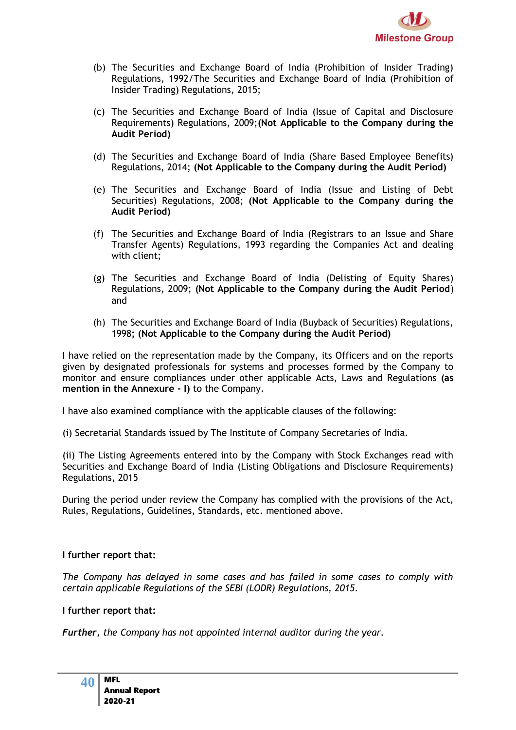(b) The Securities and Exchange Board of India (Prohibition of Insider Trading) Regulations, 1992/The Securities and Exchange Board of India (Prohibition of Insider Trading) Regulations, 2015;

(c) The Securities and Exchange Board of India (Issue of Capital and Disclosure Requirements) Regulations, 2009;**(Not Applicable to the Company during the Audit Period)**

(d) The Securities and Exchange Board of India (Share Based Employee Benefits) Regulations, 2014; **(Not Applicable to the Company during the Audit Period)**

(e) The Securities and Exchange Board of India (Issue and Listing of Debt Securities) Regulations, 2008; **(Not Applicable to the Company during the Audit Period)**

(f) The Securities and Exchange Board of India (Registrars to an Issue and Share Transfer Agents) Regulations, 1993 regarding the Companies Act and dealing with client;

(g) The Securities and Exchange Board of India (Delisting of Equity Shares) Regulations, 2009; **(Not Applicable to the Company during the Audit Period**) and

(h) The Securities and Exchange Board of India (Buyback of Securities) Regulations, 1998**; (Not Applicable to the Company during the Audit Period)**

I have relied on the representation made by the Company, its Officers and on the reports given by designated professionals for systems and processes formed by the Company to monitor and ensure compliances under other applicable Acts, Laws and Regulations **(as mention in the Annexure - I)** to the Company.

I have also examined compliance with the applicable clauses of the following:

(i) Secretarial Standards issued by The Institute of Company Secretaries of India.

(ii) The Listing Agreements entered into by the Company with Stock Exchanges read with Securities and Exchange Board of India (Listing Obligations and Disclosure Requirements) Regulations, 2015

During the period under review the Company has complied with the provisions of the Act, Rules, Regulations, Guidelines, Standards, etc. mentioned above.

**I further report that:**

*The Company has delayed in some cases and has failed in some cases to comply with certain applicable Regulations of the SEBI (LODR) Regulations, 2015.*

**I further report that:**

***Further**, the Company has not appointed internal auditor during the year.*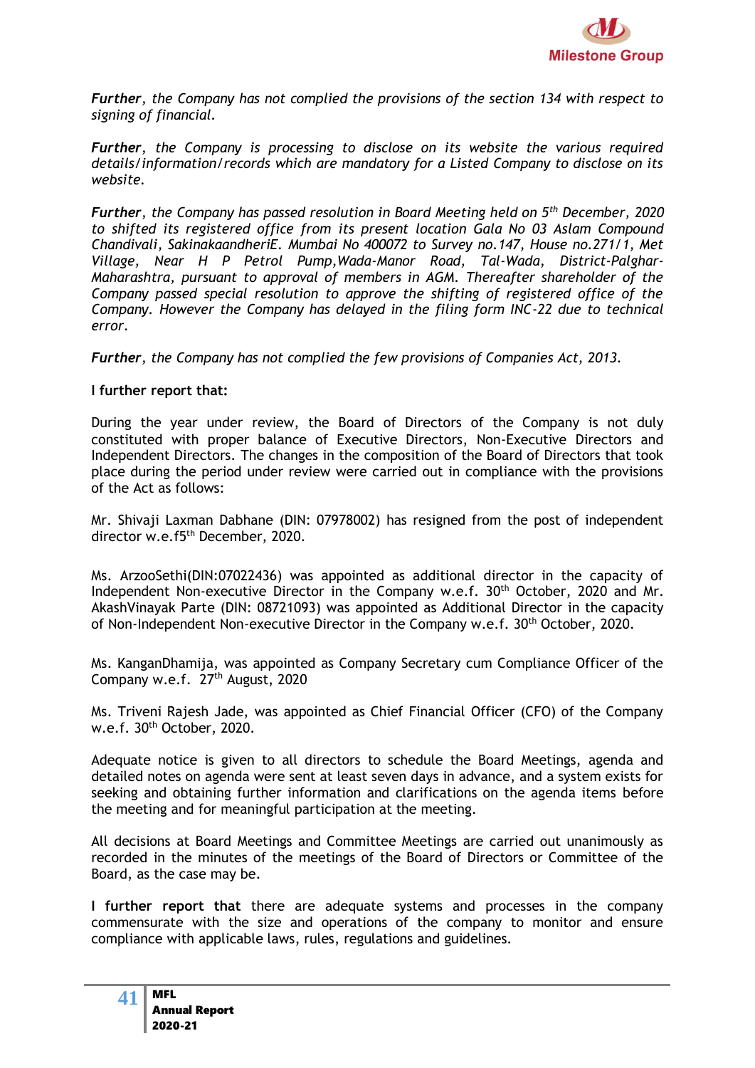***Further**, the Company has not complied the provisions of the section 134 with respect to signing of financial.*

***Further**, the Company is processing to disclose on its website the various required details/information/records which are mandatory for a Listed Company to disclose on its website.*

***Further**, the Company has passed resolution in Board Meeting held on 5th December, 2020 to shifted its registered office from its present location Gala No 03 Aslam Compound Chandivali, SakinakaandheriE. Mumbai No 400072 to Survey no.147, House no.271/1, Met Village, Near H P Petrol Pump,Wada-Manor Road, Tal-Wada, District-Palghar-Maharashtra, pursuant to approval of members in AGM. Thereafter shareholder of the Company passed special resolution to approve the shifting of registered office of the Company. However the Company has delayed in the filing form INC-22 due to technical error.*

***Further**, the Company has not complied the few provisions of Companies Act, 2013.*

**I further report that:**

During the year under review, the Board of Directors of the Company is not duly constituted with proper balance of Executive Directors, Non-Executive Directors and Independent Directors. The changes in the composition of the Board of Directors that took place during the period under review were carried out in compliance with the provisions of the Act as follows:

Mr. Shivaji Laxman Dabhane (DIN: 07978002) has resigned from the post of independent director w.e.f5th December, 2020.

Ms. ArzooSethi(DIN:07022436) was appointed as additional director in the capacity of Independent Non-executive Director in the Company w.e.f. 30th October, 2020 and Mr. AkashVinayak Parte (DIN: 08721093) was appointed as Additional Director in the capacity of Non-Independent Non-executive Director in the Company w.e.f. 30th October, 2020.

Ms. KanganDhamija, was appointed as Company Secretary cum Compliance Officer of the Company w.e.f. 27th August, 2020

Ms. Triveni Rajesh Jade, was appointed as Chief Financial Officer (CFO) of the Company w.e.f. 30th October, 2020.

Adequate notice is given to all directors to schedule the Board Meetings, agenda and detailed notes on agenda were sent at least seven days in advance, and a system exists for seeking and obtaining further information and clarifications on the agenda items before the meeting and for meaningful participation at the meeting.

All decisions at Board Meetings and Committee Meetings are carried out unanimously as recorded in the minutes of the meetings of the Board of Directors or Committee of the Board, as the case may be.

**I further report that** there are adequate systems and processes in the company commensurate with the size and operations of the company to monitor and ensure compliance with applicable laws, rules, regulations and guidelines.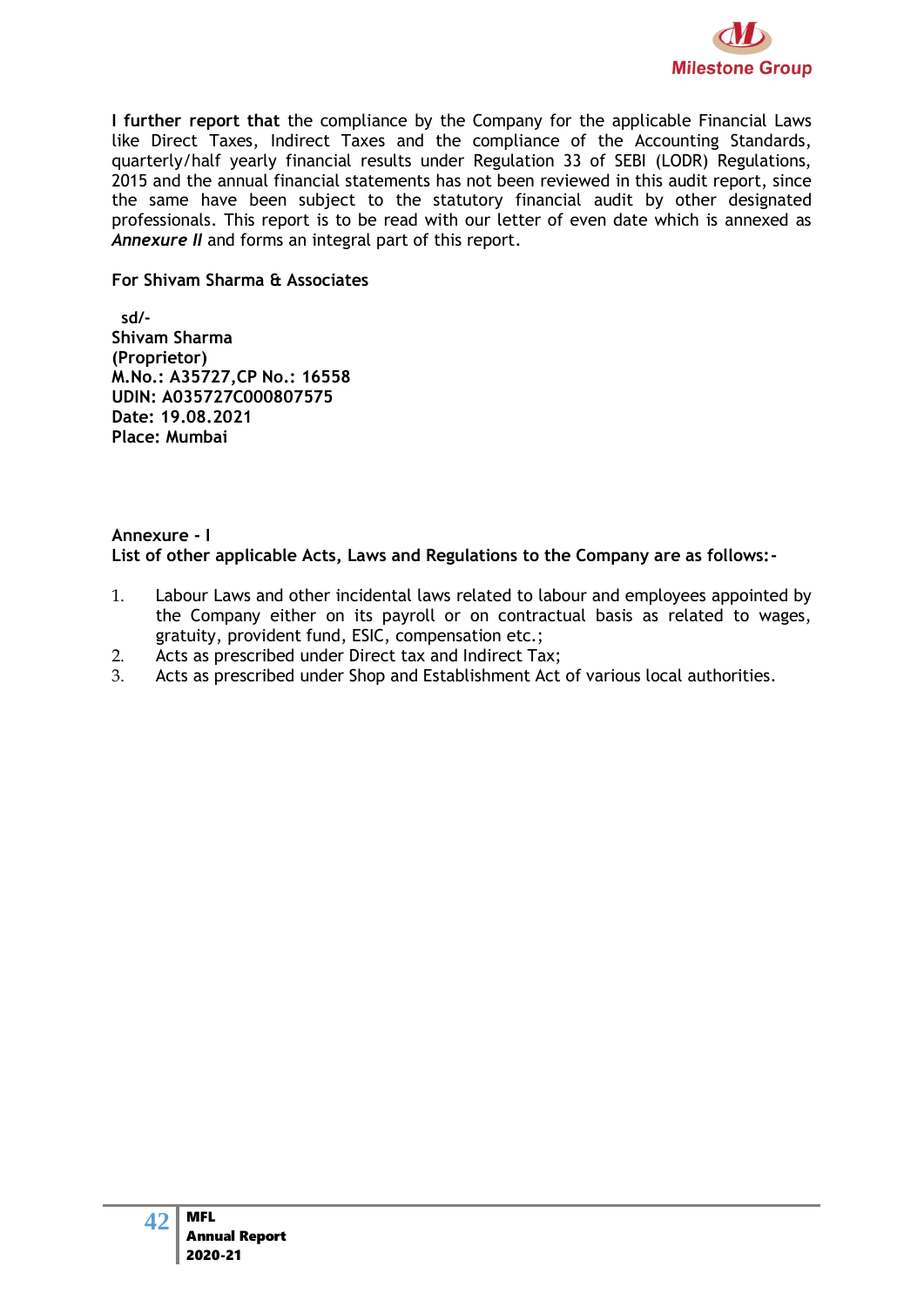**I further report that** the compliance by the Company for the applicable Financial Laws like Direct Taxes, Indirect Taxes and the compliance of the Accounting Standards, quarterly/half yearly financial results under Regulation 33 of SEBI (LODR) Regulations, 2015 and the annual financial statements has not been reviewed in this audit report, since the same have been subject to the statutory financial audit by other designated professionals. This report is to be read with our letter of even date which is annexed as ***Annexure II*** and forms an integral part of this report.

**For Shivam Sharma & Associates**

**sd/-**
**Shivam Sharma**
**(Proprietor)**
**M.No.: A35727,CP No.: 16558**
**UDIN: A035727C000807575**
**Date: 19.08.2021**
**Place: Mumbai**

**Annexure - I**
**List of other applicable Acts, Laws and Regulations to the Company are as follows:-**

1. Labour Laws and other incidental laws related to labour and employees appointed by the Company either on its payroll or on contractual basis as related to wages, gratuity, provident fund, ESIC, compensation etc.;
2. Acts as prescribed under Direct tax and Indirect Tax;
3. Acts as prescribed under Shop and Establishment Act of various local authorities.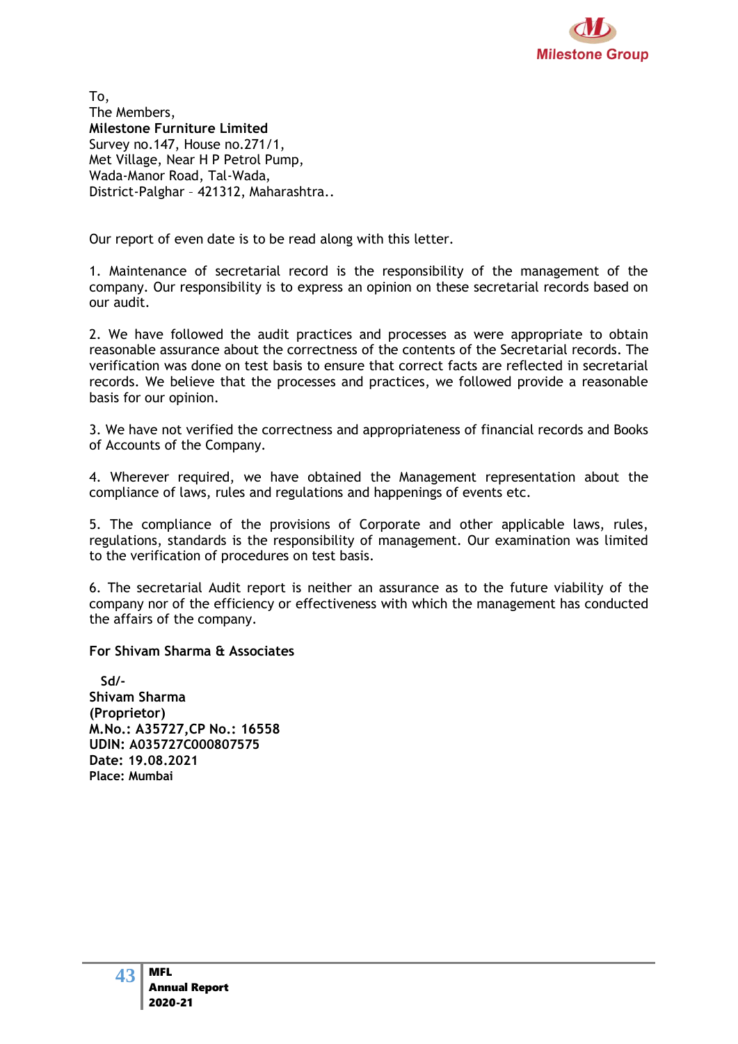To,
The Members,
**Milestone Furniture Limited**
Survey no.147, House no.271/1,
Met Village, Near H P Petrol Pump,
Wada-Manor Road, Tal-Wada,
District-Palghar – 421312, Maharashtra..

Our report of even date is to be read along with this letter.

1. Maintenance of secretarial record is the responsibility of the management of the company. Our responsibility is to express an opinion on these secretarial records based on our audit.

2. We have followed the audit practices and processes as were appropriate to obtain reasonable assurance about the correctness of the contents of the Secretarial records. The verification was done on test basis to ensure that correct facts are reflected in secretarial records. We believe that the processes and practices, we followed provide a reasonable basis for our opinion.

3. We have not verified the correctness and appropriateness of financial records and Books of Accounts of the Company.

4. Wherever required, we have obtained the Management representation about the compliance of laws, rules and regulations and happenings of events etc.

5. The compliance of the provisions of Corporate and other applicable laws, rules, regulations, standards is the responsibility of management. Our examination was limited to the verification of procedures on test basis.

6. The secretarial Audit report is neither an assurance as to the future viability of the company nor of the efficiency or effectiveness with which the management has conducted the affairs of the company.

**For Shivam Sharma & Associates**

**Sd/-**
**Shivam Sharma**
**(Proprietor)**
**M.No.: A35727,CP No.: 16558**
**UDIN: A035727C000807575**
**Date: 19.08.2021**
**Place: Mumbai**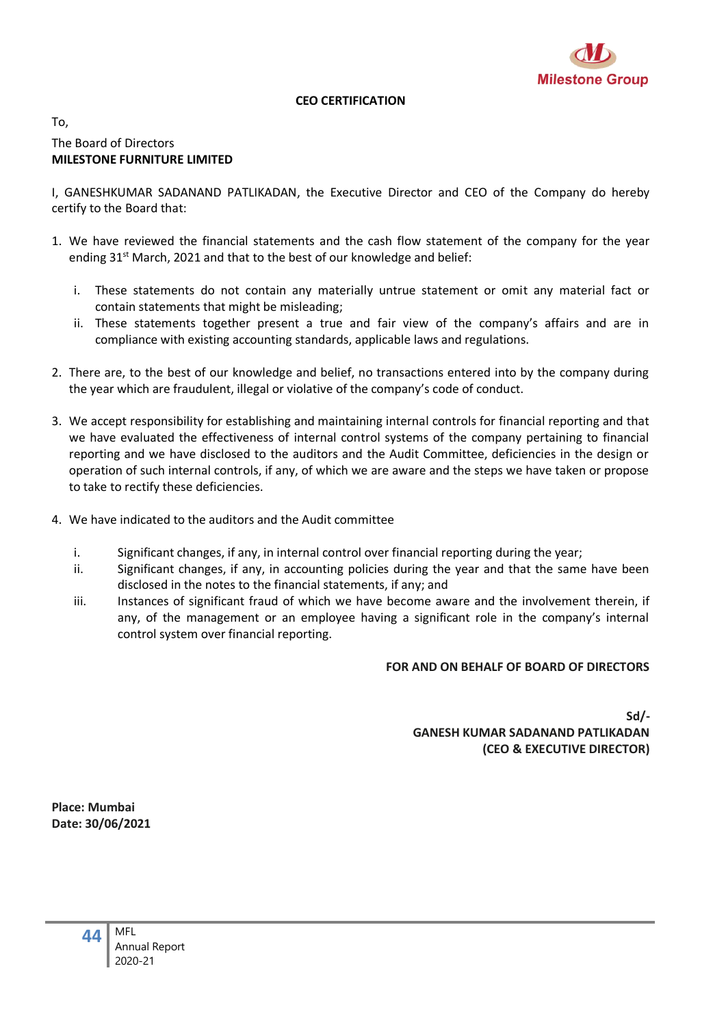Milestone Group

## CEO CERTIFICATION

To,

The Board of Directors
**MILESTONE FURNITURE LIMITED**

I, GANESHKUMAR SADANAND PATLIKADAN, the Executive Director and CEO of the Company do hereby certify to the Board that:

1. We have reviewed the financial statements and the cash flow statement of the company for the year ending 31st March, 2021 and that to the best of our knowledge and belief:

   i. These statements do not contain any materially untrue statement or omit any material fact or contain statements that might be misleading;

   ii. These statements together present a true and fair view of the company's affairs and are in compliance with existing accounting standards, applicable laws and regulations.

2. There are, to the best of our knowledge and belief, no transactions entered into by the company during the year which are fraudulent, illegal or violative of the company's code of conduct.

3. We accept responsibility for establishing and maintaining internal controls for financial reporting and that we have evaluated the effectiveness of internal control systems of the company pertaining to financial reporting and we have disclosed to the auditors and the Audit Committee, deficiencies in the design or operation of such internal controls, if any, of which we are aware and the steps we have taken or propose to take to rectify these deficiencies.

4. We have indicated to the auditors and the Audit committee

   i. Significant changes, if any, in internal control over financial reporting during the year;

   ii. Significant changes, if any, in accounting policies during the year and that the same have been disclosed in the notes to the financial statements, if any; and

   iii. Instances of significant fraud of which we have become aware and the involvement therein, if any, of the management or an employee having a significant role in the company's internal control system over financial reporting.

**FOR AND ON BEHALF OF BOARD OF DIRECTORS**

**Sd/-**
**GANESH KUMAR SADANAND PATLIKADAN**
**(CEO & EXECUTIVE DIRECTOR)**

**Place: Mumbai**
**Date: 30/06/2021**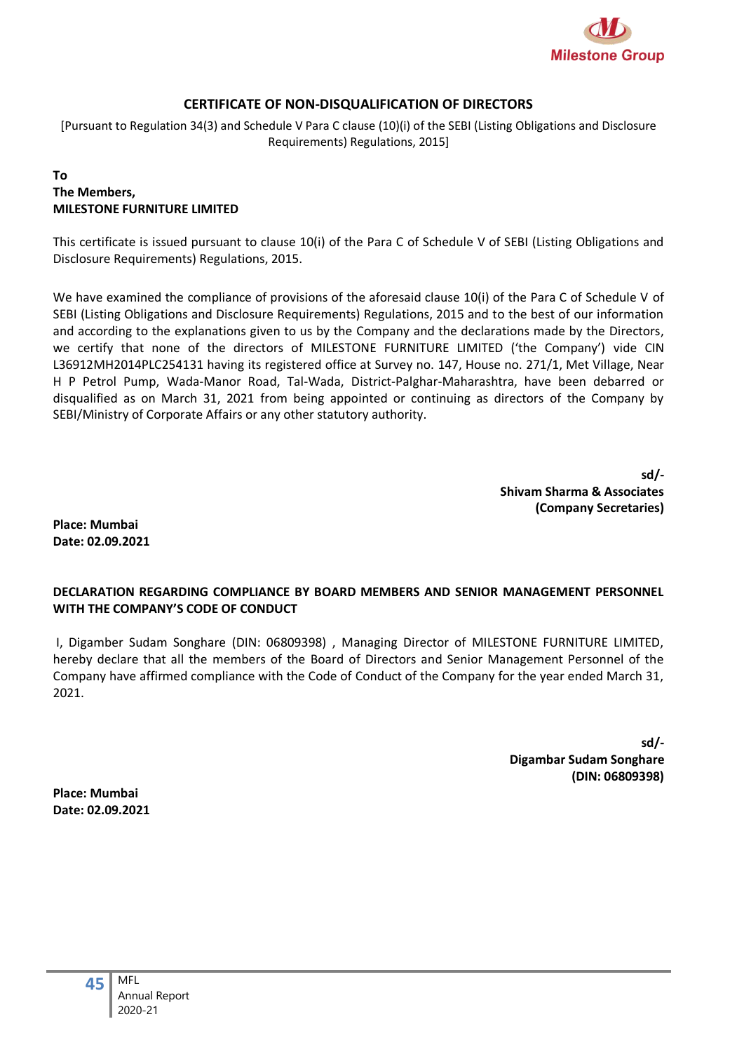## CERTIFICATE OF NON-DISQUALIFICATION OF DIRECTORS

[Pursuant to Regulation 34(3) and Schedule V Para C clause (10)(i) of the SEBI (Listing Obligations and Disclosure Requirements) Regulations, 2015]

**To**
**The Members,**
**MILESTONE FURNITURE LIMITED**

This certificate is issued pursuant to clause 10(i) of the Para C of Schedule V of SEBI (Listing Obligations and Disclosure Requirements) Regulations, 2015.

We have examined the compliance of provisions of the aforesaid clause 10(i) of the Para C of Schedule V of SEBI (Listing Obligations and Disclosure Requirements) Regulations, 2015 and to the best of our information and according to the explanations given to us by the Company and the declarations made by the Directors, we certify that none of the directors of MILESTONE FURNITURE LIMITED ('the Company') vide CIN L36912MH2014PLC254131 having its registered office at Survey no. 147, House no. 271/1, Met Village, Near H P Petrol Pump, Wada-Manor Road, Tal-Wada, District-Palghar-Maharashtra, have been debarred or disqualified as on March 31, 2021 from being appointed or continuing as directors of the Company by SEBI/Ministry of Corporate Affairs or any other statutory authority.

**sd/-**
**Shivam Sharma & Associates**
**(Company Secretaries)**

**Place: Mumbai**
**Date: 02.09.2021**

### DECLARATION REGARDING COMPLIANCE BY BOARD MEMBERS AND SENIOR MANAGEMENT PERSONNEL WITH THE COMPANY'S CODE OF CONDUCT

I, Digamber Sudam Songhare (DIN: 06809398) , Managing Director of MILESTONE FURNITURE LIMITED, hereby declare that all the members of the Board of Directors and Senior Management Personnel of the Company have affirmed compliance with the Code of Conduct of the Company for the year ended March 31, 2021.

**sd/-**
**Digambar Sudam Songhare**
**(DIN: 06809398)**

**Place: Mumbai**
**Date: 02.09.2021**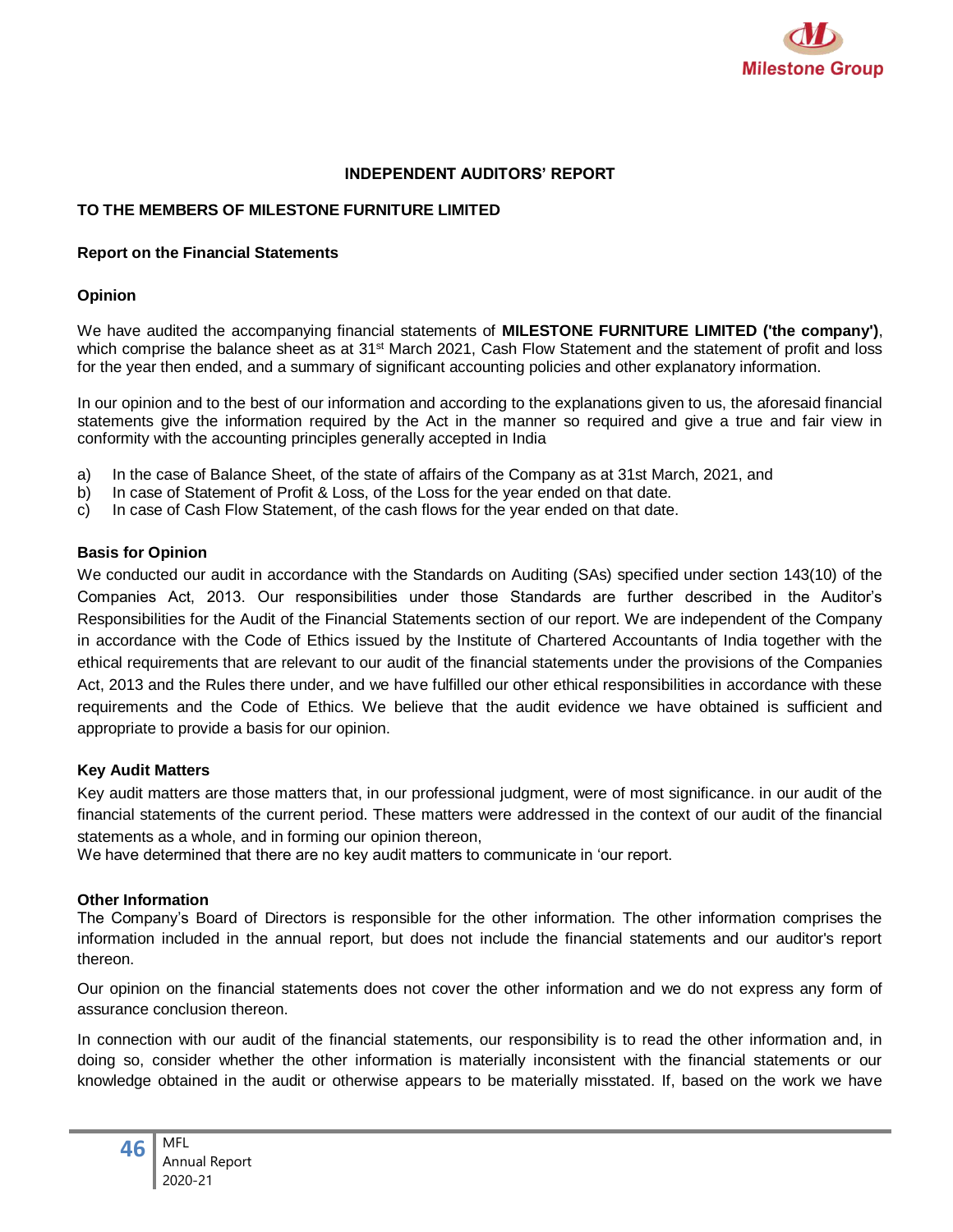# INDEPENDENT AUDITORS' REPORT

## TO THE MEMBERS OF MILESTONE FURNITURE LIMITED

### Report on the Financial Statements

### Opinion

We have audited the accompanying financial statements of **MILESTONE FURNITURE LIMITED ('the company')**, which comprise the balance sheet as at 31st March 2021, Cash Flow Statement and the statement of profit and loss for the year then ended, and a summary of significant accounting policies and other explanatory information.

In our opinion and to the best of our information and according to the explanations given to us, the aforesaid financial statements give the information required by the Act in the manner so required and give a true and fair view in conformity with the accounting principles generally accepted in India

a) In the case of Balance Sheet, of the state of affairs of the Company as at 31st March, 2021, and
b) In case of Statement of Profit & Loss, of the Loss for the year ended on that date.
c) In case of Cash Flow Statement, of the cash flows for the year ended on that date.

### Basis for Opinion

We conducted our audit in accordance with the Standards on Auditing (SAs) specified under section 143(10) of the Companies Act, 2013. Our responsibilities under those Standards are further described in the Auditor's Responsibilities for the Audit of the Financial Statements section of our report. We are independent of the Company in accordance with the Code of Ethics issued by the Institute of Chartered Accountants of India together with the ethical requirements that are relevant to our audit of the financial statements under the provisions of the Companies Act, 2013 and the Rules there under, and we have fulfilled our other ethical responsibilities in accordance with these requirements and the Code of Ethics. We believe that the audit evidence we have obtained is sufficient and appropriate to provide a basis for our opinion.

### Key Audit Matters

Key audit matters are those matters that, in our professional judgment, were of most significance. in our audit of the financial statements of the current period. These matters were addressed in the context of our audit of the financial statements as a whole, and in forming our opinion thereon,
We have determined that there are no key audit matters to communicate in 'our report.

### Other Information

The Company's Board of Directors is responsible for the other information. The other information comprises the information included in the annual report, but does not include the financial statements and our auditor's report thereon.

Our opinion on the financial statements does not cover the other information and we do not express any form of assurance conclusion thereon.

In connection with our audit of the financial statements, our responsibility is to read the other information and, in doing so, consider whether the other information is materially inconsistent with the financial statements or our knowledge obtained in the audit or otherwise appears to be materially misstated. If, based on the work we have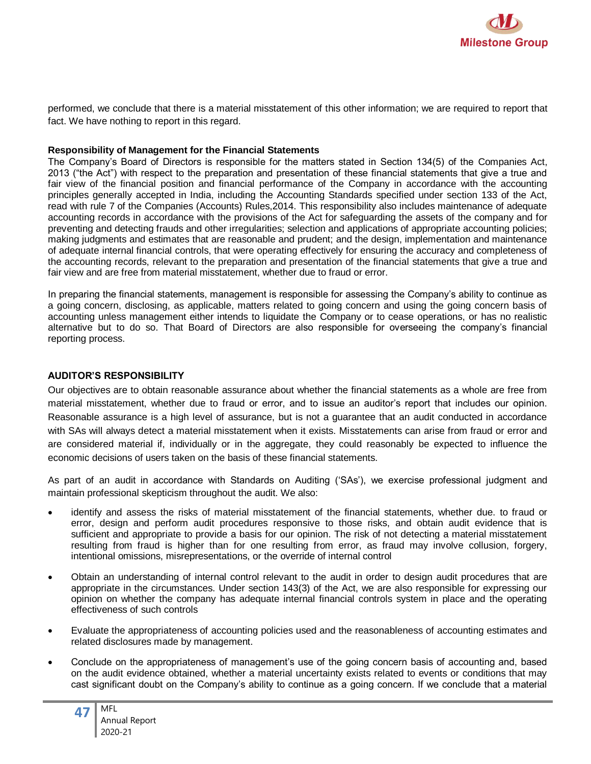performed, we conclude that there is a material misstatement of this other information; we are required to report that fact. We have nothing to report in this regard.

**Responsibility of Management for the Financial Statements**

The Company's Board of Directors is responsible for the matters stated in Section 134(5) of the Companies Act, 2013 ("the Act") with respect to the preparation and presentation of these financial statements that give a true and fair view of the financial position and financial performance of the Company in accordance with the accounting principles generally accepted in India, including the Accounting Standards specified under section 133 of the Act, read with rule 7 of the Companies (Accounts) Rules,2014. This responsibility also includes maintenance of adequate accounting records in accordance with the provisions of the Act for safeguarding the assets of the company and for preventing and detecting frauds and other irregularities; selection and applications of appropriate accounting policies; making judgments and estimates that are reasonable and prudent; and the design, implementation and maintenance of adequate internal financial controls, that were operating effectively for ensuring the accuracy and completeness of the accounting records, relevant to the preparation and presentation of the financial statements that give a true and fair view and are free from material misstatement, whether due to fraud or error.

In preparing the financial statements, management is responsible for assessing the Company's ability to continue as a going concern, disclosing, as applicable, matters related to going concern and using the going concern basis of accounting unless management either intends to liquidate the Company or to cease operations, or has no realistic alternative but to do so. That Board of Directors are also responsible for overseeing the company's financial reporting process.

**AUDITOR'S RESPONSIBILITY**

Our objectives are to obtain reasonable assurance about whether the financial statements as a whole are free from material misstatement, whether due to fraud or error, and to issue an auditor's report that includes our opinion. Reasonable assurance is a high level of assurance, but is not a guarantee that an audit conducted in accordance with SAs will always detect a material misstatement when it exists. Misstatements can arise from fraud or error and are considered material if, individually or in the aggregate, they could reasonably be expected to influence the economic decisions of users taken on the basis of these financial statements.

As part of an audit in accordance with Standards on Auditing ('SAs'), we exercise professional judgment and maintain professional skepticism throughout the audit. We also:

- identify and assess the risks of material misstatement of the financial statements, whether due. to fraud or error, design and perform audit procedures responsive to those risks, and obtain audit evidence that is sufficient and appropriate to provide a basis for our opinion. The risk of not detecting a material misstatement resulting from fraud is higher than for one resulting from error, as fraud may involve collusion, forgery, intentional omissions, misrepresentations, or the override of internal control

- Obtain an understanding of internal control relevant to the audit in order to design audit procedures that are appropriate in the circumstances. Under section 143(3) of the Act, we are also responsible for expressing our opinion on whether the company has adequate internal financial controls system in place and the operating effectiveness of such controls

- Evaluate the appropriateness of accounting policies used and the reasonableness of accounting estimates and related disclosures made by management.

- Conclude on the appropriateness of management's use of the going concern basis of accounting and, based on the audit evidence obtained, whether a material uncertainty exists related to events or conditions that may cast significant doubt on the Company's ability to continue as a going concern. If we conclude that a material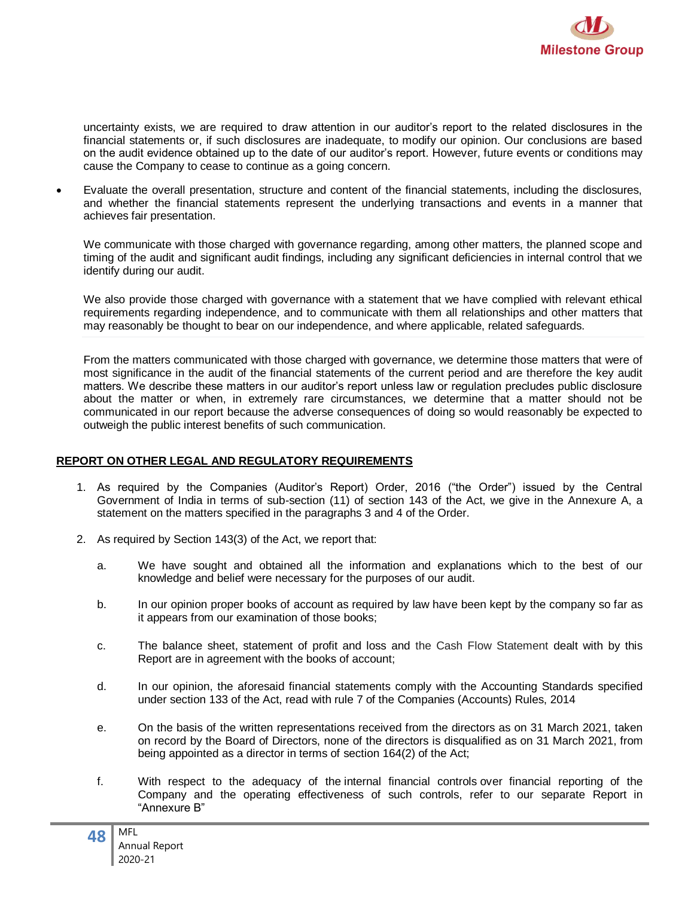uncertainty exists, we are required to draw attention in our auditor's report to the related disclosures in the financial statements or, if such disclosures are inadequate, to modify our opinion. Our conclusions are based on the audit evidence obtained up to the date of our auditor's report. However, future events or conditions may cause the Company to cease to continue as a going concern.

- Evaluate the overall presentation, structure and content of the financial statements, including the disclosures, and whether the financial statements represent the underlying transactions and events in a manner that achieves fair presentation.

We communicate with those charged with governance regarding, among other matters, the planned scope and timing of the audit and significant audit findings, including any significant deficiencies in internal control that we identify during our audit.

We also provide those charged with governance with a statement that we have complied with relevant ethical requirements regarding independence, and to communicate with them all relationships and other matters that may reasonably be thought to bear on our independence, and where applicable, related safeguards.

From the matters communicated with those charged with governance, we determine those matters that were of most significance in the audit of the financial statements of the current period and are therefore the key audit matters. We describe these matters in our auditor's report unless law or regulation precludes public disclosure about the matter or when, in extremely rare circumstances, we determine that a matter should not be communicated in our report because the adverse consequences of doing so would reasonably be expected to outweigh the public interest benefits of such communication.

## REPORT ON OTHER LEGAL AND REGULATORY REQUIREMENTS

1. As required by the Companies (Auditor's Report) Order, 2016 ("the Order") issued by the Central Government of India in terms of sub-section (11) of section 143 of the Act, we give in the Annexure A, a statement on the matters specified in the paragraphs 3 and 4 of the Order.

2. As required by Section 143(3) of the Act, we report that:

   a. We have sought and obtained all the information and explanations which to the best of our knowledge and belief were necessary for the purposes of our audit.

   b. In our opinion proper books of account as required by law have been kept by the company so far as it appears from our examination of those books;

   c. The balance sheet, statement of profit and loss and the Cash Flow Statement dealt with by this Report are in agreement with the books of account;

   d. In our opinion, the aforesaid financial statements comply with the Accounting Standards specified under section 133 of the Act, read with rule 7 of the Companies (Accounts) Rules, 2014

   e. On the basis of the written representations received from the directors as on 31 March 2021, taken on record by the Board of Directors, none of the directors is disqualified as on 31 March 2021, from being appointed as a director in terms of section 164(2) of the Act;

   f. With respect to the adequacy of the internal financial controls over financial reporting of the Company and the operating effectiveness of such controls, refer to our separate Report in "Annexure B"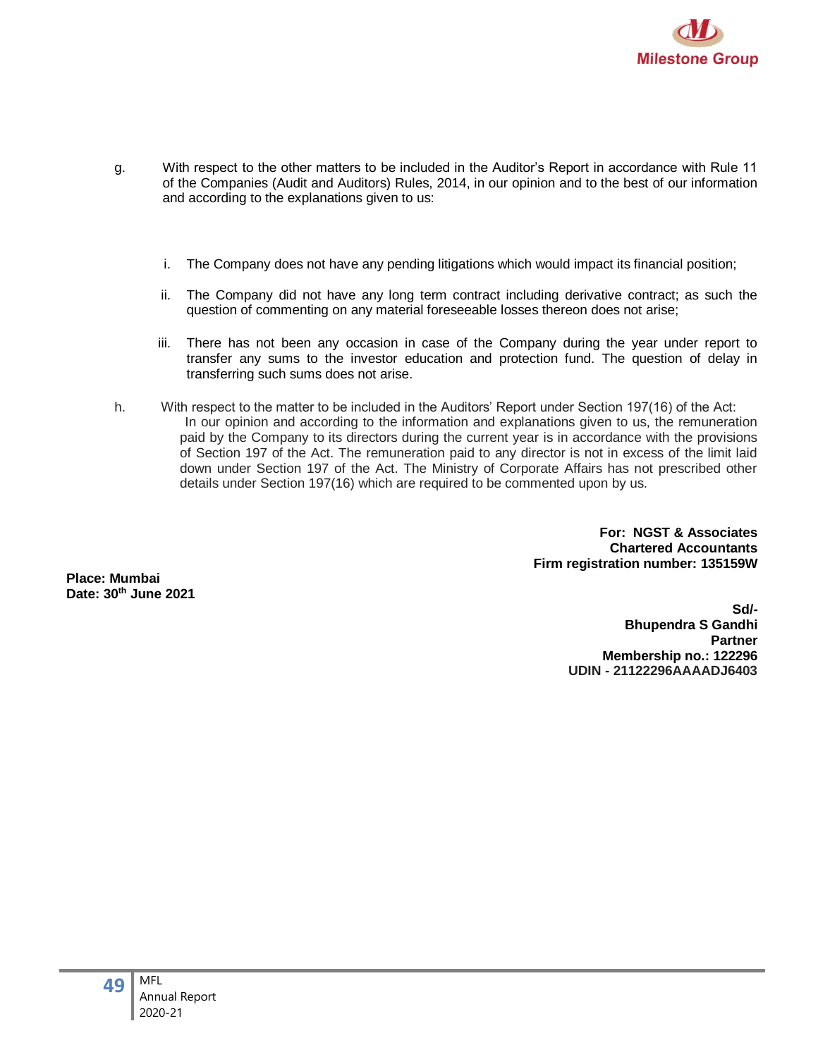g. With respect to the other matters to be included in the Auditor's Report in accordance with Rule 11 of the Companies (Audit and Auditors) Rules, 2014, in our opinion and to the best of our information and according to the explanations given to us:

i. The Company does not have any pending litigations which would impact its financial position;

ii. The Company did not have any long term contract including derivative contract; as such the question of commenting on any material foreseeable losses thereon does not arise;

iii. There has not been any occasion in case of the Company during the year under report to transfer any sums to the investor education and protection fund. The question of delay in transferring such sums does not arise.

h. With respect to the matter to be included in the Auditors' Report under Section 197(16) of the Act:
In our opinion and according to the information and explanations given to us, the remuneration paid by the Company to its directors during the current year is in accordance with the provisions of Section 197 of the Act. The remuneration paid to any director is not in excess of the limit laid down under Section 197 of the Act. The Ministry of Corporate Affairs has not prescribed other details under Section 197(16) which are required to be commented upon by us.

**For: NGST & Associates**
**Chartered Accountants**
**Firm registration number: 135159W**

**Place: Mumbai**
**Date: 30th June 2021**

**Sd/-**
**Bhupendra S Gandhi**
**Partner**
**Membership no.: 122296**
**UDIN - 21122296AAAADJ6403**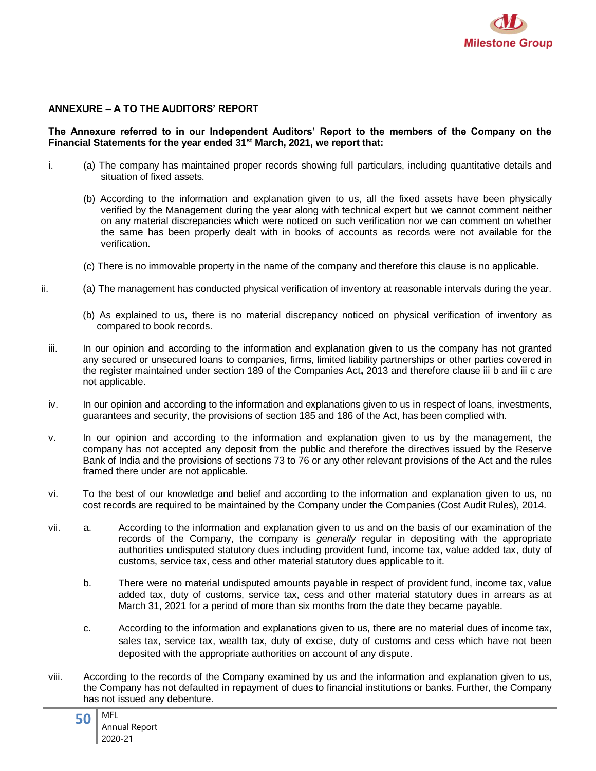## ANNEXURE – A TO THE AUDITORS' REPORT

**The Annexure referred to in our Independent Auditors' Report to the members of the Company on the Financial Statements for the year ended 31st March, 2021, we report that:**

i. (a) The company has maintained proper records showing full particulars, including quantitative details and situation of fixed assets.

(b) According to the information and explanation given to us, all the fixed assets have been physically verified by the Management during the year along with technical expert but we cannot comment neither on any material discrepancies which were noticed on such verification nor we can comment on whether the same has been properly dealt with in books of accounts as records were not available for the verification.

(c) There is no immovable property in the name of the company and therefore this clause is no applicable.

ii. (a) The management has conducted physical verification of inventory at reasonable intervals during the year.

(b) As explained to us, there is no material discrepancy noticed on physical verification of inventory as compared to book records.

iii. In our opinion and according to the information and explanation given to us the company has not granted any secured or unsecured loans to companies, firms, limited liability partnerships or other parties covered in the register maintained under section 189 of the Companies Act**,** 2013 and therefore clause iii b and iii c are not applicable.

iv. In our opinion and according to the information and explanations given to us in respect of loans, investments, guarantees and security, the provisions of section 185 and 186 of the Act, has been complied with.

v. In our opinion and according to the information and explanation given to us by the management, the company has not accepted any deposit from the public and therefore the directives issued by the Reserve Bank of India and the provisions of sections 73 to 76 or any other relevant provisions of the Act and the rules framed there under are not applicable.

vi. To the best of our knowledge and belief and according to the information and explanation given to us, no cost records are required to be maintained by the Company under the Companies (Cost Audit Rules), 2014.

vii. a. According to the information and explanation given to us and on the basis of our examination of the records of the Company, the company is *generally* regular in depositing with the appropriate authorities undisputed statutory dues including provident fund, income tax, value added tax, duty of customs, service tax, cess and other material statutory dues applicable to it.

b. There were no material undisputed amounts payable in respect of provident fund, income tax, value added tax, duty of customs, service tax, cess and other material statutory dues in arrears as at March 31, 2021 for a period of more than six months from the date they became payable.

c. According to the information and explanations given to us, there are no material dues of income tax, sales tax, service tax, wealth tax, duty of excise, duty of customs and cess which have not been deposited with the appropriate authorities on account of any dispute.

viii. According to the records of the Company examined by us and the information and explanation given to us, the Company has not defaulted in repayment of dues to financial institutions or banks. Further, the Company has not issued any debenture.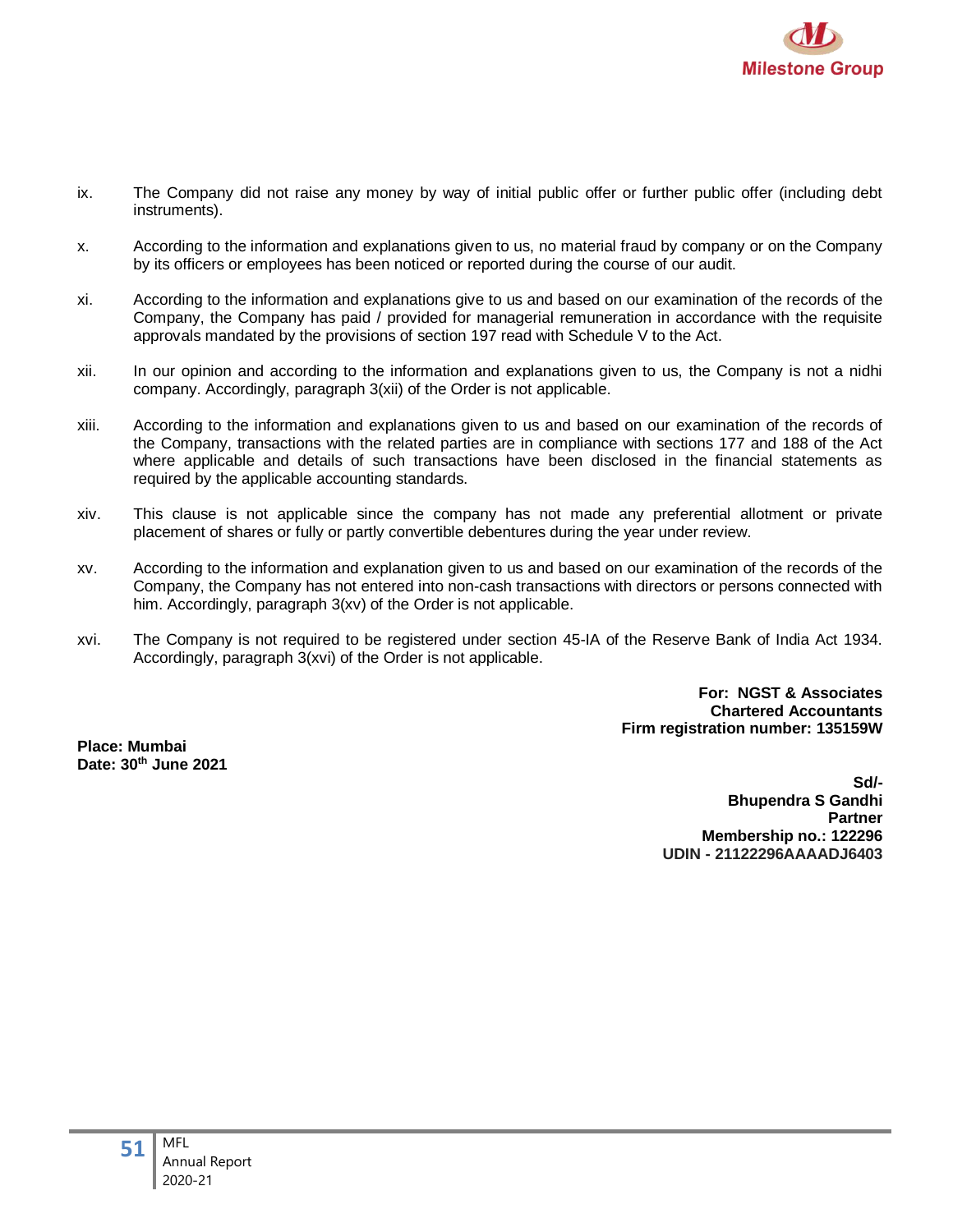ix. The Company did not raise any money by way of initial public offer or further public offer (including debt instruments).

x. According to the information and explanations given to us, no material fraud by company or on the Company by its officers or employees has been noticed or reported during the course of our audit.

xi. According to the information and explanations give to us and based on our examination of the records of the Company, the Company has paid / provided for managerial remuneration in accordance with the requisite approvals mandated by the provisions of section 197 read with Schedule V to the Act.

xii. In our opinion and according to the information and explanations given to us, the Company is not a nidhi company. Accordingly, paragraph 3(xii) of the Order is not applicable.

xiii. According to the information and explanations given to us and based on our examination of the records of the Company, transactions with the related parties are in compliance with sections 177 and 188 of the Act where applicable and details of such transactions have been disclosed in the financial statements as required by the applicable accounting standards.

xiv. This clause is not applicable since the company has not made any preferential allotment or private placement of shares or fully or partly convertible debentures during the year under review.

xv. According to the information and explanation given to us and based on our examination of the records of the Company, the Company has not entered into non-cash transactions with directors or persons connected with him. Accordingly, paragraph 3(xv) of the Order is not applicable.

xvi. The Company is not required to be registered under section 45-IA of the Reserve Bank of India Act 1934. Accordingly, paragraph 3(xvi) of the Order is not applicable.

**For: NGST & Associates**
**Chartered Accountants**
**Firm registration number: 135159W**

**Place: Mumbai**
**Date: 30th June 2021**

**Sd/-**
**Bhupendra S Gandhi**
**Partner**
**Membership no.: 122296**
**UDIN - 21122296AAAADJ6403**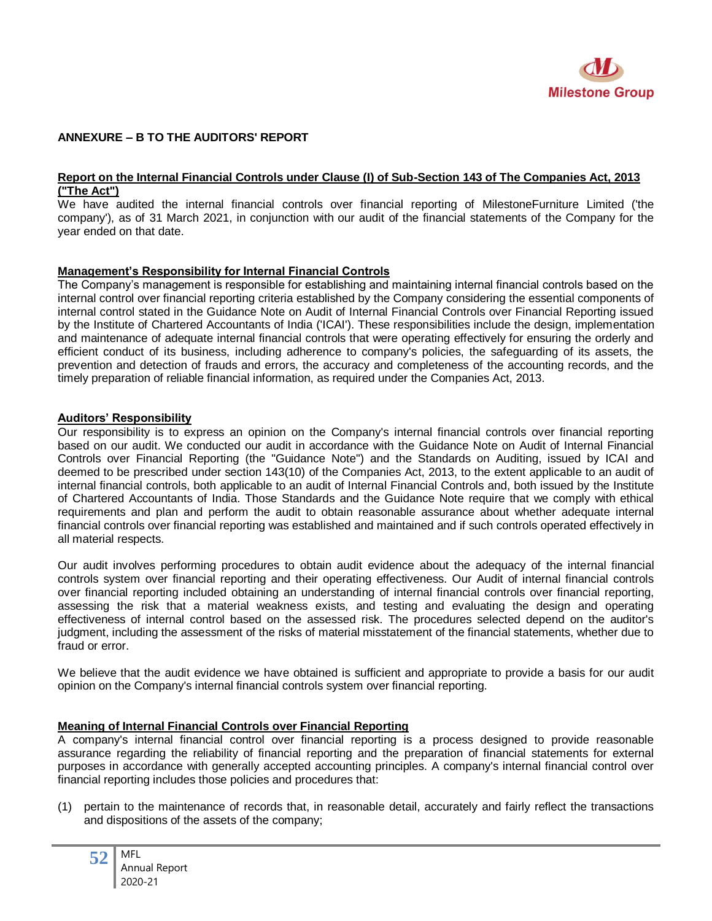## ANNEXURE – B TO THE AUDITORS' REPORT

**Report on the Internal Financial Controls under Clause (I) of Sub-Section 143 of The Companies Act, 2013 ("The Act")**

We have audited the internal financial controls over financial reporting of MilestoneFurniture Limited ('the company'), as of 31 March 2021, in conjunction with our audit of the financial statements of the Company for the year ended on that date.

**Management's Responsibility for Internal Financial Controls**

The Company's management is responsible for establishing and maintaining internal financial controls based on the internal control over financial reporting criteria established by the Company considering the essential components of internal control stated in the Guidance Note on Audit of Internal Financial Controls over Financial Reporting issued by the Institute of Chartered Accountants of India ('ICAI'). These responsibilities include the design, implementation and maintenance of adequate internal financial controls that were operating effectively for ensuring the orderly and efficient conduct of its business, including adherence to company's policies, the safeguarding of its assets, the prevention and detection of frauds and errors, the accuracy and completeness of the accounting records, and the timely preparation of reliable financial information, as required under the Companies Act, 2013.

**Auditors' Responsibility**

Our responsibility is to express an opinion on the Company's internal financial controls over financial reporting based on our audit. We conducted our audit in accordance with the Guidance Note on Audit of Internal Financial Controls over Financial Reporting (the "Guidance Note") and the Standards on Auditing, issued by ICAI and deemed to be prescribed under section 143(10) of the Companies Act, 2013, to the extent applicable to an audit of internal financial controls, both applicable to an audit of Internal Financial Controls and, both issued by the Institute of Chartered Accountants of India. Those Standards and the Guidance Note require that we comply with ethical requirements and plan and perform the audit to obtain reasonable assurance about whether adequate internal financial controls over financial reporting was established and maintained and if such controls operated effectively in all material respects.

Our audit involves performing procedures to obtain audit evidence about the adequacy of the internal financial controls system over financial reporting and their operating effectiveness. Our Audit of internal financial controls over financial reporting included obtaining an understanding of internal financial controls over financial reporting, assessing the risk that a material weakness exists, and testing and evaluating the design and operating effectiveness of internal control based on the assessed risk. The procedures selected depend on the auditor's judgment, including the assessment of the risks of material misstatement of the financial statements, whether due to fraud or error.

We believe that the audit evidence we have obtained is sufficient and appropriate to provide a basis for our audit opinion on the Company's internal financial controls system over financial reporting.

**Meaning of Internal Financial Controls over Financial Reporting**

A company's internal financial control over financial reporting is a process designed to provide reasonable assurance regarding the reliability of financial reporting and the preparation of financial statements for external purposes in accordance with generally accepted accounting principles. A company's internal financial control over financial reporting includes those policies and procedures that:

(1) pertain to the maintenance of records that, in reasonable detail, accurately and fairly reflect the transactions and dispositions of the assets of the company;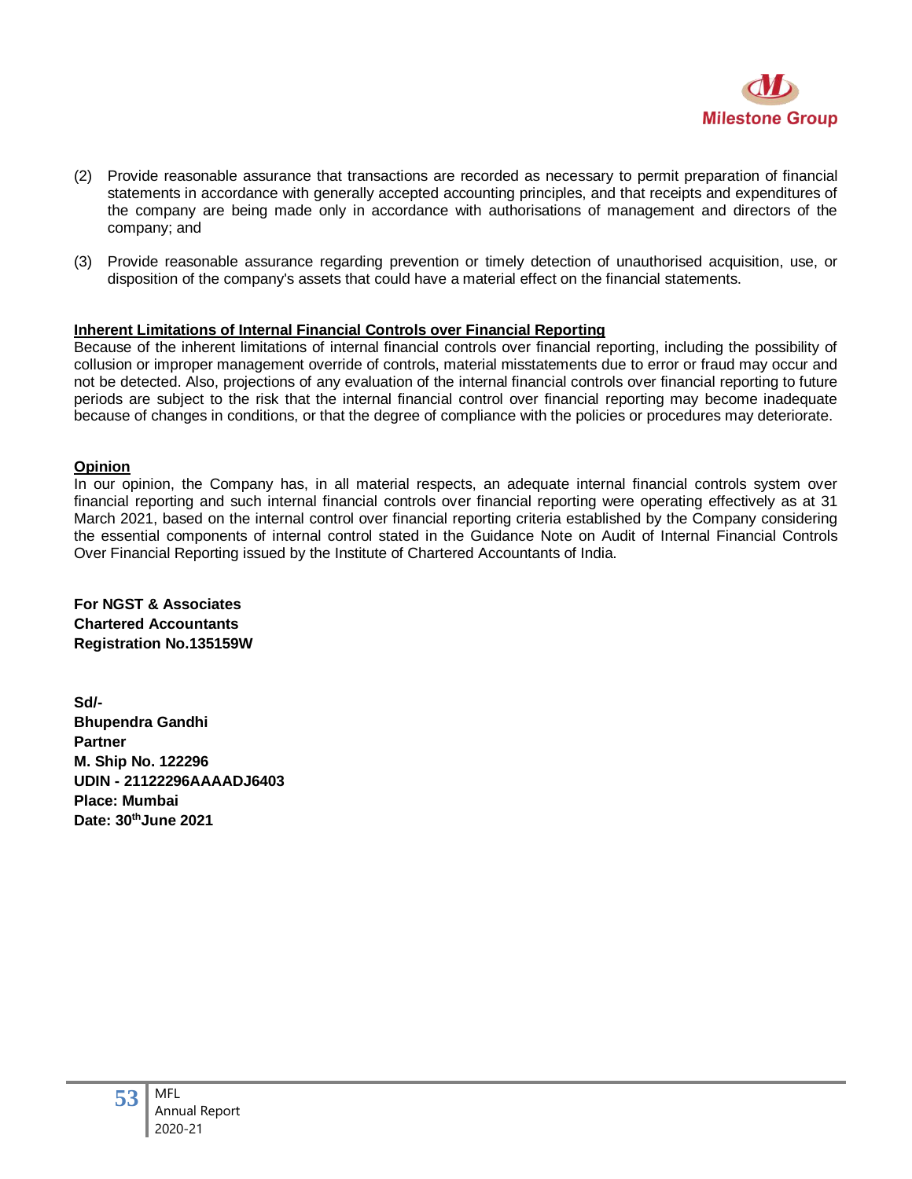(2) Provide reasonable assurance that transactions are recorded as necessary to permit preparation of financial statements in accordance with generally accepted accounting principles, and that receipts and expenditures of the company are being made only in accordance with authorisations of management and directors of the company; and

(3) Provide reasonable assurance regarding prevention or timely detection of unauthorised acquisition, use, or disposition of the company's assets that could have a material effect on the financial statements.

**Inherent Limitations of Internal Financial Controls over Financial Reporting**

Because of the inherent limitations of internal financial controls over financial reporting, including the possibility of collusion or improper management override of controls, material misstatements due to error or fraud may occur and not be detected. Also, projections of any evaluation of the internal financial controls over financial reporting to future periods are subject to the risk that the internal financial control over financial reporting may become inadequate because of changes in conditions, or that the degree of compliance with the policies or procedures may deteriorate.

**Opinion**

In our opinion, the Company has, in all material respects, an adequate internal financial controls system over financial reporting and such internal financial controls over financial reporting were operating effectively as at 31 March 2021, based on the internal control over financial reporting criteria established by the Company considering the essential components of internal control stated in the Guidance Note on Audit of Internal Financial Controls Over Financial Reporting issued by the Institute of Chartered Accountants of India.

**For NGST & Associates**
**Chartered Accountants**
**Registration No.135159W**

**Sd/-**
**Bhupendra Gandhi**
**Partner**
**M. Ship No. 122296**
**UDIN - 21122296AAAADJ6403**
**Place: Mumbai**
**Date: 30th June 2021**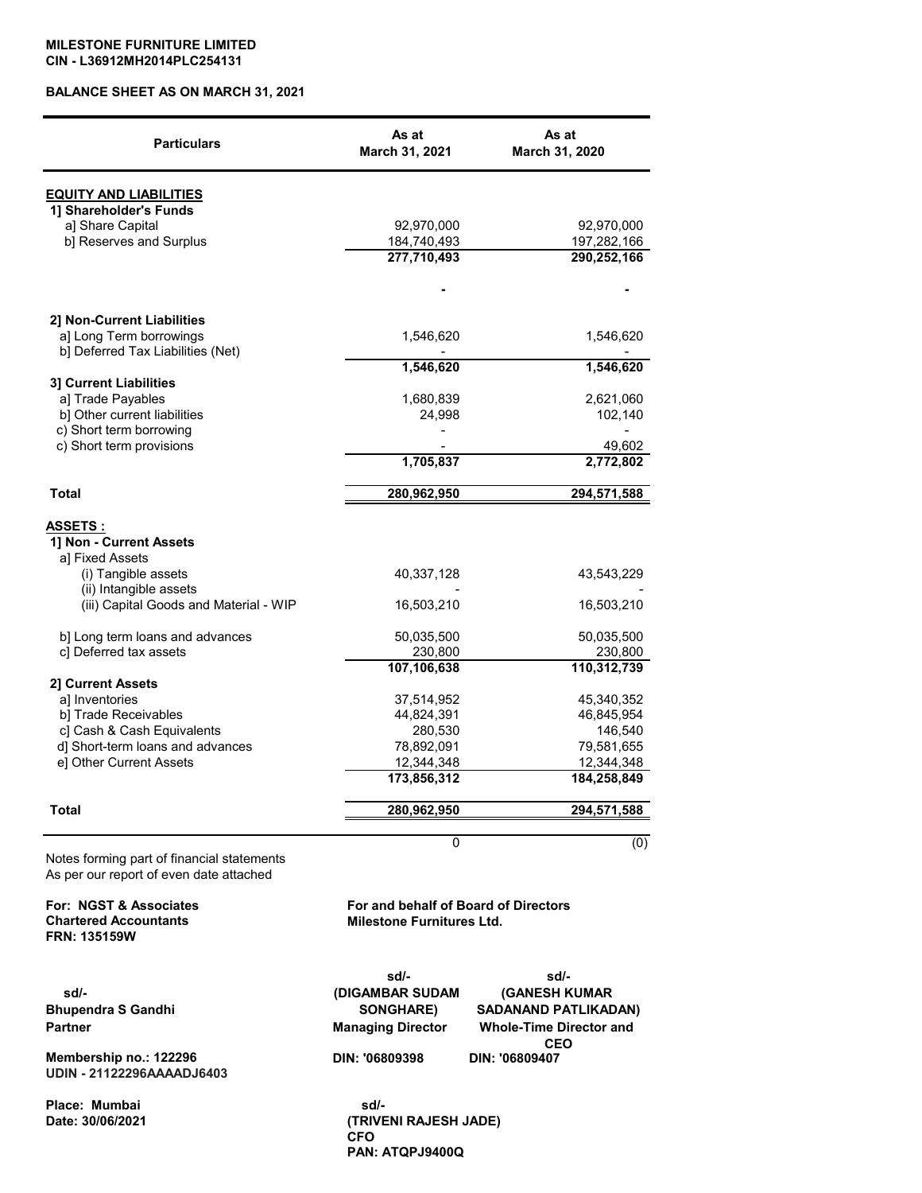**MILESTONE FURNITURE LIMITED**
**CIN - L36912MH2014PLC254131**

**BALANCE SHEET AS ON MARCH 31, 2021**

| Particulars | As at March 31, 2021 | As at March 31, 2020 |
|---|---|---|
| **EQUITY AND LIABILITIES** | | |
| **1] Shareholder's Funds** | | |
| a] Share Capital | 92,970,000 | 92,970,000 |
| b] Reserves and Surplus | 184,740,493 | 197,282,166 |
| | **277,710,493** | **290,252,166** |
| | - | - |
| **2] Non-Current Liabilities** | | |
| a] Long Term borrowings | 1,546,620 | 1,546,620 |
| b] Deferred Tax Liabilities (Net) | - | - |
| | **1,546,620** | **1,546,620** |
| **3] Current Liabilities** | | |
| a] Trade Payables | 1,680,839 | 2,621,060 |
| b] Other current liabilities | 24,998 | 102,140 |
| c) Short term borrowing | - | - |
| c) Short term provisions | - | 49,602 |
| | **1,705,837** | **2,772,802** |
| **Total** | **280,962,950** | **294,571,588** |
| **ASSETS :** | | |
| **1] Non - Current Assets** | | |
| a] Fixed Assets | | |
| (i) Tangible assets | 40,337,128 | 43,543,229 |
| (ii) Intangible assets | - | - |
| (iii) Capital Goods and Material - WIP | 16,503,210 | 16,503,210 |
| b] Long term loans and advances | 50,035,500 | 50,035,500 |
| c] Deferred tax assets | 230,800 | 230,800 |
| | **107,106,638** | **110,312,739** |
| **2] Current Assets** | | |
| a] Inventories | 37,514,952 | 45,340,352 |
| b] Trade Receivables | 44,824,391 | 46,845,954 |
| c] Cash & Cash Equivalents | 280,530 | 146,540 |
| d] Short-term loans and advances | 78,892,091 | 79,581,655 |
| e] Other Current Assets | 12,344,348 | 12,344,348 |
| | **173,856,312** | **184,258,849** |
| **Total** | **280,962,950** | **294,571,588** |
| | 0 | (0) |

Notes forming part of financial statements
As per our report of even date attached

**For: NGST & Associates**
**Chartered Accountants**
**FRN: 135159W**

sd/-
**Bhupendra S Gandhi**
**Partner**
**Membership no.: 122296**
**UDIN - 21122296AAAADJ6403**

**Place: Mumbai**
**Date: 30/06/2021**

**For and behalf of Board of Directors**
**Milestone Furnitures Ltd.**

sd/-
**(DIGAMBAR SUDAM SONGHARE)**
**Managing Director**
**DIN: '06809398**

sd/-
**(GANESH KUMAR SADANAND PATLIKADAN)**
**Whole-Time Director and CEO**
**DIN: '06809407**

sd/-
**(TRIVENI RAJESH JADE)**
**CFO**
**PAN: ATQPJ9400Q**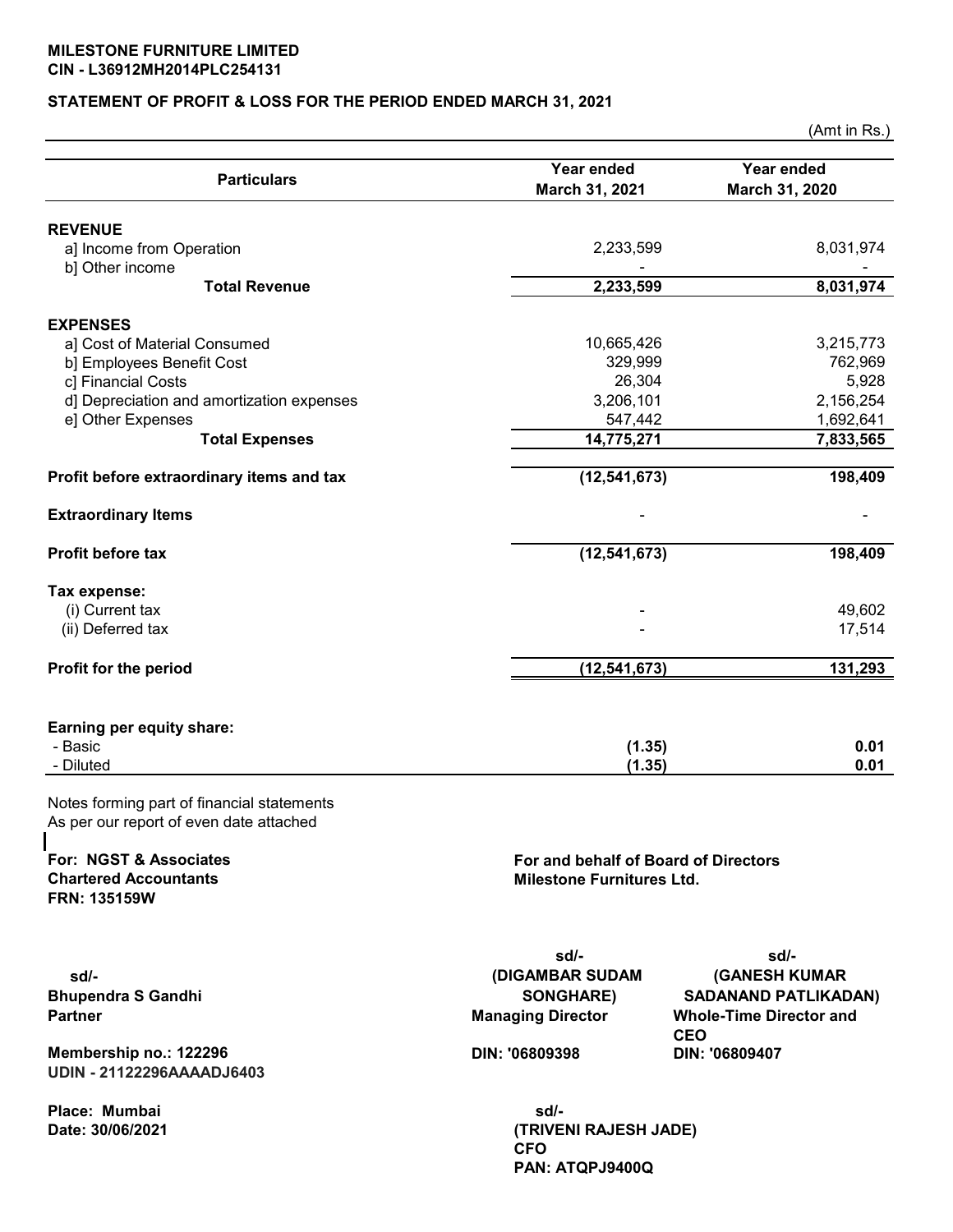**MILESTONE FURNITURE LIMITED**
**CIN - L36912MH2014PLC254131**

**STATEMENT OF PROFIT & LOSS FOR THE PERIOD ENDED MARCH 31, 2021**

(Amt in Rs.)

| Particulars | Year ended March 31, 2021 | Year ended March 31, 2020 |
|---|---|---|
| **REVENUE** | | |
| a] Income from Operation | 2,233,599 | 8,031,974 |
| b] Other income | - | - |
| **Total Revenue** | **2,233,599** | **8,031,974** |
| **EXPENSES** | | |
| a] Cost of Material Consumed | 10,665,426 | 3,215,773 |
| b] Employees Benefit Cost | 329,999 | 762,969 |
| c] Financial Costs | 26,304 | 5,928 |
| d] Depreciation and amortization expenses | 3,206,101 | 2,156,254 |
| e] Other Expenses | 547,442 | 1,692,641 |
| **Total Expenses** | **14,775,271** | **7,833,565** |
| **Profit before extraordinary items and tax** | **(12,541,673)** | **198,409** |
| **Extraordinary Items** | - | - |
| **Profit before tax** | **(12,541,673)** | **198,409** |
| **Tax expense:** | | |
| (i) Current tax | - | 49,602 |
| (ii) Deferred tax | - | 17,514 |
| **Profit for the period** | **(12,541,673)** | **131,293** |
| **Earning per equity share:** | | |
| - Basic | **(1.35)** | **0.01** |
| - Diluted | **(1.35)** | **0.01** |

Notes forming part of financial statements
As per our report of even date attached

**For: NGST & Associates**
**Chartered Accountants**
**FRN: 135159W**

sd/-
**Bhupendra S Gandhi**
**Partner**

**Membership no.: 122296**
**UDIN - 21122296AAAADJ6403**

**Place: Mumbai**
**Date: 30/06/2021**

**For and behalf of Board of Directors**
**Milestone Furnitures Ltd.**

sd/-
**(DIGAMBAR SUDAM SONGHARE)**
**Managing Director**
**DIN: '06809398**

sd/-
**(GANESH KUMAR SADANAND PATLIKADAN)**
**Whole-Time Director and CEO**
**DIN: '06809407**

sd/-
**(TRIVENI RAJESH JADE)**
**CFO**
**PAN: ATQPJ9400Q**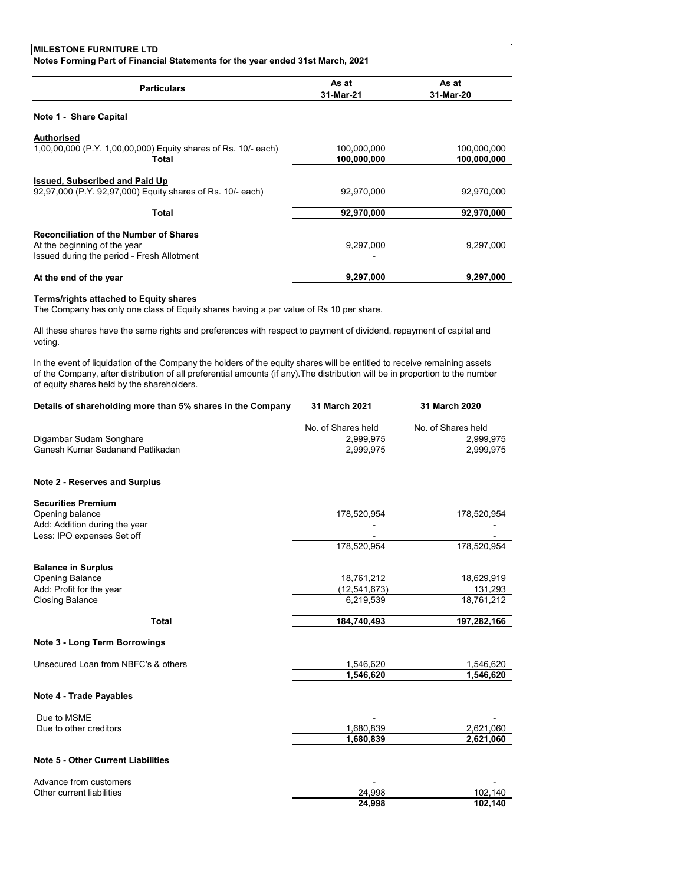**MILESTONE FURNITURE LTD**

**Notes Forming Part of Financial Statements for the year ended 31st March, 2021**

| Particulars | As at 31-Mar-21 | As at 31-Mar-20 |
|---|---|---|
| **Note 1 - Share Capital** | | |
| **Authorised** | | |
| 1,00,00,000 (P.Y. 1,00,00,000) Equity shares of Rs. 10/- each) | 100,000,000 | 100,000,000 |
| **Total** | **100,000,000** | **100,000,000** |
| **Issued, Subscribed and Paid Up** | | |
| 92,97,000 (P.Y. 92,97,000) Equity shares of Rs. 10/- each) | 92,970,000 | 92,970,000 |
| **Total** | **92,970,000** | **92,970,000** |
| **Reconciliation of the Number of Shares** | | |
| At the beginning of the year | 9,297,000 | 9,297,000 |
| Issued during the period - Fresh Allotment | - | |
| **At the end of the year** | **9,297,000** | **9,297,000** |

**Terms/rights attached to Equity shares**

The Company has only one class of Equity shares having a par value of Rs 10 per share.

All these shares have the same rights and preferences with respect to payment of dividend, repayment of capital and voting.

In the event of liquidation of the Company the holders of the equity shares will be entitled to receive remaining assets of the Company, after distribution of all preferential amounts (if any).The distribution will be in proportion to the number of equity shares held by the shareholders.

| Details of shareholding more than 5% shares in the Company | 31 March 2021 | 31 March 2020 |
|---|---|---|
| | No. of Shares held | No. of Shares held |
| Digambar Sudam Songhare | 2,999,975 | 2,999,975 |
| Ganesh Kumar Sadanand Patlikadan | 2,999,975 | 2,999,975 |

| Particulars | As at 31-Mar-21 | As at 31-Mar-20 |
|---|---|---|
| **Note 2 - Reserves and Surplus** | | |
| **Securities Premium** | | |
| Opening balance | 178,520,954 | 178,520,954 |
| Add: Addition during the year | - | - |
| Less: IPO expenses Set off | - | - |
| | 178,520,954 | 178,520,954 |
| **Balance in Surplus** | | |
| Opening Balance | 18,761,212 | 18,629,919 |
| Add: Profit for the year | (12,541,673) | 131,293 |
| Closing Balance | 6,219,539 | 18,761,212 |
| **Total** | **184,740,493** | **197,282,166** |
| **Note 3 - Long Term Borrowings** | | |
| Unsecured Loan from NBFC's & others | 1,546,620 | 1,546,620 |
| | **1,546,620** | **1,546,620** |
| **Note 4 - Trade Payables** | | |
| Due to MSME | - | - |
| Due to other creditors | 1,680,839 | 2,621,060 |
| | **1,680,839** | **2,621,060** |
| **Note 5 - Other Current Liabilities** | | |
| Advance from customers | - | - |
| Other current liabilities | 24,998 | 102,140 |
| | **24,998** | **102,140** |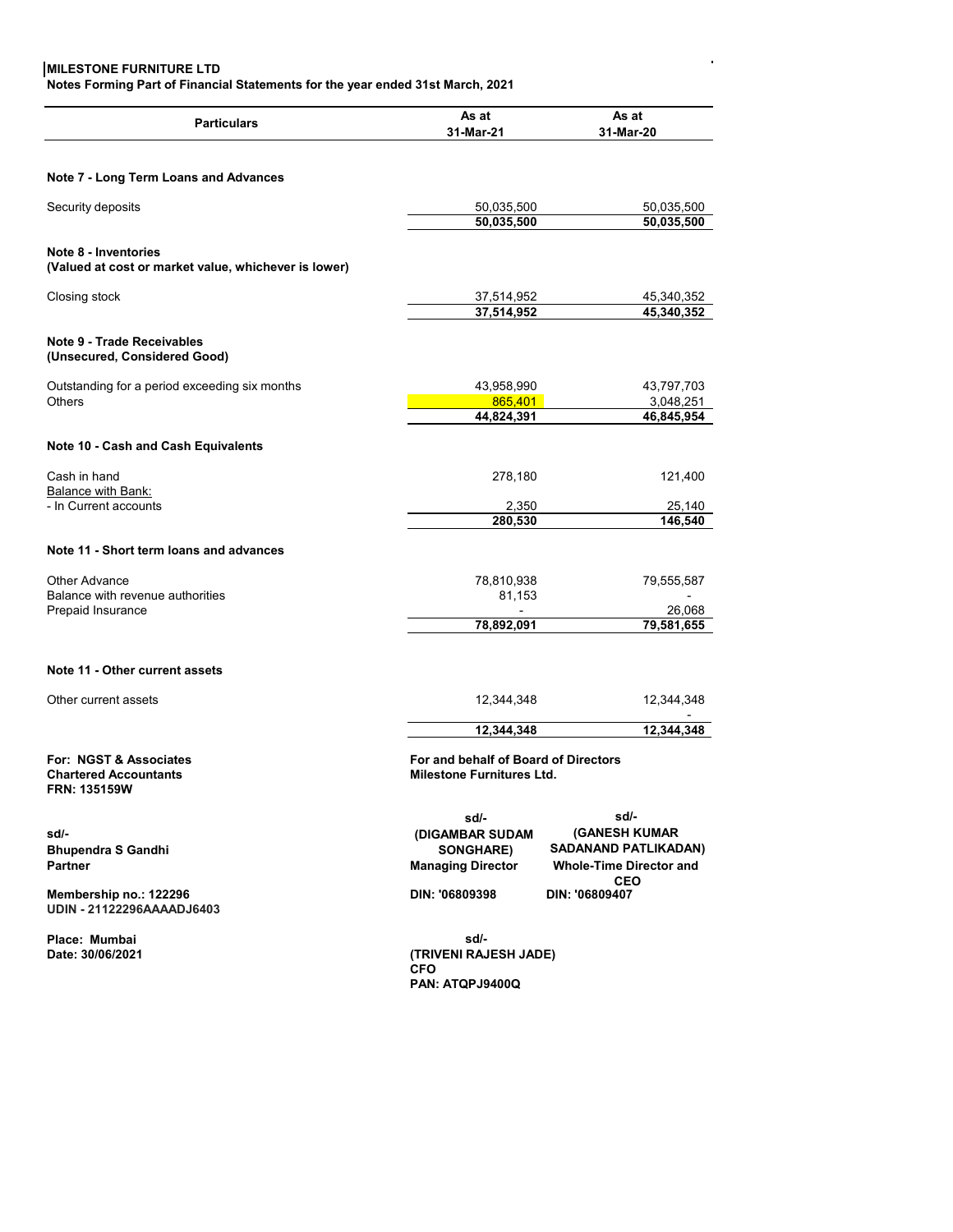**MILESTONE FURNITURE LTD**

**Notes Forming Part of Financial Statements for the year ended 31st March, 2021**

| Particulars | As at 31-Mar-21 | As at 31-Mar-20 |
|---|---|---|
| **Note 7 - Long Term Loans and Advances** | | |
| Security deposits | 50,035,500 | 50,035,500 |
| | **50,035,500** | **50,035,500** |
| **Note 8 - Inventories (Valued at cost or market value, whichever is lower)** | | |
| Closing stock | 37,514,952 | 45,340,352 |
| | **37,514,952** | **45,340,352** |
| **Note 9 - Trade Receivables (Unsecured, Considered Good)** | | |
| Outstanding for a period exceeding six months | 43,958,990 | 43,797,703 |
| Others | 865,401 | 3,048,251 |
| | **44,824,391** | **46,845,954** |
| **Note 10 - Cash and Cash Equivalents** | | |
| Cash in hand | 278,180 | 121,400 |
| Balance with Bank: | | |
| - In Current accounts | 2,350 | 25,140 |
| | **280,530** | **146,540** |
| **Note 11 - Short term loans and advances** | | |
| Other Advance | 78,810,938 | 79,555,587 |
| Balance with revenue authorities | 81,153 | - |
| Prepaid Insurance | - | 26,068 |
| | **78,892,091** | **79,581,655** |
| **Note 11 - Other current assets** | | |
| Other current assets | 12,344,348 | 12,344,348 |
| | | - |
| | **12,344,348** | **12,344,348** |

**For: NGST & Associates**
**Chartered Accountants**
**FRN: 135159W**

sd/-
**Bhupendra S Gandhi**
**Partner**

**Membership no.: 122296**
**UDIN - 21122296AAAADJ6403**

**Place: Mumbai**
**Date: 30/06/2021**

**For and behalf of Board of Directors**
**Milestone Furnitures Ltd.**

sd/-
**(DIGAMBAR SUDAM SONGHARE)**
**Managing Director**
**DIN: '06809398**

sd/-
**(GANESH KUMAR SADANAND PATLIKADAN)**
**Whole-Time Director and CEO**
**DIN: '06809407**

sd/-
**(TRIVENI RAJESH JADE)**
**CFO**
**PAN: ATQPJ9400Q**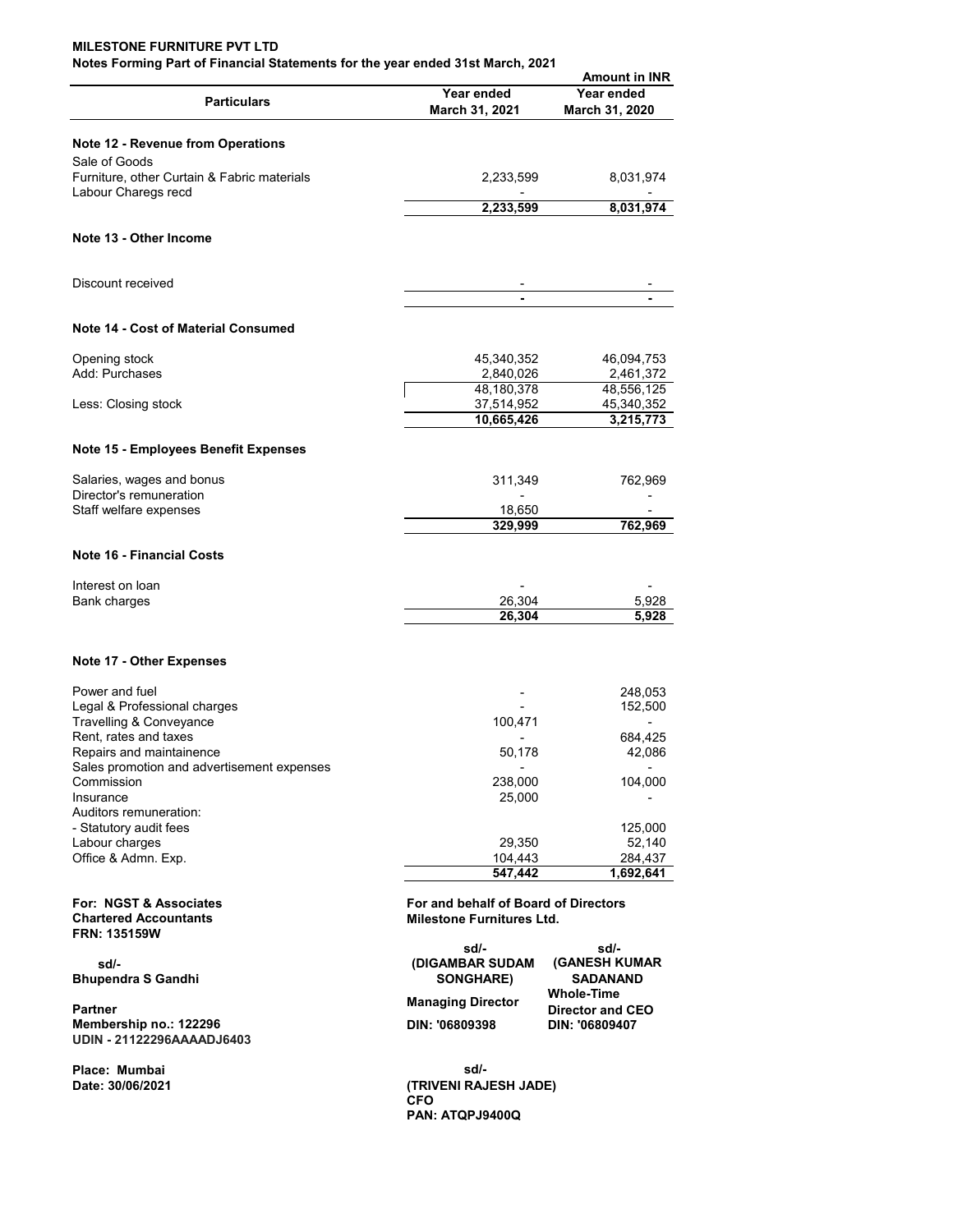**MILESTONE FURNITURE PVT LTD**

**Notes Forming Part of Financial Statements for the year ended 31st March, 2021**

**Amount in INR**

| Particulars | Year ended March 31, 2021 | Year ended March 31, 2020 |
|---|---|---|
| **Note 12 - Revenue from Operations** | | |
| Sale of Goods | | |
| Furniture, other Curtain & Fabric materials | 2,233,599 | 8,031,974 |
| Labour Charegs recd | - | - |
| | **2,233,599** | **8,031,974** |
| **Note 13 - Other Income** | | |
| Discount received | - | - |
| | - | - |
| **Note 14 - Cost of Material Consumed** | | |
| Opening stock | 45,340,352 | 46,094,753 |
| Add: Purchases | 2,840,026 | 2,461,372 |
| | 48,180,378 | 48,556,125 |
| Less: Closing stock | 37,514,952 | 45,340,352 |
| | **10,665,426** | **3,215,773** |
| **Note 15 - Employees Benefit Expenses** | | |
| Salaries, wages and bonus | 311,349 | 762,969 |
| Director's remuneration | - | - |
| Staff welfare expenses | 18,650 | - |
| | **329,999** | **762,969** |
| **Note 16 - Financial Costs** | | |
| Interest on loan | - | - |
| Bank charges | 26,304 | 5,928 |
| | **26,304** | **5,928** |
| **Note 17 - Other Expenses** | | |
| Power and fuel | - | 248,053 |
| Legal & Professional charges | - | 152,500 |
| Travelling & Conveyance | 100,471 | - |
| Rent, rates and taxes | - | 684,425 |
| Repairs and maintainence | 50,178 | 42,086 |
| Sales promotion and advertisement expenses | - | - |
| Commission | 238,000 | 104,000 |
| Insurance | 25,000 | - |
| Auditors remuneration: | | |
| - Statutory audit fees | | 125,000 |
| Labour charges | 29,350 | 52,140 |
| Office & Admn. Exp. | 104,443 | 284,437 |
| | **547,442** | **1,692,641** |

**For: NGST & Associates**
**Chartered Accountants**
**FRN: 135159W**

sd/-
**Bhupendra S Gandhi**

**Partner**
**Membership no.: 122296**
**UDIN - 21122296AAAADJ6403**

**Place: Mumbai**
**Date: 30/06/2021**

**For and behalf of Board of Directors**
**Milestone Furnitures Ltd.**

| sd/- | sd/- |
|---|---|
| **(DIGAMBAR SUDAM SONGHARE)** | **(GANESH KUMAR SADANAND** |
| **Managing Director** | **Whole-Time Director and CEO** |
| **DIN: '06809398** | **DIN: '06809407** |

sd/-
**(TRIVENI RAJESH JADE)**
**CFO**
**PAN: ATQPJ9400Q**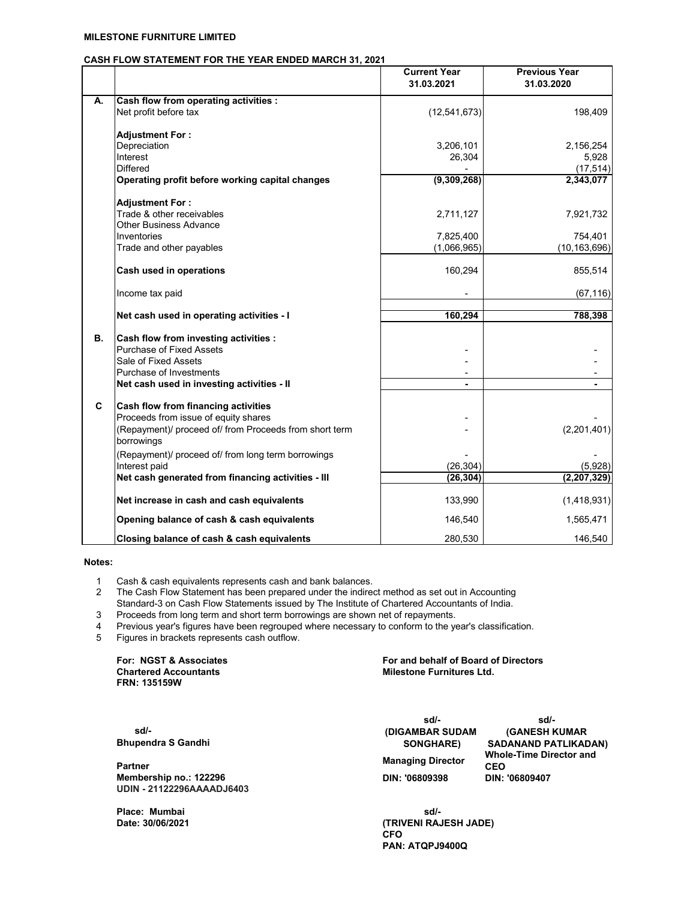**MILESTONE FURNITURE LIMITED**

**CASH FLOW STATEMENT FOR THE YEAR ENDED MARCH 31, 2021**

| | | Current Year 31.03.2021 | Previous Year 31.03.2020 |
|---|---|---|---|
| **A.** | **Cash flow from operating activities :** | | |
| | Net profit before tax | (12,541,673) | 198,409 |
| | **Adjustment For :** | | |
| | Depreciation | 3,206,101 | 2,156,254 |
| | Interest | 26,304 | 5,928 |
| | Differed | - | (17,514) |
| | **Operating profit before working capital changes** | **(9,309,268)** | **2,343,077** |
| | **Adjustment For :** | | |
| | Trade & other receivables | 2,711,127 | 7,921,732 |
| | Other Business Advance | | |
| | Inventories | 7,825,400 | 754,401 |
| | Trade and other payables | (1,066,965) | (10,163,696) |
| | **Cash used in operations** | 160,294 | 855,514 |
| | Income tax paid | - | (67,116) |
| | **Net cash used in operating activities - I** | **160,294** | **788,398** |
| **B.** | **Cash flow from investing activities :** | | |
| | Purchase of Fixed Assets | - | - |
| | Sale of Fixed Assets | - | - |
| | Purchase of Investments | - | - |
| | **Net cash used in investing activities - II** | **-** | **-** |
| **C** | **Cash flow from financing activities** | | |
| | Proceeds from issue of equity shares | - | - |
| | (Repayment)/ proceed of/ from Proceeds from short term borrowings | - | (2,201,401) |
| | (Repayment)/ proceed of/ from long term borrowings | - | - |
| | Interest paid | (26,304) | (5,928) |
| | **Net cash generated from financing activities - III** | **(26,304)** | **(2,207,329)** |
| | **Net increase in cash and cash equivalents** | 133,990 | (1,418,931) |
| | **Opening balance of cash & cash equivalents** | 146,540 | 1,565,471 |
| | **Closing balance of cash & cash equivalents** | 280,530 | 146,540 |

**Notes:**

1. Cash & cash equivalents represents cash and bank balances.
2. The Cash Flow Statement has been prepared under the indirect method as set out in Accounting Standard-3 on Cash Flow Statements issued by The Institute of Chartered Accountants of India.
3. Proceeds from long term and short term borrowings are shown net of repayments.
4. Previous year's figures have been regrouped where necessary to conform to the year's classification.
5. Figures in brackets represents cash outflow.

**For: NGST & Associates**
**Chartered Accountants**
**FRN: 135159W**

**sd/-**
**Bhupendra S Gandhi**

**Partner**
**Membership no.: 122296**
**UDIN - 21122296AAAADJ6403**

**Place: Mumbai**
**Date: 30/06/2021**

**For and behalf of Board of Directors**
**Milestone Furnitures Ltd.**

**sd/-**
**(DIGAMBAR SUDAM SONGHARE)**
**Managing Director**
**DIN: '06809398**

**sd/-**
**(GANESH KUMAR SADANAND PATLIKADAN)**
**Whole-Time Director and CEO**
**DIN: '06809407**

**sd/-**
**(TRIVENI RAJESH JADE)**
**CFO**
**PAN: ATQPJ9400Q**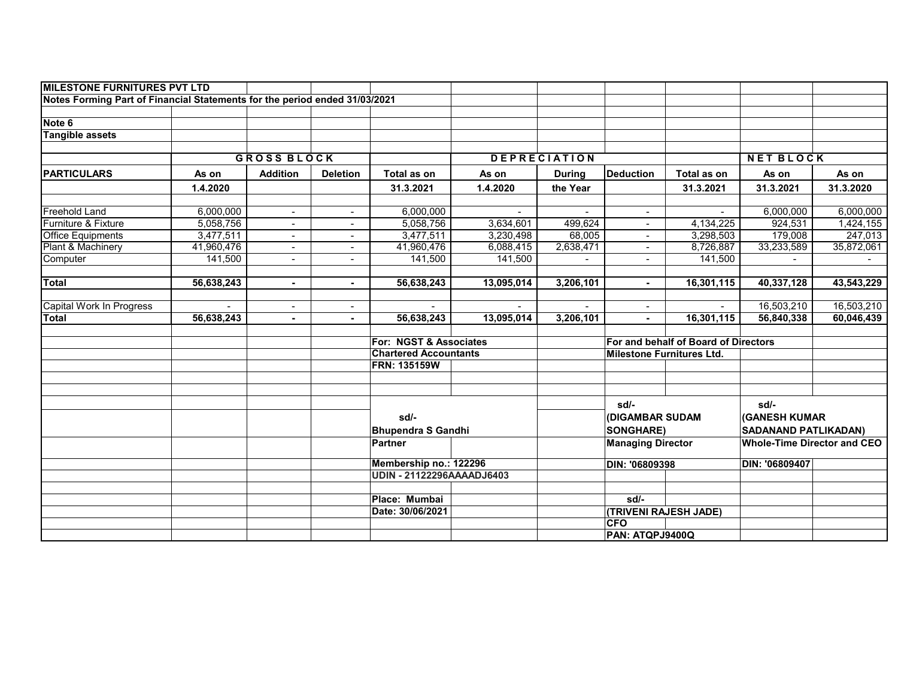**MILESTONE FURNITURES PVT LTD**

**Notes Forming Part of Financial Statements for the period ended 31/03/2021**

**Note 6**

**Tangible assets**

| PARTICULARS | GROSS BLOCK | | | | DEPRECIATION | | | | NET BLOCK | |
|---|---|---|---|---|---|---|---|---|---|---|
| | As on 1.4.2020 | Addition | Deletion | Total as on 31.3.2021 | As on 1.4.2020 | During the Year | Deduction | Total as on 31.3.2021 | As on 31.3.2021 | As on 31.3.2020 |
| Freehold Land | 6,000,000 | - | - | 6,000,000 | - | - | - | - | 6,000,000 | 6,000,000 |
| Furniture & Fixture | 5,058,756 | - | - | 5,058,756 | 3,634,601 | 499,624 | - | 4,134,225 | 924,531 | 1,424,155 |
| Office Equipments | 3,477,511 | - | - | 3,477,511 | 3,230,498 | 68,005 | - | 3,298,503 | 179,008 | 247,013 |
| Plant & Machinery | 41,960,476 | - | - | 41,960,476 | 6,088,415 | 2,638,471 | - | 8,726,887 | 33,233,589 | 35,872,061 |
| Computer | 141,500 | - | - | 141,500 | 141,500 | - | - | 141,500 | - | - |
| **Total** | **56,638,243** | **-** | **-** | **56,638,243** | **13,095,014** | **3,206,101** | **-** | **16,301,115** | **40,337,128** | **43,543,229** |
| Capital Work In Progress | - | - | - | - | - | - | - | - | 16,503,210 | 16,503,210 |
| **Total** | **56,638,243** | **-** | **-** | **56,638,243** | **13,095,014** | **3,206,101** | **-** | **16,301,115** | **56,840,338** | **60,046,439** |

**For: NGST & Associates**
**Chartered Accountants**
**FRN: 135159W**

sd/-
**Bhupendra S Gandhi**
**Partner**
**Membership no.: 122296**
**UDIN - 21122296AAAADJ6403**

**Place: Mumbai**
**Date: 30/06/2021**

**For and behalf of Board of Directors**
**Milestone Furnitures Ltd.**

sd/-
**(DIGAMBAR SUDAM SONGHARE)**
**Managing Director**
**DIN: '06809398**

sd/-
**(GANESH KUMAR SADANAND PATLIKADAN)**
**Whole-Time Director and CEO**
**DIN: '06809407**

sd/-
**(TRIVENI RAJESH JADE)**
**CFO**
**PAN: ATQPJ9400Q**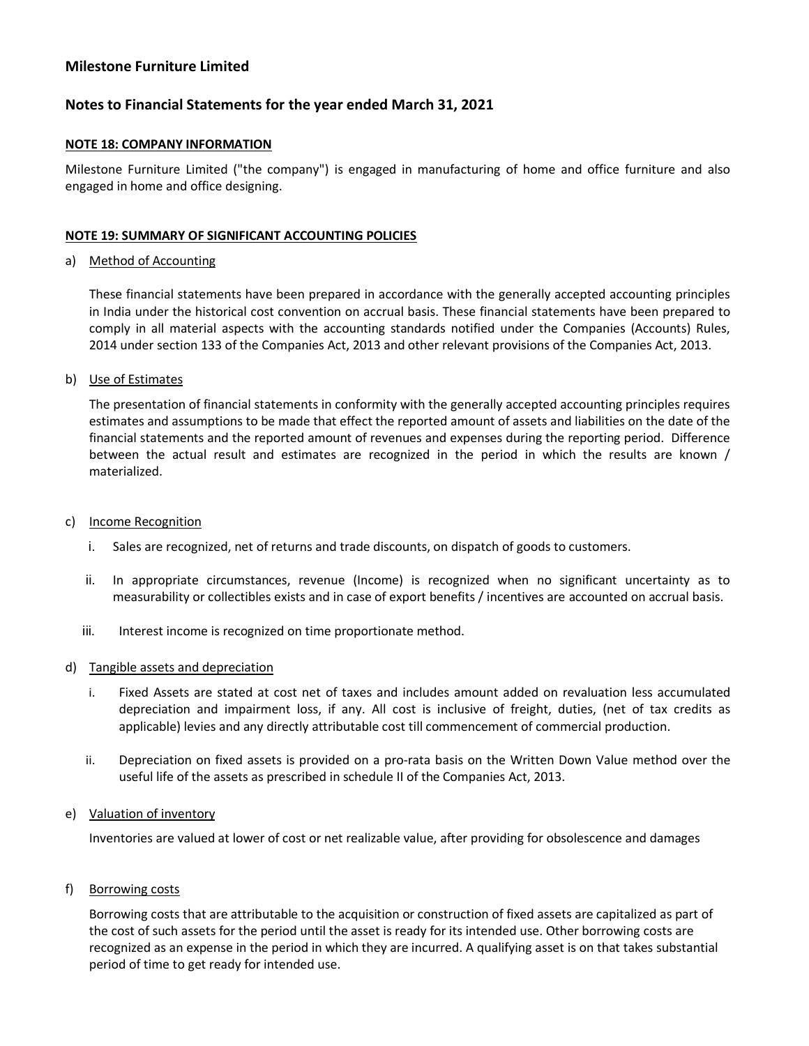## Milestone Furniture Limited

## Notes to Financial Statements for the year ended March 31, 2021

### NOTE 18: COMPANY INFORMATION

Milestone Furniture Limited ("the company") is engaged in manufacturing of home and office furniture and also engaged in home and office designing.

### NOTE 19: SUMMARY OF SIGNIFICANT ACCOUNTING POLICIES

a) Method of Accounting

These financial statements have been prepared in accordance with the generally accepted accounting principles in India under the historical cost convention on accrual basis. These financial statements have been prepared to comply in all material aspects with the accounting standards notified under the Companies (Accounts) Rules, 2014 under section 133 of the Companies Act, 2013 and other relevant provisions of the Companies Act, 2013.

b) Use of Estimates

The presentation of financial statements in conformity with the generally accepted accounting principles requires estimates and assumptions to be made that effect the reported amount of assets and liabilities on the date of the financial statements and the reported amount of revenues and expenses during the reporting period. Difference between the actual result and estimates are recognized in the period in which the results are known / materialized.

c) Income Recognition

i. Sales are recognized, net of returns and trade discounts, on dispatch of goods to customers.

ii. In appropriate circumstances, revenue (Income) is recognized when no significant uncertainty as to measurability or collectibles exists and in case of export benefits / incentives are accounted on accrual basis.

iii. Interest income is recognized on time proportionate method.

d) Tangible assets and depreciation

i. Fixed Assets are stated at cost net of taxes and includes amount added on revaluation less accumulated depreciation and impairment loss, if any. All cost is inclusive of freight, duties, (net of tax credits as applicable) levies and any directly attributable cost till commencement of commercial production.

ii. Depreciation on fixed assets is provided on a pro-rata basis on the Written Down Value method over the useful life of the assets as prescribed in schedule II of the Companies Act, 2013.

e) Valuation of inventory

Inventories are valued at lower of cost or net realizable value, after providing for obsolescence and damages

f) Borrowing costs

Borrowing costs that are attributable to the acquisition or construction of fixed assets are capitalized as part of the cost of such assets for the period until the asset is ready for its intended use. Other borrowing costs are recognized as an expense in the period in which they are incurred. A qualifying asset is on that takes substantial period of time to get ready for intended use.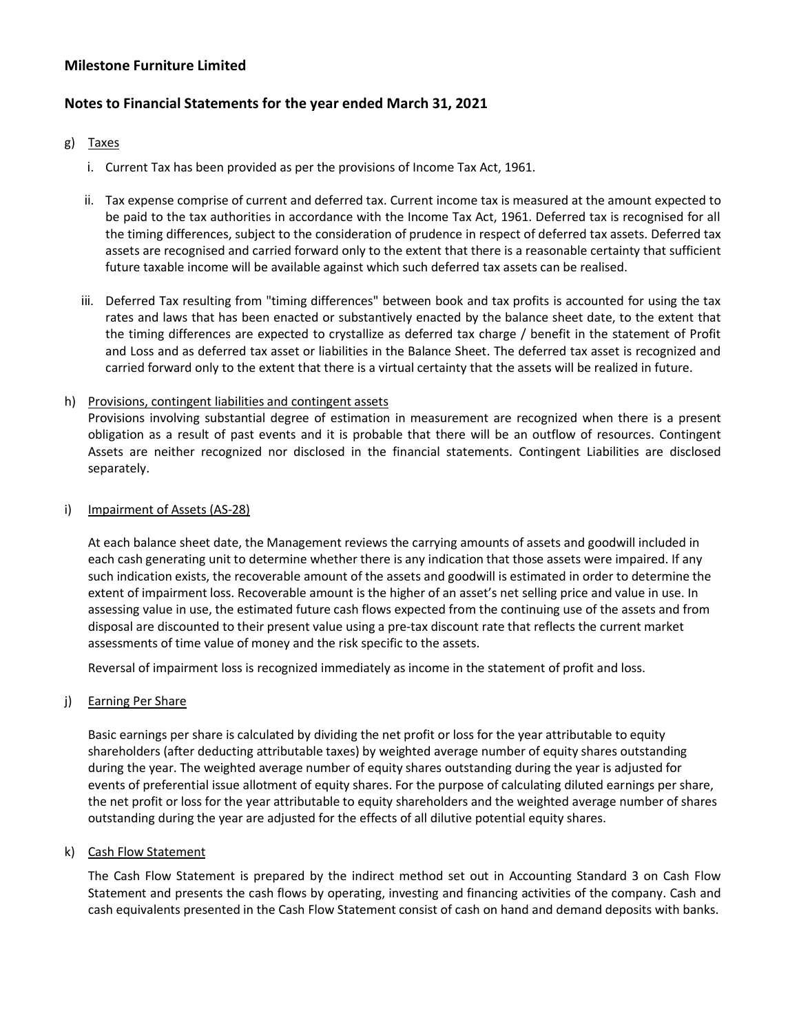**Milestone Furniture Limited**

**Notes to Financial Statements for the year ended March 31, 2021**

g) Taxes

i. Current Tax has been provided as per the provisions of Income Tax Act, 1961.

ii. Tax expense comprise of current and deferred tax. Current income tax is measured at the amount expected to be paid to the tax authorities in accordance with the Income Tax Act, 1961. Deferred tax is recognised for all the timing differences, subject to the consideration of prudence in respect of deferred tax assets. Deferred tax assets are recognised and carried forward only to the extent that there is a reasonable certainty that sufficient future taxable income will be available against which such deferred tax assets can be realised.

iii. Deferred Tax resulting from "timing differences" between book and tax profits is accounted for using the tax rates and laws that has been enacted or substantively enacted by the balance sheet date, to the extent that the timing differences are expected to crystallize as deferred tax charge / benefit in the statement of Profit and Loss and as deferred tax asset or liabilities in the Balance Sheet. The deferred tax asset is recognized and carried forward only to the extent that there is a virtual certainty that the assets will be realized in future.

h) Provisions, contingent liabilities and contingent assets

Provisions involving substantial degree of estimation in measurement are recognized when there is a present obligation as a result of past events and it is probable that there will be an outflow of resources. Contingent Assets are neither recognized nor disclosed in the financial statements. Contingent Liabilities are disclosed separately.

i) Impairment of Assets (AS-28)

At each balance sheet date, the Management reviews the carrying amounts of assets and goodwill included in each cash generating unit to determine whether there is any indication that those assets were impaired. If any such indication exists, the recoverable amount of the assets and goodwill is estimated in order to determine the extent of impairment loss. Recoverable amount is the higher of an asset's net selling price and value in use. In assessing value in use, the estimated future cash flows expected from the continuing use of the assets and from disposal are discounted to their present value using a pre-tax discount rate that reflects the current market assessments of time value of money and the risk specific to the assets.

Reversal of impairment loss is recognized immediately as income in the statement of profit and loss.

j) Earning Per Share

Basic earnings per share is calculated by dividing the net profit or loss for the year attributable to equity shareholders (after deducting attributable taxes) by weighted average number of equity shares outstanding during the year. The weighted average number of equity shares outstanding during the year is adjusted for events of preferential issue allotment of equity shares. For the purpose of calculating diluted earnings per share, the net profit or loss for the year attributable to equity shareholders and the weighted average number of shares outstanding during the year are adjusted for the effects of all dilutive potential equity shares.

k) Cash Flow Statement

The Cash Flow Statement is prepared by the indirect method set out in Accounting Standard 3 on Cash Flow Statement and presents the cash flows by operating, investing and financing activities of the company. Cash and cash equivalents presented in the Cash Flow Statement consist of cash on hand and demand deposits with banks.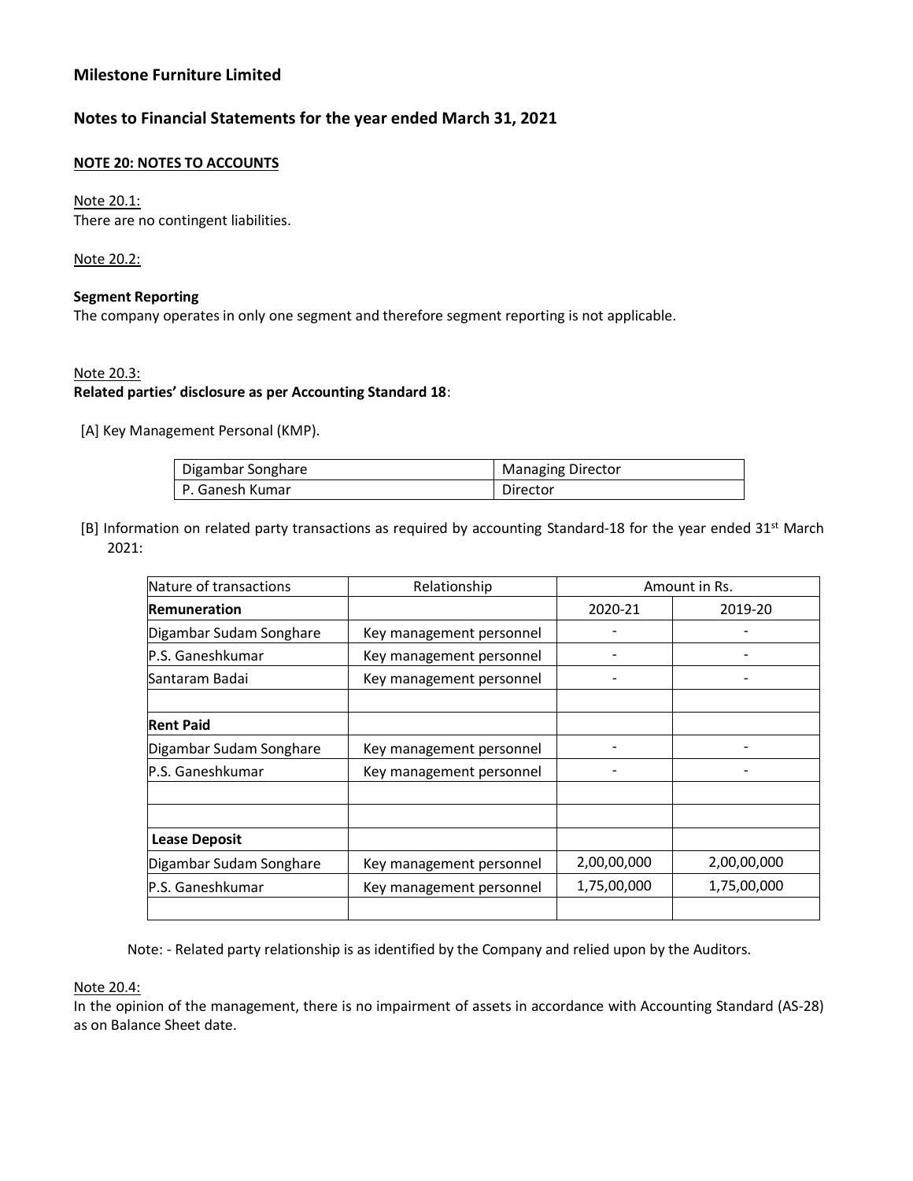## Milestone Furniture Limited

## Notes to Financial Statements for the year ended March 31, 2021

### NOTE 20: NOTES TO ACCOUNTS

Note 20.1:
There are no contingent liabilities.

Note 20.2:

**Segment Reporting**
The company operates in only one segment and therefore segment reporting is not applicable.

Note 20.3:
**Related parties' disclosure as per Accounting Standard 18**:

[A] Key Management Personal (KMP).

| Digambar Songhare | Managing Director |
|---|---|
| P. Ganesh Kumar | Director |

[B] Information on related party transactions as required by accounting Standard-18 for the year ended 31st March 2021:

| Nature of transactions | Relationship | Amount in Rs. | |
|---|---|---|---|
| **Remuneration** | | 2020-21 | 2019-20 |
| Digambar Sudam Songhare | Key management personnel | - | - |
| P.S. Ganeshkumar | Key management personnel | - | - |
| Santaram Badai | Key management personnel | - | - |
| | | | |
| **Rent Paid** | | | |
| Digambar Sudam Songhare | Key management personnel | - | - |
| P.S. Ganeshkumar | Key management personnel | - | - |
| | | | |
| | | | |
| **Lease Deposit** | | | |
| Digambar Sudam Songhare | Key management personnel | 2,00,00,000 | 2,00,00,000 |
| P.S. Ganeshkumar | Key management personnel | 1,75,00,000 | 1,75,00,000 |
| | | | |

Note: - Related party relationship is as identified by the Company and relied upon by the Auditors.

Note 20.4:
In the opinion of the management, there is no impairment of assets in accordance with Accounting Standard (AS-28) as on Balance Sheet date.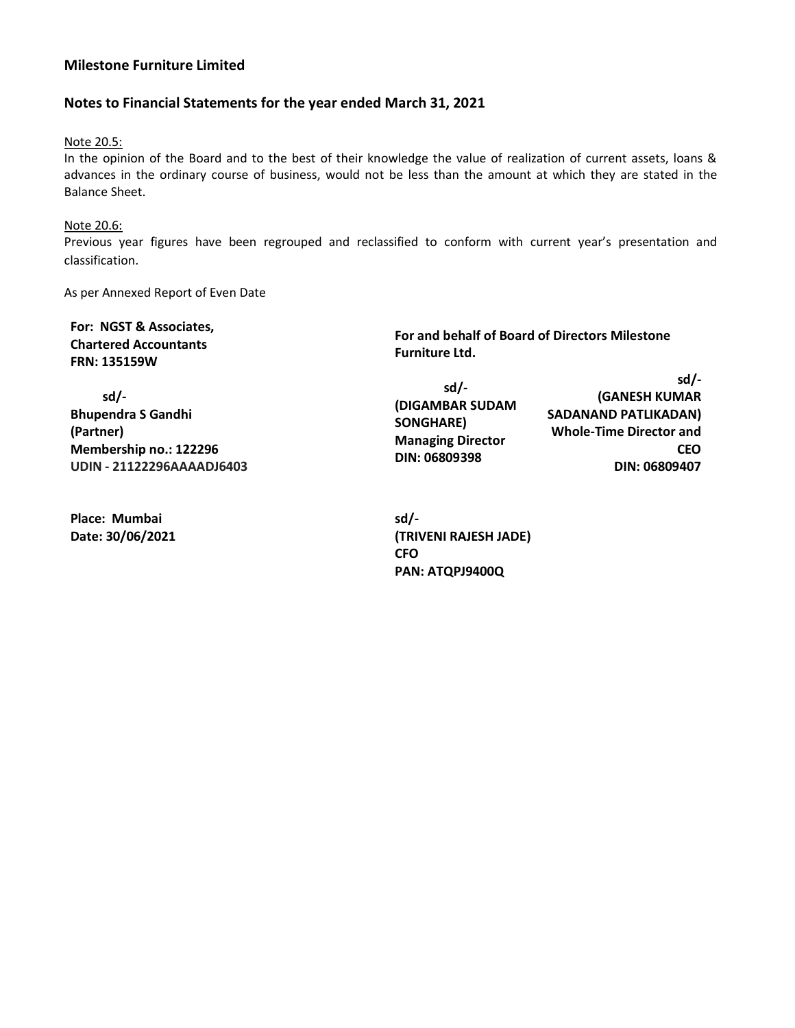**Milestone Furniture Limited**

**Notes to Financial Statements for the year ended March 31, 2021**

Note 20.5:

In the opinion of the Board and to the best of their knowledge the value of realization of current assets, loans & advances in the ordinary course of business, would not be less than the amount at which they are stated in the Balance Sheet.

Note 20.6:

Previous year figures have been regrouped and reclassified to conform with current year's presentation and classification.

As per Annexed Report of Even Date

**For: NGST & Associates,**
**Chartered Accountants**
**FRN: 135159W**

**sd/-**
**Bhupendra S Gandhi**
**(Partner)**
**Membership no.: 122296**
**UDIN - 21122296AAAADJ6403**

**Place: Mumbai**
**Date: 30/06/2021**

**For and behalf of Board of Directors Milestone Furniture Ltd.**

**sd/-**
**(DIGAMBAR SUDAM SONGHARE)**
**Managing Director**
**DIN: 06809398**

**sd/-**
**(GANESH KUMAR SADANAND PATLIKADAN)**
**Whole-Time Director and CEO**
**DIN: 06809407**

**sd/-**
**(TRIVENI RAJESH JADE)**
**CFO**
**PAN: ATQPJ9400Q**